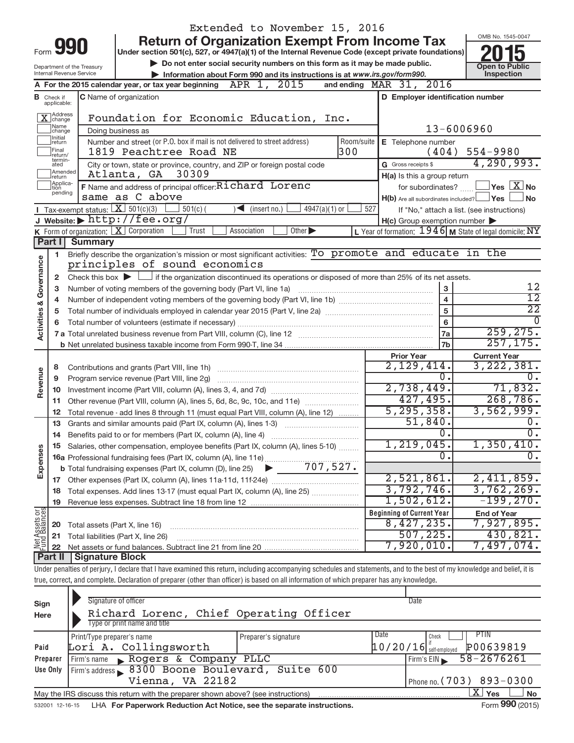Extended to November 15, 2016

# Form 990 — Return of Organization Exempt From Income Tax

Under section 501(c), 527, or 4947(a)(1) of the Internal Revenue Code (except private foundations)

▶ Do not enter social security numbers on this form as it may be made public.

▶ Information about Form 990 and its instructions is at www.irs.gov/form990.

Department of the Treasury
Internal Revenue Service

OMB No. 1545-0047

**2015**

**Open to Public Inspection**

**A** For the 2015 calendar year, or tax year beginning APR 1, 2015 and ending MAR 31, 2016

**B** Check if applicable:
- [X] Address change
- [ ] Name change
- [ ] Initial return
- [ ] Final return/terminated
- [ ] Amended return
- [ ] Application pending

**C** Name of organization: Foundation for Economic Education, Inc.

Doing business as

Number and street (or P.O. box if mail is not delivered to street address): 1819 Peachtree Road NE — Room/suite: 300

City or town, state or province, country, and ZIP or foreign postal code: Atlanta, GA 30309

**D** Employer identification number: 13-6006960

**E** Telephone number: (404) 554-9980

**G** Gross receipts $ 4,290,993.

**F** Name and address of principal officer: Richard Lorenc, same as C above

**H(a)** Is this a group return for subordinates? [ ] Yes [X] No

**H(b)** Are all subordinates included? [ ] Yes [ ] No — If "No," attach a list. (see instructions)

**H(c)** Group exemption number ▶

**I** Tax-exempt status: [X] 501(c)(3) [ ] 501(c) ( ) ◀ (insert no.) [ ] 4947(a)(1) or [ ] 527

**J** Website: ▶ http://fee.org/

**K** Form of organization: [X] Corporation [ ] Trust [ ] Association [ ] Other ▶

**L** Year of formation: 1946 **M** State of legal domicile: NY

## Part I Summary

### Activities & Governance

1 Briefly describe the organization's mission or most significant activities: To promote and educate in the principles of sound economics

2 Check this box ▶ [ ] if the organization discontinued its operations or disposed of more than 25% of its net assets.

| Line | Description | | Value |
|---|---|---|---|
| 3 | Number of voting members of the governing body (Part VI, line 1a) | 3 | 12 |
| 4 | Number of independent voting members of the governing body (Part VI, line 1b) | 4 | 12 |
| 5 | Total number of individuals employed in calendar year 2015 (Part V, line 2a) | 5 | 22 |
| 6 | Total number of volunteers (estimate if necessary) | 6 | 0 |
| 7a | Total unrelated business revenue from Part VIII, column (C), line 12 | 7a | 259,275. |
| 7b | Net unrelated business taxable income from Form 990-T, line 34 | 7b | 257,175. |

### Revenue / Expenses / Net Assets

| Line | Description | Prior Year | Current Year |
|---|---|---|---|
| 8 | Contributions and grants (Part VIII, line 1h) | 2,129,414. | 3,222,381. |
| 9 | Program service revenue (Part VIII, line 2g) | 0. | 0. |
| 10 | Investment income (Part VIII, column (A), lines 3, 4, and 7d) | 2,738,449. | 71,832. |
| 11 | Other revenue (Part VIII, column (A), lines 5, 6d, 8c, 9c, 10c, and 11e) | 427,495. | 268,786. |
| 12 | Total revenue - add lines 8 through 11 (must equal Part VIII, column (A), line 12) | 5,295,358. | 3,562,999. |
| 13 | Grants and similar amounts paid (Part IX, column (A), lines 1-3) | 51,840. | 0. |
| 14 | Benefits paid to or for members (Part IX, column (A), line 4) | 0. | 0. |
| 15 | Salaries, other compensation, employee benefits (Part IX, column (A), lines 5-10) | 1,219,045. | 1,350,410. |
| 16a | Professional fundraising fees (Part IX, column (A), line 11e) | 0. | 0. |
| b | Total fundraising expenses (Part IX, column (D), line 25) ▶ 707,527. | | |
| 17 | Other expenses (Part IX, column (A), lines 11a-11d, 11f-24e) | 2,521,861. | 2,411,859. |
| 18 | Total expenses. Add lines 13-17 (must equal Part IX, column (A), line 25) | 3,792,746. | 3,762,269. |
| 19 | Revenue less expenses. Subtract line 18 from line 12 | 1,502,612. | -199,270. |
| | | **Beginning of Current Year** | **End of Year** |
| 20 | Total assets (Part X, line 16) | 8,427,235. | 7,927,895. |
| 21 | Total liabilities (Part X, line 26) | 507,225. | 430,821. |
| 22 | Net assets or fund balances. Subtract line 21 from line 20 | 7,920,010. | 7,497,074. |

## Part II Signature Block

Under penalties of perjury, I declare that I have examined this return, including accompanying schedules and statements, and to the best of my knowledge and belief, it is true, correct, and complete. Declaration of preparer (other than officer) is based on all information of which preparer has any knowledge.

**Sign Here**

Signature of officer — Date

Richard Lorenc, Chief Operating Officer
Type or print name and title

**Paid Preparer Use Only**

| Print/Type preparer's name | Preparer's signature | Date | Check if self-employed | PTIN |
|---|---|---|---|---|
| Lori A. Collingsworth | | 10/20/16 | [ ] | P00639819 |

Firm's name ▶ Rogers & Company PLLC — Firm's EIN ▶ 58-2676261

Firm's address ▶ 8300 Boone Boulevard, Suite 600, Vienna, VA 22182 — Phone no. (703) 893-0300

May the IRS discuss this return with the preparer shown above? (see instructions) [X] Yes [ ] No

532001 12-16-15 LHA For Paperwork Reduction Act Notice, see the separate instructions. Form **990** (2015)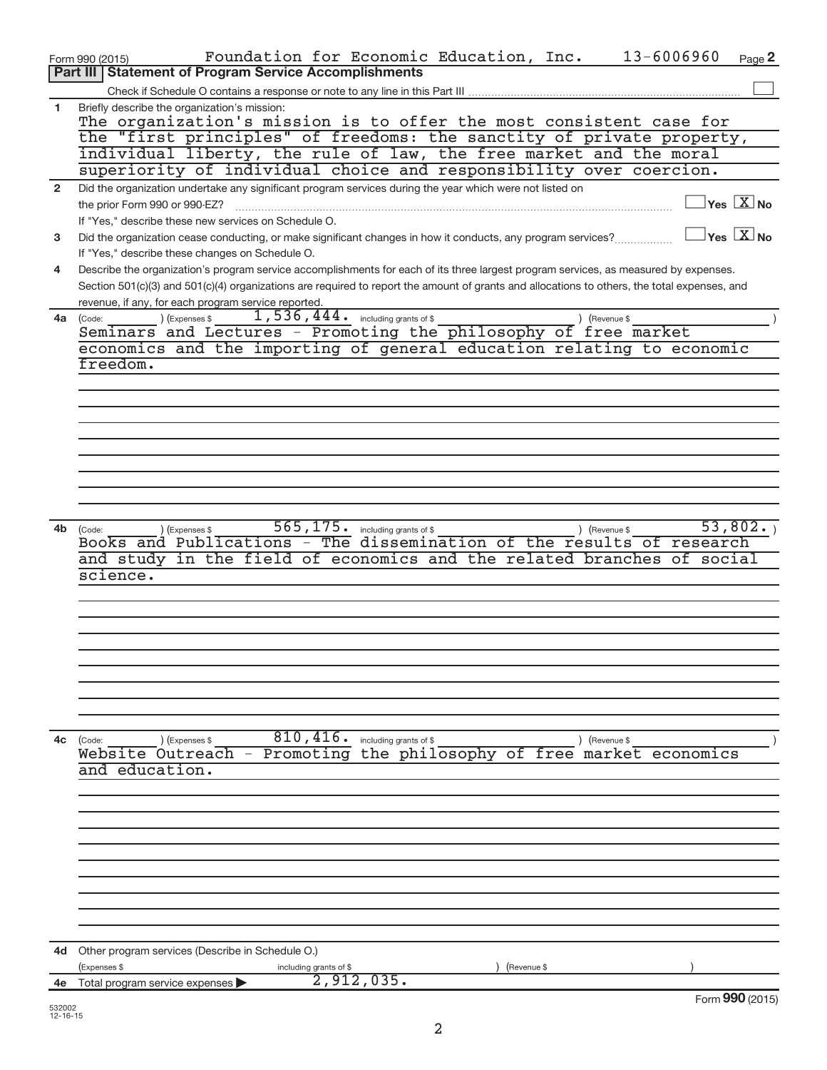Form 990 (2015) Foundation for Economic Education, Inc. 13-6006960 Page 2

## Part III Statement of Program Service Accomplishments

Check if Schedule O contains a response or note to any line in this Part III ☐

**1** Briefly describe the organization's mission:

The organization's mission is to offer the most consistent case for the "first principles" of freedoms: the sanctity of private property, individual liberty, the rule of law, the free market and the moral superiority of individual choice and responsibility over coercion.

**2** Did the organization undertake any significant program services during the year which were not listed on the prior Form 990 or 990-EZ? ☐ Yes ☒ No

If "Yes," describe these new services on Schedule O.

**3** Did the organization cease conducting, or make significant changes in how it conducts, any program services? ☐ Yes ☒ No

If "Yes," describe these changes on Schedule O.

**4** Describe the organization's program service accomplishments for each of its three largest program services, as measured by expenses. Section 501(c)(3) and 501(c)(4) organizations are required to report the amount of grants and allocations to others, the total expenses, and revenue, if any, for each program service reported.

**4a** (Code: ) (Expenses $ 1,536,444. including grants of $ ) (Revenue $ )

Seminars and Lectures - Promoting the philosophy of free market economics and the importing of general education relating to economic freedom.

**4b** (Code: ) (Expenses $ 565,175. including grants of $ ) (Revenue $ 53,802. )

Books and Publications - The dissemination of the results of research and study in the field of economics and the related branches of social science.

**4c** (Code: ) (Expenses $ 810,416. including grants of $ ) (Revenue $ )

Website Outreach - Promoting the philosophy of free market economics and education.

**4d** Other program services (Describe in Schedule O.)

(Expenses $ including grants of $ ) (Revenue $ )

**4e** Total program service expenses ▶ 2,912,035.

Form **990** (2015)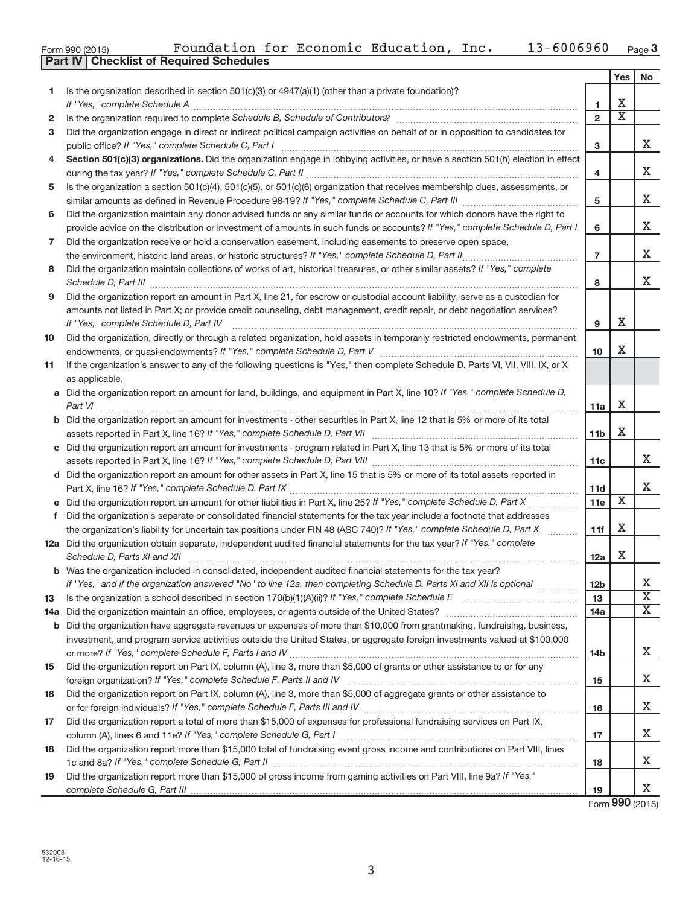Form 990 (2015) Foundation for Economic Education, Inc. 13-6006960 Page 3

## Part IV Checklist of Required Schedules

| | | | Yes | No |
|---|---|---|---|---|
| 1 | Is the organization described in section 501(c)(3) or 4947(a)(1) (other than a private foundation)? *If "Yes," complete Schedule A* | 1 | X | |
| 2 | Is the organization required to complete *Schedule B, Schedule of Contributors*? | 2 | X | |
| 3 | Did the organization engage in direct or indirect political campaign activities on behalf of or in opposition to candidates for public office? *If "Yes," complete Schedule C, Part I* | 3 | | X |
| 4 | **Section 501(c)(3) organizations.** Did the organization engage in lobbying activities, or have a section 501(h) election in effect during the tax year? *If "Yes," complete Schedule C, Part II* | 4 | | X |
| 5 | Is the organization a section 501(c)(4), 501(c)(5), or 501(c)(6) organization that receives membership dues, assessments, or similar amounts as defined in Revenue Procedure 98-19? *If "Yes," complete Schedule C, Part III* | 5 | | X |
| 6 | Did the organization maintain any donor advised funds or any similar funds or accounts for which donors have the right to provide advice on the distribution or investment of amounts in such funds or accounts? *If "Yes," complete Schedule D, Part I* | 6 | | X |
| 7 | Did the organization receive or hold a conservation easement, including easements to preserve open space, the environment, historic land areas, or historic structures? *If "Yes," complete Schedule D, Part II* | 7 | | X |
| 8 | Did the organization maintain collections of works of art, historical treasures, or other similar assets? *If "Yes," complete Schedule D, Part III* | 8 | | X |
| 9 | Did the organization report an amount in Part X, line 21, for escrow or custodial account liability, serve as a custodian for amounts not listed in Part X; or provide credit counseling, debt management, credit repair, or debt negotiation services? *If "Yes," complete Schedule D, Part IV* | 9 | X | |
| 10 | Did the organization, directly or through a related organization, hold assets in temporarily restricted endowments, permanent endowments, or quasi-endowments? *If "Yes," complete Schedule D, Part V* | 10 | X | |
| 11 | If the organization's answer to any of the following questions is "Yes," then complete Schedule D, Parts VI, VII, VIII, IX, or X as applicable. | | | |
| a | Did the organization report an amount for land, buildings, and equipment in Part X, line 10? *If "Yes," complete Schedule D, Part VI* | 11a | X | |
| b | Did the organization report an amount for investments - other securities in Part X, line 12 that is 5% or more of its total assets reported in Part X, line 16? *If "Yes," complete Schedule D, Part VII* | 11b | X | |
| c | Did the organization report an amount for investments - program related in Part X, line 13 that is 5% or more of its total assets reported in Part X, line 16? *If "Yes," complete Schedule D, Part VIII* | 11c | | X |
| d | Did the organization report an amount for other assets in Part X, line 15 that is 5% or more of its total assets reported in Part X, line 16? *If "Yes," complete Schedule D, Part IX* | 11d | | X |
| e | Did the organization report an amount for other liabilities in Part X, line 25? *If "Yes," complete Schedule D, Part X* | 11e | X | |
| f | Did the organization's separate or consolidated financial statements for the tax year include a footnote that addresses the organization's liability for uncertain tax positions under FIN 48 (ASC 740)? *If "Yes," complete Schedule D, Part X* | 11f | X | |
| 12a | Did the organization obtain separate, independent audited financial statements for the tax year? *If "Yes," complete Schedule D, Parts XI and XII* | 12a | X | |
| b | Was the organization included in consolidated, independent audited financial statements for the tax year? *If "Yes," and if the organization answered "No" to line 12a, then completing Schedule D, Parts XI and XII is optional* | 12b | | X |
| 13 | Is the organization a school described in section 170(b)(1)(A)(ii)? *If "Yes," complete Schedule E* | 13 | | X |
| 14a | Did the organization maintain an office, employees, or agents outside of the United States? | 14a | | X |
| b | Did the organization have aggregate revenues or expenses of more than $10,000 from grantmaking, fundraising, business, investment, and program service activities outside the United States, or aggregate foreign investments valued at $100,000 or more? *If "Yes," complete Schedule F, Parts I and IV* | 14b | | X |
| 15 | Did the organization report on Part IX, column (A), line 3, more than $5,000 of grants or other assistance to or for any foreign organization? *If "Yes," complete Schedule F, Parts II and IV* | 15 | | X |
| 16 | Did the organization report on Part IX, column (A), line 3, more than $5,000 of aggregate grants or other assistance to or for foreign individuals? *If "Yes," complete Schedule F, Parts III and IV* | 16 | | X |
| 17 | Did the organization report a total of more than $15,000 of expenses for professional fundraising services on Part IX, column (A), lines 6 and 11e? *If "Yes," complete Schedule G, Part I* | 17 | | X |
| 18 | Did the organization report more than $15,000 total of fundraising event gross income and contributions on Part VIII, lines 1c and 8a? *If "Yes," complete Schedule G, Part II* | 18 | | X |
| 19 | Did the organization report more than $15,000 of gross income from gaming activities on Part VIII, line 9a? *If "Yes," complete Schedule G, Part III* | 19 | | X |

Form **990** (2015)

532003 12-16-15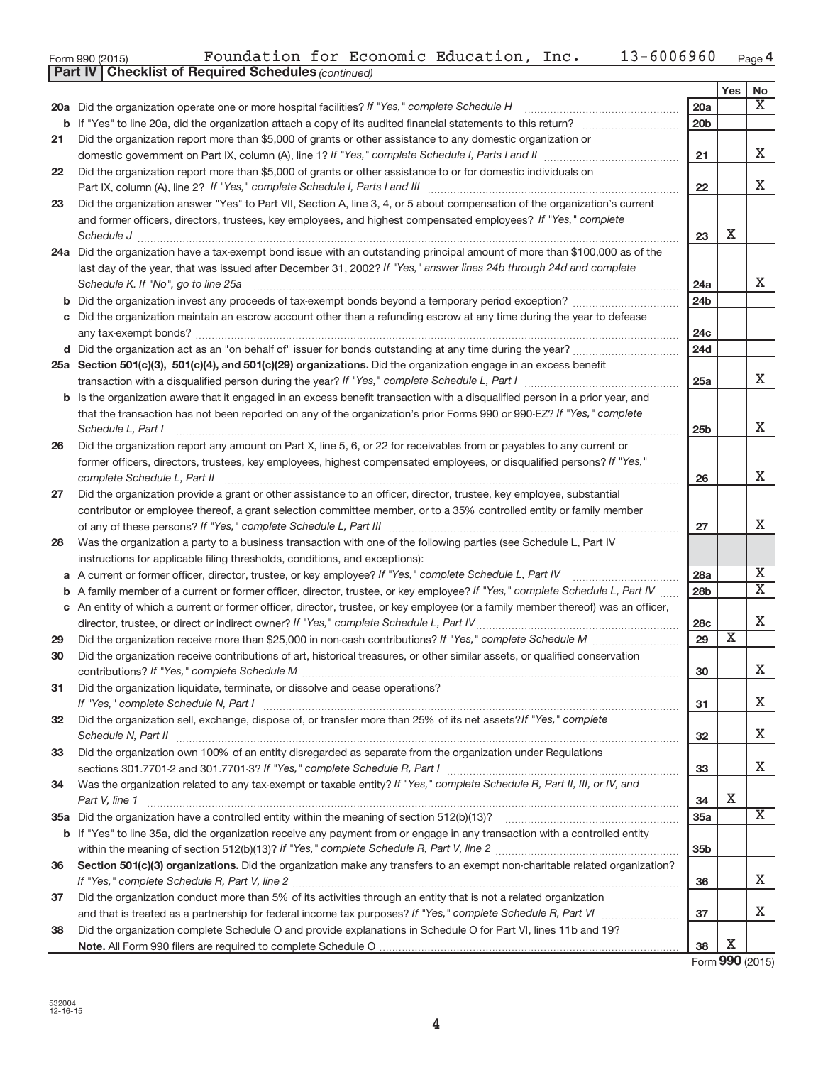Form 990 (2015) Foundation for Economic Education, Inc. 13-6006960 Page 4

**Part IV | Checklist of Required Schedules** *(continued)*

| | | | Yes | No |
|---|---|---|---|---|
| 20a | Did the organization operate one or more hospital facilities? *If "Yes," complete Schedule H* | 20a | | X |
| b | If "Yes" to line 20a, did the organization attach a copy of its audited financial statements to this return? | 20b | | |
| 21 | Did the organization report more than $5,000 of grants or other assistance to any domestic organization or domestic government on Part IX, column (A), line 1? *If "Yes," complete Schedule I, Parts I and II* | 21 | | X |
| 22 | Did the organization report more than $5,000 of grants or other assistance to or for domestic individuals on Part IX, column (A), line 2? *If "Yes," complete Schedule I, Parts I and III* | 22 | | X |
| 23 | Did the organization answer "Yes" to Part VII, Section A, line 3, 4, or 5 about compensation of the organization's current and former officers, directors, trustees, key employees, and highest compensated employees? *If "Yes," complete Schedule J* | 23 | X | |
| 24a | Did the organization have a tax-exempt bond issue with an outstanding principal amount of more than $100,000 as of the last day of the year, that was issued after December 31, 2002? *If "Yes," answer lines 24b through 24d and complete Schedule K. If "No", go to line 25a* | 24a | | X |
| b | Did the organization invest any proceeds of tax-exempt bonds beyond a temporary period exception? | 24b | | |
| c | Did the organization maintain an escrow account other than a refunding escrow at any time during the year to defease any tax-exempt bonds? | 24c | | |
| d | Did the organization act as an "on behalf of" issuer for bonds outstanding at any time during the year? | 24d | | |
| 25a | **Section 501(c)(3), 501(c)(4), and 501(c)(29) organizations.** Did the organization engage in an excess benefit transaction with a disqualified person during the year? *If "Yes," complete Schedule L, Part I* | 25a | | X |
| b | Is the organization aware that it engaged in an excess benefit transaction with a disqualified person in a prior year, and that the transaction has not been reported on any of the organization's prior Forms 990 or 990-EZ? *If "Yes," complete Schedule L, Part I* | 25b | | X |
| 26 | Did the organization report any amount on Part X, line 5, 6, or 22 for receivables from or payables to any current or former officers, directors, trustees, key employees, highest compensated employees, or disqualified persons? *If "Yes," complete Schedule L, Part II* | 26 | | X |
| 27 | Did the organization provide a grant or other assistance to an officer, director, trustee, key employee, substantial contributor or employee thereof, a grant selection committee member, or to a 35% controlled entity or family member of any of these persons? *If "Yes," complete Schedule L, Part III* | 27 | | X |
| 28 | Was the organization a party to a business transaction with one of the following parties (see Schedule L, Part IV instructions for applicable filing thresholds, conditions, and exceptions): | | | |
| a | A current or former officer, director, trustee, or key employee? *If "Yes," complete Schedule L, Part IV* | 28a | | X |
| b | A family member of a current or former officer, director, trustee, or key employee? *If "Yes," complete Schedule L, Part IV* | 28b | | X |
| c | An entity of which a current or former officer, director, trustee, or key employee (or a family member thereof) was an officer, director, trustee, or direct or indirect owner? *If "Yes," complete Schedule L, Part IV* | 28c | | X |
| 29 | Did the organization receive more than $25,000 in non-cash contributions? *If "Yes," complete Schedule M* | 29 | X | |
| 30 | Did the organization receive contributions of art, historical treasures, or other similar assets, or qualified conservation contributions? *If "Yes," complete Schedule M* | 30 | | X |
| 31 | Did the organization liquidate, terminate, or dissolve and cease operations? *If "Yes," complete Schedule N, Part I* | 31 | | X |
| 32 | Did the organization sell, exchange, dispose of, or transfer more than 25% of its net assets? *If "Yes," complete Schedule N, Part II* | 32 | | X |
| 33 | Did the organization own 100% of an entity disregarded as separate from the organization under Regulations sections 301.7701-2 and 301.7701-3? *If "Yes," complete Schedule R, Part I* | 33 | | X |
| 34 | Was the organization related to any tax-exempt or taxable entity? *If "Yes," complete Schedule R, Part II, III, or IV, and Part V, line 1* | 34 | X | |
| 35a | Did the organization have a controlled entity within the meaning of section 512(b)(13)? | 35a | | X |
| b | If "Yes" to line 35a, did the organization receive any payment from or engage in any transaction with a controlled entity within the meaning of section 512(b)(13)? *If "Yes," complete Schedule R, Part V, line 2* | 35b | | |
| 36 | **Section 501(c)(3) organizations.** Did the organization make any transfers to an exempt non-charitable related organization? *If "Yes," complete Schedule R, Part V, line 2* | 36 | | X |
| 37 | Did the organization conduct more than 5% of its activities through an entity that is not a related organization and that is treated as a partnership for federal income tax purposes? *If "Yes," complete Schedule R, Part VI* | 37 | | X |
| 38 | Did the organization complete Schedule O and provide explanations in Schedule O for Part VI, lines 11b and 19? **Note.** All Form 990 filers are required to complete Schedule O | 38 | X | |

Form **990** (2015)

532004 12-16-15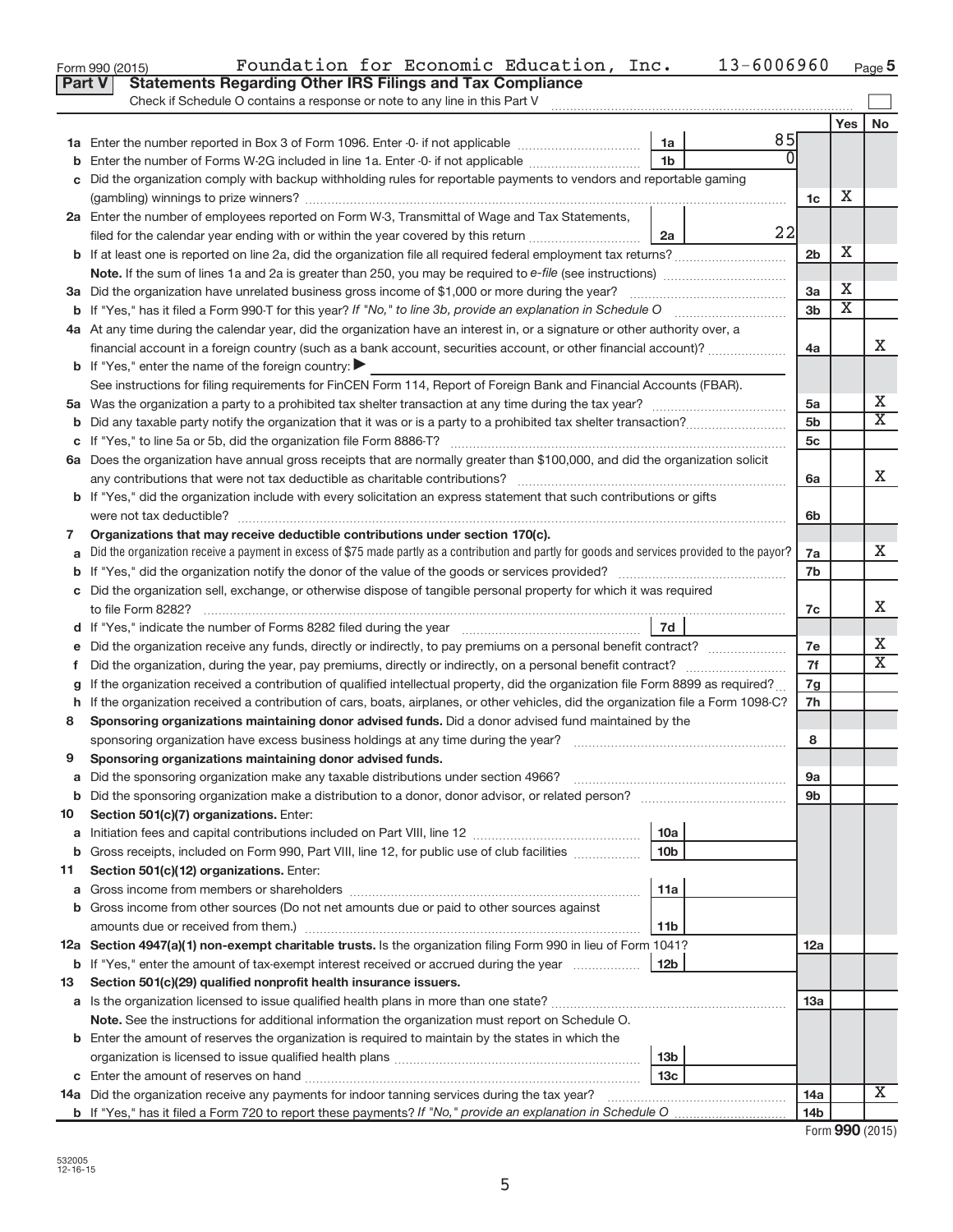Form 990 (2015) Foundation for Economic Education, Inc. 13-6006960 Page 5

**Part V Statements Regarding Other IRS Filings and Tax Compliance**

Check if Schedule O contains a response or note to any line in this Part V ☐

| | | | | | Yes | No |
|---|---|---|---|---|---|---|
| **1a** | Enter the number reported in Box 3 of Form 1096. Enter -0- if not applicable | 1a | 85 | | | |
| **b** | Enter the number of Forms W-2G included in line 1a. Enter -0- if not applicable | 1b | 0 | | | |
| **c** | Did the organization comply with backup withholding rules for reportable payments to vendors and reportable gaming (gambling) winnings to prize winners? | | | 1c | X | |
| **2a** | Enter the number of employees reported on Form W-3, Transmittal of Wage and Tax Statements, filed for the calendar year ending with or within the year covered by this return | 2a | 22 | | | |
| **b** | If at least one is reported on line 2a, did the organization file all required federal employment tax returns? | | | 2b | X | |
| | **Note.** If the sum of lines 1a and 2a is greater than 250, you may be required to *e-file* (see instructions) | | | | | |
| **3a** | Did the organization have unrelated business gross income of $1,000 or more during the year? | | | 3a | X | |
| **b** | If "Yes," has it filed a Form 990-T for this year? *If "No," to line 3b, provide an explanation in Schedule O* | | | 3b | X | |
| **4a** | At any time during the calendar year, did the organization have an interest in, or a signature or other authority over, a financial account in a foreign country (such as a bank account, securities account, or other financial account)? | | | 4a | | X |
| **b** | If "Yes," enter the name of the foreign country: ▶ | | | | | |
| | See instructions for filing requirements for FinCEN Form 114, Report of Foreign Bank and Financial Accounts (FBAR). | | | | | |
| **5a** | Was the organization a party to a prohibited tax shelter transaction at any time during the tax year? | | | 5a | | X |
| **b** | Did any taxable party notify the organization that it was or is a party to a prohibited tax shelter transaction? | | | 5b | | X |
| **c** | If "Yes," to line 5a or 5b, did the organization file Form 8886-T? | | | 5c | | |
| **6a** | Does the organization have annual gross receipts that are normally greater than $100,000, and did the organization solicit any contributions that were not tax deductible as charitable contributions? | | | 6a | | X |
| **b** | If "Yes," did the organization include with every solicitation an express statement that such contributions or gifts were not tax deductible? | | | 6b | | |
| **7** | **Organizations that may receive deductible contributions under section 170(c).** | | | | | |
| **a** | Did the organization receive a payment in excess of $75 made partly as a contribution and partly for goods and services provided to the payor? | | | 7a | | X |
| **b** | If "Yes," did the organization notify the donor of the value of the goods or services provided? | | | 7b | | |
| **c** | Did the organization sell, exchange, or otherwise dispose of tangible personal property for which it was required to file Form 8282? | | | 7c | | X |
| **d** | If "Yes," indicate the number of Forms 8282 filed during the year | 7d | | | | |
| **e** | Did the organization receive any funds, directly or indirectly, to pay premiums on a personal benefit contract? | | | 7e | | X |
| **f** | Did the organization, during the year, pay premiums, directly or indirectly, on a personal benefit contract? | | | 7f | | X |
| **g** | If the organization received a contribution of qualified intellectual property, did the organization file Form 8899 as required? | | | 7g | | |
| **h** | If the organization received a contribution of cars, boats, airplanes, or other vehicles, did the organization file a Form 1098-C? | | | 7h | | |
| **8** | **Sponsoring organizations maintaining donor advised funds.** Did a donor advised fund maintained by the sponsoring organization have excess business holdings at any time during the year? | | | 8 | | |
| **9** | **Sponsoring organizations maintaining donor advised funds.** | | | | | |
| **a** | Did the sponsoring organization make any taxable distributions under section 4966? | | | 9a | | |
| **b** | Did the sponsoring organization make a distribution to a donor, donor advisor, or related person? | | | 9b | | |
| **10** | **Section 501(c)(7) organizations.** Enter: | | | | | |
| **a** | Initiation fees and capital contributions included on Part VIII, line 12 | 10a | | | | |
| **b** | Gross receipts, included on Form 990, Part VIII, line 12, for public use of club facilities | 10b | | | | |
| **11** | **Section 501(c)(12) organizations.** Enter: | | | | | |
| **a** | Gross income from members or shareholders | 11a | | | | |
| **b** | Gross income from other sources (Do not net amounts due or paid to other sources against amounts due or received from them.) | 11b | | | | |
| **12a** | **Section 4947(a)(1) non-exempt charitable trusts.** Is the organization filing Form 990 in lieu of Form 1041? | | | 12a | | |
| **b** | If "Yes," enter the amount of tax-exempt interest received or accrued during the year | 12b | | | | |
| **13** | **Section 501(c)(29) qualified nonprofit health insurance issuers.** | | | | | |
| **a** | Is the organization licensed to issue qualified health plans in more than one state? | | | 13a | | |
| | **Note.** See the instructions for additional information the organization must report on Schedule O. | | | | | |
| **b** | Enter the amount of reserves the organization is required to maintain by the states in which the organization is licensed to issue qualified health plans | 13b | | | | |
| **c** | Enter the amount of reserves on hand | 13c | | | | |
| **14a** | Did the organization receive any payments for indoor tanning services during the tax year? | | | 14a | | X |
| **b** | If "Yes," has it filed a Form 720 to report these payments? *If "No," provide an explanation in Schedule O* | | | 14b | | |

Form **990** (2015)

532005
12-16-15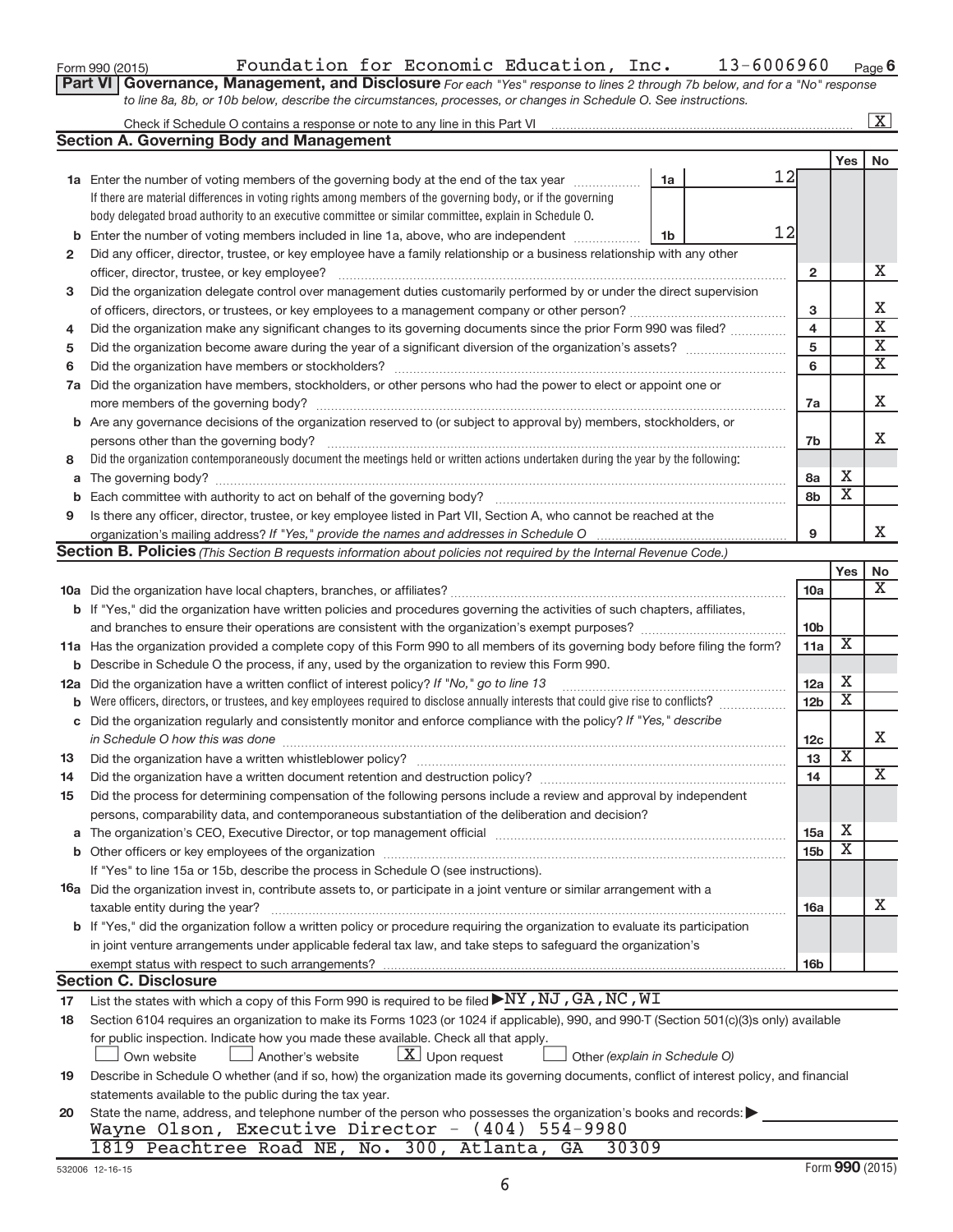Form 990 (2015) Foundation for Economic Education, Inc. 13-6006960 Page 6

**Part VI Governance, Management, and Disclosure** *For each "Yes" response to lines 2 through 7b below, and for a "No" response to line 8a, 8b, or 10b below, describe the circumstances, processes, or changes in Schedule O. See instructions.*

Check if Schedule O contains a response or note to any line in this Part VI ..... [X]

## Section A. Governing Body and Management

| | | | | Yes | No |
|---|---|---|---|---|---|
| **1a** | Enter the number of voting members of the governing body at the end of the tax year ..... **1a** 12<br>If there are material differences in voting rights among members of the governing body, or if the governing body delegated broad authority to an executive committee or similar committee, explain in Schedule O. | | | | |
| **b** | Enter the number of voting members included in line 1a, above, who are independent ..... **1b** 12 | | | | |
| **2** | Did any officer, director, trustee, or key employee have a family relationship or a business relationship with any other officer, director, trustee, or key employee? | | **2** | | X |
| **3** | Did the organization delegate control over management duties customarily performed by or under the direct supervision of officers, directors, or trustees, or key employees to a management company or other person? | | **3** | | X |
| **4** | Did the organization make any significant changes to its governing documents since the prior Form 990 was filed? | | **4** | | X |
| **5** | Did the organization become aware during the year of a significant diversion of the organization's assets? | | **5** | | X |
| **6** | Did the organization have members or stockholders? | | **6** | | X |
| **7a** | Did the organization have members, stockholders, or other persons who had the power to elect or appoint one or more members of the governing body? | | **7a** | | X |
| **b** | Are any governance decisions of the organization reserved to (or subject to approval by) members, stockholders, or persons other than the governing body? | | **7b** | | X |
| **8** | Did the organization contemporaneously document the meetings held or written actions undertaken during the year by the following: | | | | |
| **a** | The governing body? | | **8a** | X | |
| **b** | Each committee with authority to act on behalf of the governing body? | | **8b** | X | |
| **9** | Is there any officer, director, trustee, or key employee listed in Part VII, Section A, who cannot be reached at the organization's mailing address? *If "Yes," provide the names and addresses in Schedule O* | | **9** | | X |

## Section B. Policies *(This Section B requests information about policies not required by the Internal Revenue Code.)*

| | | | Yes | No |
|---|---|---|---|---|
| **10a** | Did the organization have local chapters, branches, or affiliates? | **10a** | | X |
| **b** | If "Yes," did the organization have written policies and procedures governing the activities of such chapters, affiliates, and branches to ensure their operations are consistent with the organization's exempt purposes? | **10b** | | |
| **11a** | Has the organization provided a complete copy of this Form 990 to all members of its governing body before filing the form? | **11a** | X | |
| **b** | Describe in Schedule O the process, if any, used by the organization to review this Form 990. | | | |
| **12a** | Did the organization have a written conflict of interest policy? *If "No," go to line 13* | **12a** | X | |
| **b** | Were officers, directors, or trustees, and key employees required to disclose annually interests that could give rise to conflicts? | **12b** | X | |
| **c** | Did the organization regularly and consistently monitor and enforce compliance with the policy? *If "Yes," describe in Schedule O how this was done* | **12c** | | X |
| **13** | Did the organization have a written whistleblower policy? | **13** | X | |
| **14** | Did the organization have a written document retention and destruction policy? | **14** | | X |
| **15** | Did the process for determining compensation of the following persons include a review and approval by independent persons, comparability data, and contemporaneous substantiation of the deliberation and decision? | | | |
| **a** | The organization's CEO, Executive Director, or top management official | **15a** | X | |
| **b** | Other officers or key employees of the organization | **15b** | X | |
| | If "Yes" to line 15a or 15b, describe the process in Schedule O (see instructions). | | | |
| **16a** | Did the organization invest in, contribute assets to, or participate in a joint venture or similar arrangement with a taxable entity during the year? | **16a** | | X |
| **b** | If "Yes," did the organization follow a written policy or procedure requiring the organization to evaluate its participation in joint venture arrangements under applicable federal tax law, and take steps to safeguard the organization's exempt status with respect to such arrangements? | **16b** | | |

## Section C. Disclosure

**17** List the states with which a copy of this Form 990 is required to be filed ▶ NY, NJ, GA, NC, WI

**18** Section 6104 requires an organization to make its Forms 1023 (or 1024 if applicable), 990, and 990-T (Section 501(c)(3)s only) available for public inspection. Indicate how you made these available. Check all that apply.

[ ] Own website [ ] Another's website [X] Upon request [ ] Other *(explain in Schedule O)*

**19** Describe in Schedule O whether (and if so, how) the organization made its governing documents, conflict of interest policy, and financial statements available to the public during the tax year.

**20** State the name, address, and telephone number of the person who possesses the organization's books and records: ▶
Wayne Olson, Executive Director - (404) 554-9980
1819 Peachtree Road NE, No. 300, Atlanta, GA 30309

532006 12-16-15 Form **990** (2015)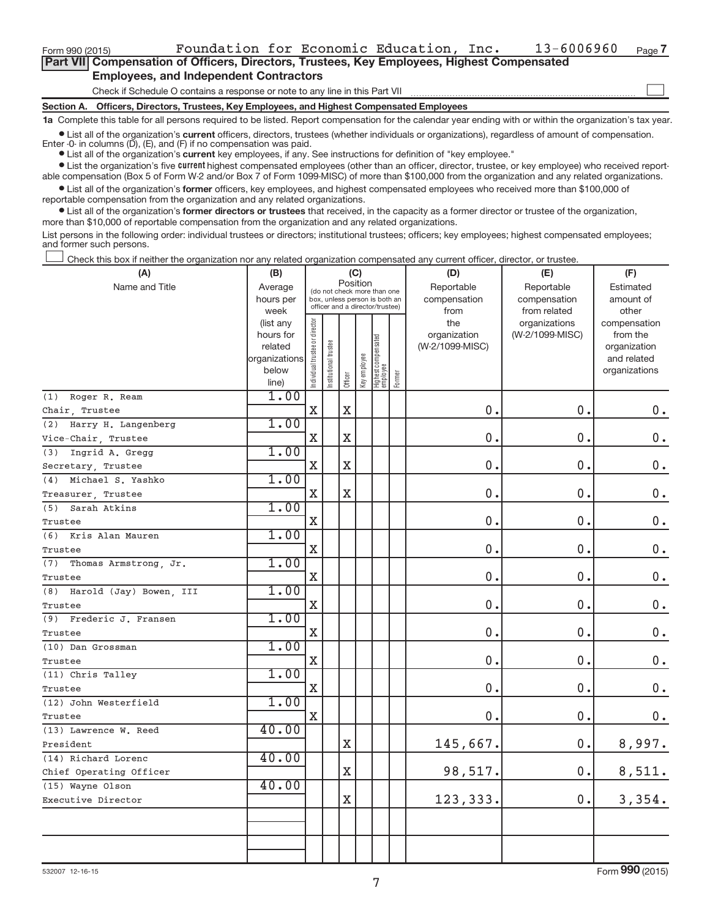Form 990 (2015) Foundation for Economic Education, Inc. 13-6006960 Page 7

**Part VII Compensation of Officers, Directors, Trustees, Key Employees, Highest Compensated Employees, and Independent Contractors**

Check if Schedule O contains a response or note to any line in this Part VII ☐

**Section A. Officers, Directors, Trustees, Key Employees, and Highest Compensated Employees**

**1a** Complete this table for all persons required to be listed. Report compensation for the calendar year ending with or within the organization's tax year.

- List all of the organization's **current** officers, directors, trustees (whether individuals or organizations), regardless of amount of compensation. Enter -0- in columns (D), (E), and (F) if no compensation was paid.
- List all of the organization's **current** key employees, if any. See instructions for definition of "key employee."
- List the organization's five **current** highest compensated employees (other than an officer, director, trustee, or key employee) who received reportable compensation (Box 5 of Form W-2 and/or Box 7 of Form 1099-MISC) of more than $100,000 from the organization and any related organizations.
- List all of the organization's **former** officers, key employees, and highest compensated employees who received more than $100,000 of reportable compensation from the organization and any related organizations.
- List all of the organization's **former directors or trustees** that received, in the capacity as a former director or trustee of the organization, more than $10,000 of reportable compensation from the organization and any related organizations.

List persons in the following order: individual trustees or directors; institutional trustees; officers; key employees; highest compensated employees; and former such persons.

☐ Check this box if neither the organization nor any related organization compensated any current officer, director, or trustee.

| (A) Name and Title | (B) Average hours per week (list any hours for related organizations below line) | (C) Position: Individual trustee or director | Institutional trustee | Officer | Key employee | Highest compensated employee | Former | (D) Reportable compensation from the organization (W-2/1099-MISC) | (E) Reportable compensation from related organizations (W-2/1099-MISC) | (F) Estimated amount of other compensation from the organization and related organizations |
|---|---|---|---|---|---|---|---|---|---|---|
| (1) Roger R. Ream<br>Chair, Trustee | 1.00 | X | | X | | | | 0. | 0. | 0. |
| (2) Harry H. Langenberg<br>Vice-Chair, Trustee | 1.00 | X | | X | | | | 0. | 0. | 0. |
| (3) Ingrid A. Gregg<br>Secretary, Trustee | 1.00 | X | | X | | | | 0. | 0. | 0. |
| (4) Michael S. Yashko<br>Treasurer, Trustee | 1.00 | X | | X | | | | 0. | 0. | 0. |
| (5) Sarah Atkins<br>Trustee | 1.00 | X | | | | | | 0. | 0. | 0. |
| (6) Kris Alan Mauren<br>Trustee | 1.00 | X | | | | | | 0. | 0. | 0. |
| (7) Thomas Armstrong, Jr.<br>Trustee | 1.00 | X | | | | | | 0. | 0. | 0. |
| (8) Harold (Jay) Bowen, III<br>Trustee | 1.00 | X | | | | | | 0. | 0. | 0. |
| (9) Frederic J. Fransen<br>Trustee | 1.00 | X | | | | | | 0. | 0. | 0. |
| (10) Dan Grossman<br>Trustee | 1.00 | X | | | | | | 0. | 0. | 0. |
| (11) Chris Talley<br>Trustee | 1.00 | X | | | | | | 0. | 0. | 0. |
| (12) John Westerfield<br>Trustee | 1.00 | X | | | | | | 0. | 0. | 0. |
| (13) Lawrence W. Reed<br>President | 40.00 | | | X | | | | 145,667. | 0. | 8,997. |
| (14) Richard Lorenc<br>Chief Operating Officer | 40.00 | | | X | | | | 98,517. | 0. | 8,511. |
| (15) Wayne Olson<br>Executive Director | 40.00 | | | X | | | | 123,333. | 0. | 3,354. |

532007 12-16-15 Form **990** (2015)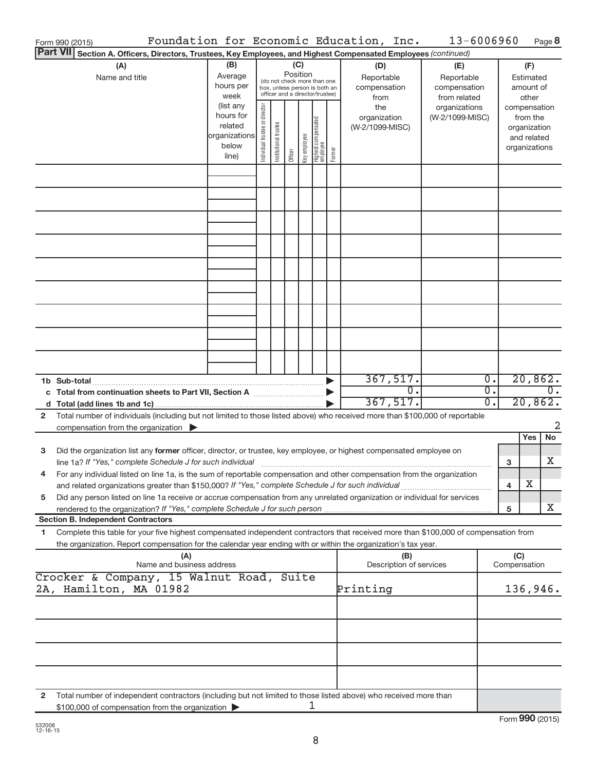Form 990 (2015) Foundation for Economic Education, Inc. 13-6006960 Page 8

**Part VII Section A. Officers, Directors, Trustees, Key Employees, and Highest Compensated Employees** *(continued)*

| (A) Name and title | (B) Average hours per week (list any hours for related organizations below line) | (C) Position (do not check more than one box, unless person is both an officer and a director/trustee): Individual trustee or director | Institutional trustee | Officer | Key employee | Highest compensated employee | Former | (D) Reportable compensation from the organization (W-2/1099-MISC) | (E) Reportable compensation from related organizations (W-2/1099-MISC) | (F) Estimated amount of other compensation from the organization and related organizations |
|---|---|---|---|---|---|---|---|---|---|---|
| | | | | | | | | | | |
| | | | | | | | | | | |
| | | | | | | | | | | |
| | | | | | | | | | | |
| | | | | | | | | | | |
| | | | | | | | | | | |
| | | | | | | | | | | |
| | | | | | | | | | | |
| | | | | | | | | | | |
| **1b Sub-total** | | | | | | | | 367,517. | 0. | 20,862. |
| **c Total from continuation sheets to Part VII, Section A** | | | | | | | | 0. | 0. | 0. |
| **d Total (add lines 1b and 1c)** | | | | | | | | 367,517. | 0. | 20,862. |

**2** Total number of individuals (including but not limited to those listed above) who received more than $100,000 of reportable compensation from the organization ▶ 2

| | | | Yes | No |
|---|---|---|---|---|
| **3** | Did the organization list any **former** officer, director, or trustee, key employee, or highest compensated employee on line 1a? *If "Yes," complete Schedule J for such individual* | 3 | | X |
| **4** | For any individual listed on line 1a, is the sum of reportable compensation and other compensation from the organization and related organizations greater than $150,000? *If "Yes," complete Schedule J for such individual* | 4 | X | |
| **5** | Did any person listed on line 1a receive or accrue compensation from any unrelated organization or individual for services rendered to the organization? *If "Yes," complete Schedule J for such person* | 5 | | X |

**Section B. Independent Contractors**

**1** Complete this table for your five highest compensated independent contractors that received more than $100,000 of compensation from the organization. Report compensation for the calendar year ending with or within the organization's tax year.

| (A) Name and business address | (B) Description of services | (C) Compensation |
|---|---|---|
| Crocker & Company, 15 Walnut Road, Suite 2A, Hamilton, MA 01982 | Printing | 136,946. |
| | | |
| | | |
| | | |
| | | |

**2** Total number of independent contractors (including but not limited to those listed above) who received more than $100,000 of compensation from the organization ▶ 1

Form **990** (2015)

532008 12-16-15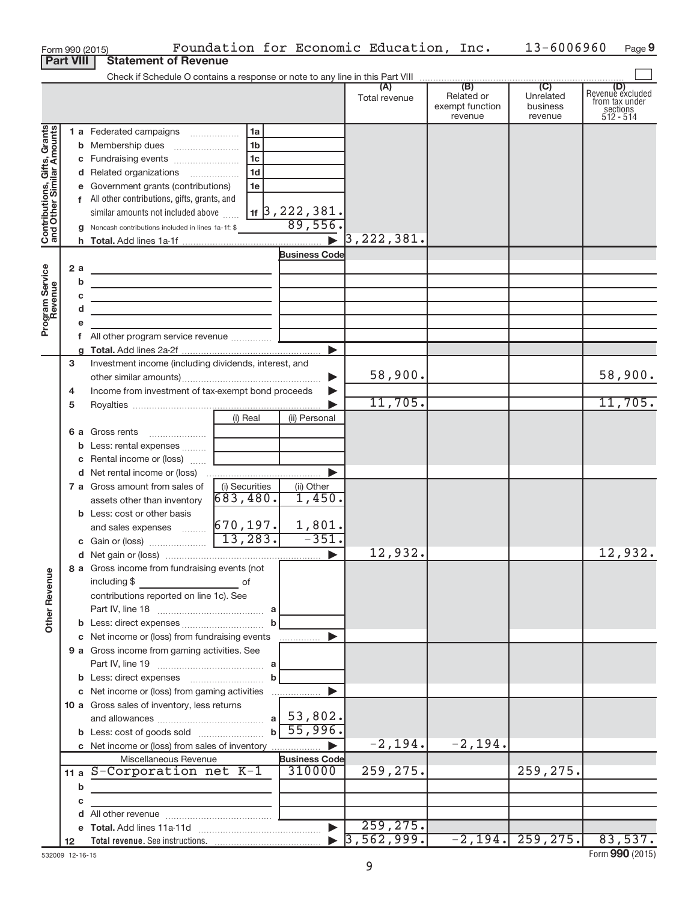Form 990 (2015) Foundation for Economic Education, Inc. 13-6006960 Page 9

**Part VIII Statement of Revenue**

Check if Schedule O contains a response or note to any line in this Part VIII

| | | | (A) Total revenue | (B) Related or exempt function revenue | (C) Unrelated business revenue | (D) Revenue excluded from tax under sections 512 - 514 |
|---|---|---|---|---|---|---|
| **Contributions, Gifts, Grants and Other Similar Amounts** | 1a Federated campaigns | 1a | | | | |
| | b Membership dues | 1b | | | | |
| | c Fundraising events | 1c | | | | |
| | d Related organizations | 1d | | | | |
| | e Government grants (contributions) | 1e | | | | |
| | f All other contributions, gifts, grants, and similar amounts not included above | 1f 3,222,381. | | | | |
| | g Noncash contributions included in lines 1a-1f: $ | 89,556. | | | | |
| | h Total. Add lines 1a-1f | | 3,222,381. | | | |
| **Program Service Revenue** | | Business Code | | | | |
| | 2a | | | | | |
| | b | | | | | |
| | c | | | | | |
| | d | | | | | |
| | e | | | | | |
| | f All other program service revenue | | | | | |
| | g Total. Add lines 2a-2f | | | | | |
| **Other Revenue** | 3 Investment income (including dividends, interest, and other similar amounts) | | 58,900. | | | 58,900. |
| | 4 Income from investment of tax-exempt bond proceeds | | | | | |
| | 5 Royalties | | 11,705. | | | 11,705. |

| | (i) Real | (ii) Personal |
|---|---|---|
| 6a Gross rents | | |
| b Less: rental expenses | | |
| c Rental income or (loss) | | |

| | | | (A) | (B) | (C) | (D) |
|---|---|---|---|---|---|---|
| d Net rental income or (loss) | | | | | | |

| | (i) Securities | (ii) Other |
|---|---|---|
| 7a Gross amount from sales of assets other than inventory | 683,480. | 1,450. |
| b Less: cost or other basis and sales expenses | 670,197. | 1,801. |
| c Gain or (loss) | 13,283. | -351. |

| | | (A) | (B) | (C) | (D) |
|---|---|---|---|---|---|
| d Net gain or (loss) | | 12,932. | | | 12,932. |
| 8a Gross income from fundraising events (not including $ of contributions reported on line 1c). See Part IV, line 18 | a | | | | |
| b Less: direct expenses | b | | | | |
| c Net income or (loss) from fundraising events | | | | | |
| 9a Gross income from gaming activities. See Part IV, line 19 | a | | | | |
| b Less: direct expenses | b | | | | |
| c Net income or (loss) from gaming activities | | | | | |
| 10a Gross sales of inventory, less returns and allowances | a 53,802. | | | | |
| b Less: cost of goods sold | b 55,996. | | | | |
| c Net income or (loss) from sales of inventory | | -2,194. | -2,194. | | |

| Miscellaneous Revenue | Business Code | (A) | (B) | (C) | (D) |
|---|---|---|---|---|---|
| 11a S-Corporation net K-1 | 310000 | 259,275. | | 259,275. | |
| b | | | | | |
| c | | | | | |
| d All other revenue | | | | | |
| e Total. Add lines 11a-11d | | 259,275. | | | |
| 12 Total revenue. See instructions. | | 3,562,999. | -2,194. | 259,275. | 83,537. |

532009 12-16-15 Form **990** (2015)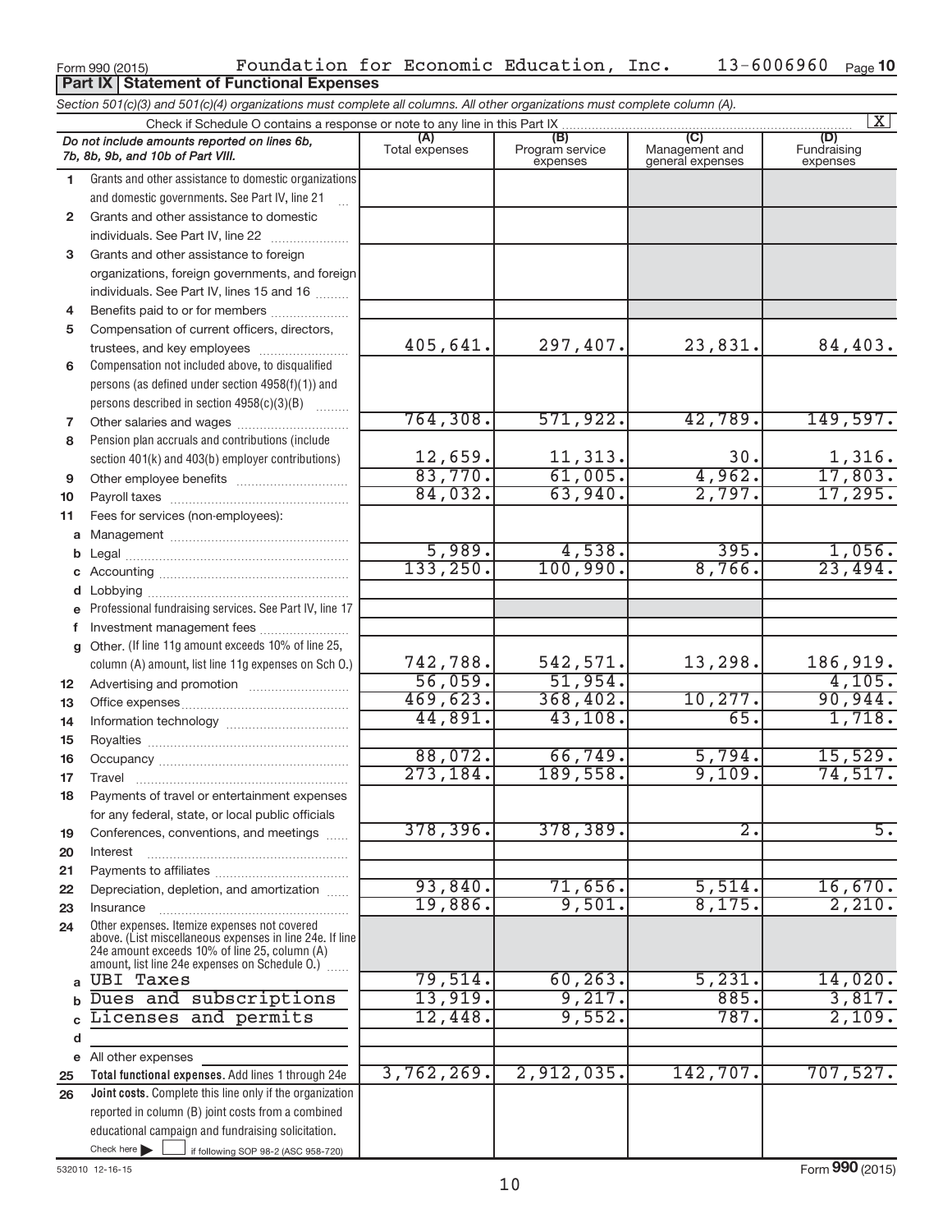Form 990 (2015) Foundation for Economic Education, Inc. 13-6006960 Page 10

**Part IX | Statement of Functional Expenses**

*Section 501(c)(3) and 501(c)(4) organizations must complete all columns. All other organizations must complete column (A).*

Check if Schedule O contains a response or note to any line in this Part IX [X]

| *Do not include amounts reported on lines 6b, 7b, 8b, 9b, and 10b of Part VIII.* | (A) Total expenses | (B) Program service expenses | (C) Management and general expenses | (D) Fundraising expenses |
|---|---|---|---|---|
| 1 Grants and other assistance to domestic organizations and domestic governments. See Part IV, line 21 | | | | |
| 2 Grants and other assistance to domestic individuals. See Part IV, line 22 | | | | |
| 3 Grants and other assistance to foreign organizations, foreign governments, and foreign individuals. See Part IV, lines 15 and 16 | | | | |
| 4 Benefits paid to or for members | | | | |
| 5 Compensation of current officers, directors, trustees, and key employees | 405,641. | 297,407. | 23,831. | 84,403. |
| 6 Compensation not included above, to disqualified persons (as defined under section 4958(f)(1)) and persons described in section 4958(c)(3)(B) | | | | |
| 7 Other salaries and wages | 764,308. | 571,922. | 42,789. | 149,597. |
| 8 Pension plan accruals and contributions (include section 401(k) and 403(b) employer contributions) | 12,659. | 11,313. | 30. | 1,316. |
| 9 Other employee benefits | 83,770. | 61,005. | 4,962. | 17,803. |
| 10 Payroll taxes | 84,032. | 63,940. | 2,797. | 17,295. |
| 11 Fees for services (non-employees): | | | | |
| a Management | | | | |
| b Legal | 5,989. | 4,538. | 395. | 1,056. |
| c Accounting | 133,250. | 100,990. | 8,766. | 23,494. |
| d Lobbying | | | | |
| e Professional fundraising services. See Part IV, line 17 | | | | |
| f Investment management fees | | | | |
| g Other. (If line 11g amount exceeds 10% of line 25, column (A) amount, list line 11g expenses on Sch O.) | 742,788. | 542,571. | 13,298. | 186,919. |
| 12 Advertising and promotion | 56,059. | 51,954. | | 4,105. |
| 13 Office expenses | 469,623. | 368,402. | 10,277. | 90,944. |
| 14 Information technology | 44,891. | 43,108. | 65. | 1,718. |
| 15 Royalties | | | | |
| 16 Occupancy | 88,072. | 66,749. | 5,794. | 15,529. |
| 17 Travel | 273,184. | 189,558. | 9,109. | 74,517. |
| 18 Payments of travel or entertainment expenses for any federal, state, or local public officials | | | | |
| 19 Conferences, conventions, and meetings | 378,396. | 378,389. | 2. | 5. |
| 20 Interest | | | | |
| 21 Payments to affiliates | | | | |
| 22 Depreciation, depletion, and amortization | 93,840. | 71,656. | 5,514. | 16,670. |
| 23 Insurance | 19,886. | 9,501. | 8,175. | 2,210. |
| 24 Other expenses. Itemize expenses not covered above. (List miscellaneous expenses in line 24e. If line 24e amount exceeds 10% of line 25, column (A) amount, list line 24e expenses on Schedule O.) | | | | |
| a UBI Taxes | 79,514. | 60,263. | 5,231. | 14,020. |
| b Dues and subscriptions | 13,919. | 9,217. | 885. | 3,817. |
| c Licenses and permits | 12,448. | 9,552. | 787. | 2,109. |
| d | | | | |
| e All other expenses | | | | |
| 25 **Total functional expenses.** Add lines 1 through 24e | 3,762,269. | 2,912,035. | 142,707. | 707,527. |
| 26 **Joint costs.** Complete this line only if the organization reported in column (B) joint costs from a combined educational campaign and fundraising solicitation. Check here [ ] if following SOP 98-2 (ASC 958-720) | | | | |

532010 12-16-15

Form **990** (2015)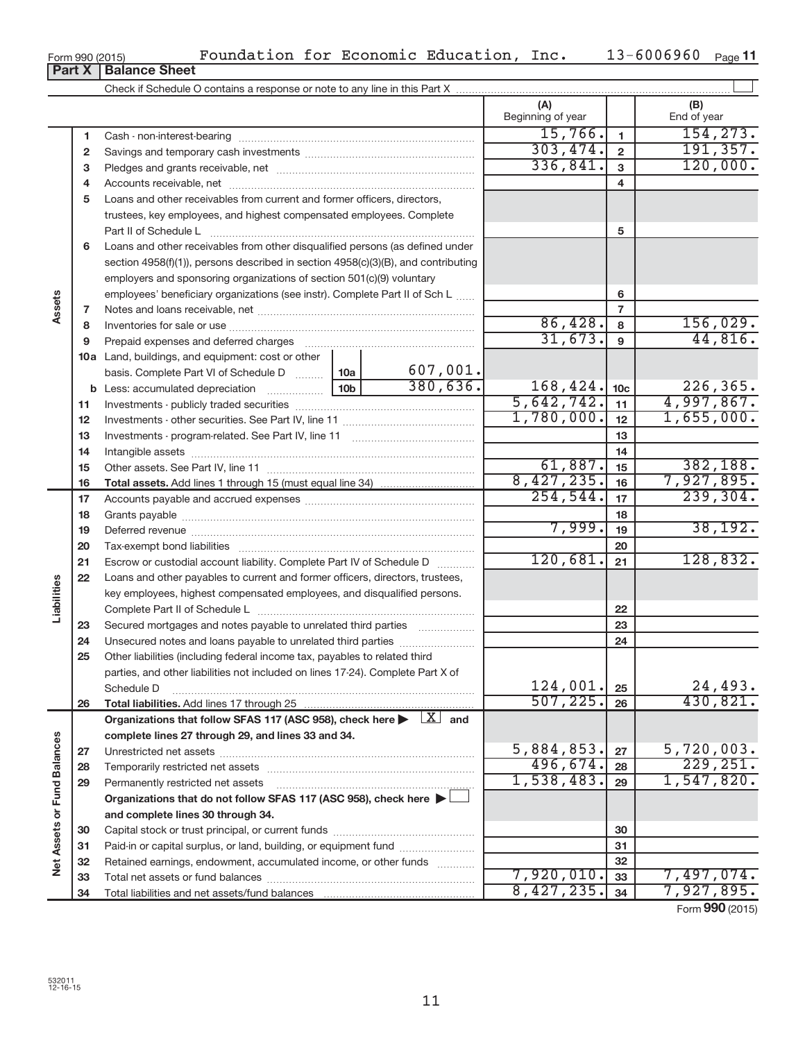Form 990 (2015) Foundation for Economic Education, Inc. 13-6006960

**Part X Balance Sheet**

Check if Schedule O contains a response or note to any line in this Part X

| Section | Line | Description | | | (A) Beginning of year | Line | (B) End of year |
|---|---|---|---|---|---|---|---|
| Assets | 1 | Cash - non-interest-bearing | | | 15,766. | 1 | 154,273. |
| | 2 | Savings and temporary cash investments | | | 303,474. | 2 | 191,357. |
| | 3 | Pledges and grants receivable, net | | | 336,841. | 3 | 120,000. |
| | 4 | Accounts receivable, net | | | | 4 | |
| | 5 | Loans and other receivables from current and former officers, directors, trustees, key employees, and highest compensated employees. Complete Part II of Schedule L | | | | 5 | |
| | 6 | Loans and other receivables from other disqualified persons (as defined under section 4958(f)(1)), persons described in section 4958(c)(3)(B), and contributing employers and sponsoring organizations of section 501(c)(9) voluntary employees' beneficiary organizations (see instr). Complete Part II of Sch L | | | | 6 | |
| | 7 | Notes and loans receivable, net | | | | 7 | |
| | 8 | Inventories for sale or use | | | 86,428. | 8 | 156,029. |
| | 9 | Prepaid expenses and deferred charges | | | 31,673. | 9 | 44,816. |
| | 10a | Land, buildings, and equipment: cost or other basis. Complete Part VI of Schedule D | 10a | 607,001. | | | |
| | b | Less: accumulated depreciation | 10b | 380,636. | 168,424. | 10c | 226,365. |
| | 11 | Investments - publicly traded securities | | | 5,642,742. | 11 | 4,997,867. |
| | 12 | Investments - other securities. See Part IV, line 11 | | | 1,780,000. | 12 | 1,655,000. |
| | 13 | Investments - program-related. See Part IV, line 11 | | | | 13 | |
| | 14 | Intangible assets | | | | 14 | |
| | 15 | Other assets. See Part IV, line 11 | | | 61,887. | 15 | 382,188. |
| | 16 | **Total assets.** Add lines 1 through 15 (must equal line 34) | | | 8,427,235. | 16 | 7,927,895. |
| Liabilities | 17 | Accounts payable and accrued expenses | | | 254,544. | 17 | 239,304. |
| | 18 | Grants payable | | | | 18 | |
| | 19 | Deferred revenue | | | 7,999. | 19 | 38,192. |
| | 20 | Tax-exempt bond liabilities | | | | 20 | |
| | 21 | Escrow or custodial account liability. Complete Part IV of Schedule D | | | 120,681. | 21 | 128,832. |
| | 22 | Loans and other payables to current and former officers, directors, trustees, key employees, highest compensated employees, and disqualified persons. Complete Part II of Schedule L | | | | 22 | |
| | 23 | Secured mortgages and notes payable to unrelated third parties | | | | 23 | |
| | 24 | Unsecured notes and loans payable to unrelated third parties | | | | 24 | |
| | 25 | Other liabilities (including federal income tax, payables to related third parties, and other liabilities not included on lines 17-24). Complete Part X of Schedule D | | | 124,001. | 25 | 24,493. |
| | 26 | **Total liabilities.** Add lines 17 through 25 | | | 507,225. | 26 | 430,821. |
| Net Assets or Fund Balances | | **Organizations that follow SFAS 117 (ASC 958), check here ▶ [X] and complete lines 27 through 29, and lines 33 and 34.** | | | | | |
| | 27 | Unrestricted net assets | | | 5,884,853. | 27 | 5,720,003. |
| | 28 | Temporarily restricted net assets | | | 496,674. | 28 | 229,251. |
| | 29 | Permanently restricted net assets | | | 1,538,483. | 29 | 1,547,820. |
| | | **Organizations that do not follow SFAS 117 (ASC 958), check here ▶ [ ] and complete lines 30 through 34.** | | | | | |
| | 30 | Capital stock or trust principal, or current funds | | | | 30 | |
| | 31 | Paid-in or capital surplus, or land, building, or equipment fund | | | | 31 | |
| | 32 | Retained earnings, endowment, accumulated income, or other funds | | | | 32 | |
| | 33 | Total net assets or fund balances | | | 7,920,010. | 33 | 7,497,074. |
| | 34 | Total liabilities and net assets/fund balances | | | 8,427,235. | 34 | 7,927,895. |

Form **990** (2015)

532011 12-16-15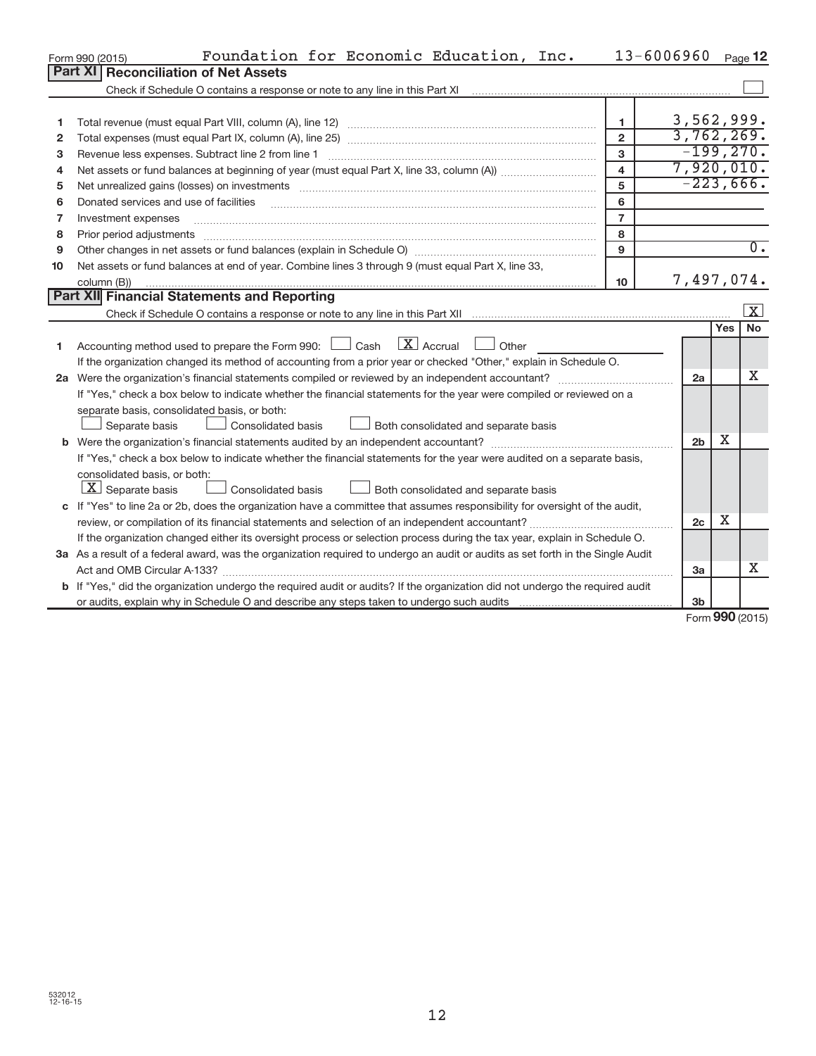Form 990 (2015) Foundation for Economic Education, Inc. 13-6006960 Page 12

## Part XI Reconciliation of Net Assets

Check if Schedule O contains a response or note to any line in this Part XI ☐

| | | | |
|---|---|---|---|
| 1 | Total revenue (must equal Part VIII, column (A), line 12) | 1 | 3,562,999. |
| 2 | Total expenses (must equal Part IX, column (A), line 25) | 2 | 3,762,269. |
| 3 | Revenue less expenses. Subtract line 2 from line 1 | 3 | -199,270. |
| 4 | Net assets or fund balances at beginning of year (must equal Part X, line 33, column (A)) | 4 | 7,920,010. |
| 5 | Net unrealized gains (losses) on investments | 5 | -223,666. |
| 6 | Donated services and use of facilities | 6 | |
| 7 | Investment expenses | 7 | |
| 8 | Prior period adjustments | 8 | |
| 9 | Other changes in net assets or fund balances (explain in Schedule O) | 9 | 0. |
| 10 | Net assets or fund balances at end of year. Combine lines 3 through 9 (must equal Part X, line 33, column (B)) | 10 | 7,497,074. |

## Part XII Financial Statements and Reporting

Check if Schedule O contains a response or note to any line in this Part XII ☒

| | | | Yes | No |
|---|---|---|---|---|
| 1 | Accounting method used to prepare the Form 990: ☐ Cash ☒ Accrual ☐ Other<br>If the organization changed its method of accounting from a prior year or checked "Other," explain in Schedule O. | | | |
| 2a | Were the organization's financial statements compiled or reviewed by an independent accountant?<br>If "Yes," check a box below to indicate whether the financial statements for the year were compiled or reviewed on a separate basis, consolidated basis, or both:<br>☐ Separate basis ☐ Consolidated basis ☐ Both consolidated and separate basis | 2a | | X |
| b | Were the organization's financial statements audited by an independent accountant?<br>If "Yes," check a box below to indicate whether the financial statements for the year were audited on a separate basis, consolidated basis, or both:<br>☒ Separate basis ☐ Consolidated basis ☐ Both consolidated and separate basis | 2b | X | |
| c | If "Yes" to line 2a or 2b, does the organization have a committee that assumes responsibility for oversight of the audit, review, or compilation of its financial statements and selection of an independent accountant?<br>If the organization changed either its oversight process or selection process during the tax year, explain in Schedule O. | 2c | X | |
| 3a | As a result of a federal award, was the organization required to undergo an audit or audits as set forth in the Single Audit Act and OMB Circular A-133? | 3a | | X |
| b | If "Yes," did the organization undergo the required audit or audits? If the organization did not undergo the required audit or audits, explain why in Schedule O and describe any steps taken to undergo such audits | 3b | | |

Form 990 (2015)

532012 12-16-15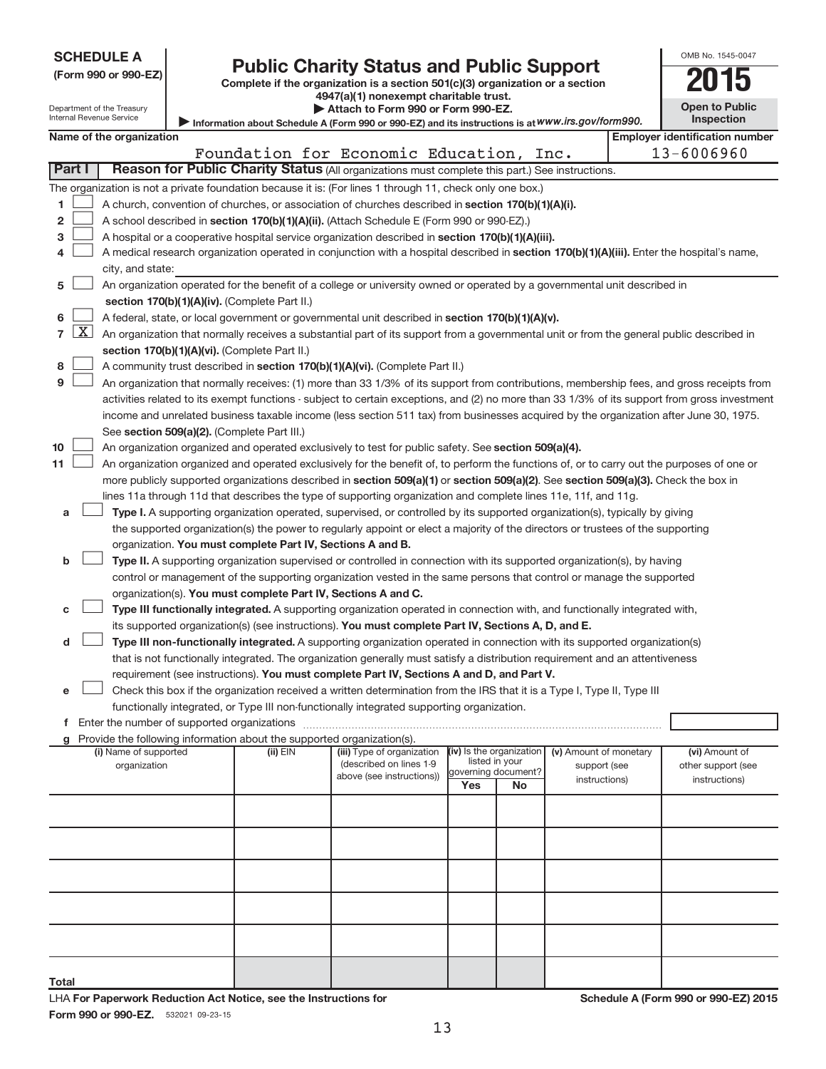**SCHEDULE A**
**(Form 990 or 990-EZ)**

Department of the Treasury
Internal Revenue Service

# Public Charity Status and Public Support

**Complete if the organization is a section 501(c)(3) organization or a section 4947(a)(1) nonexempt charitable trust.**
**▶ Attach to Form 990 or Form 990-EZ.**
**▶ Information about Schedule A (Form 990 or 990-EZ) and its instructions is at** *www.irs.gov/form990.*

OMB No. 1545-0047
**2015**
**Open to Public Inspection**

**Name of the organization:** Foundation for Economic Education, Inc.
**Employer identification number:** 13-6006960

**Part I** **Reason for Public Charity Status** (All organizations must complete this part.) See instructions.

The organization is not a private foundation because it is: (For lines 1 through 11, check only one box.)

1 ☐ A church, convention of churches, or association of churches described in **section 170(b)(1)(A)(i).**

2 ☐ A school described in **section 170(b)(1)(A)(ii).** (Attach Schedule E (Form 990 or 990-EZ).)

3 ☐ A hospital or a cooperative hospital service organization described in **section 170(b)(1)(A)(iii).**

4 ☐ A medical research organization operated in conjunction with a hospital described in **section 170(b)(1)(A)(iii).** Enter the hospital's name, city, and state:

5 ☐ An organization operated for the benefit of a college or university owned or operated by a governmental unit described in **section 170(b)(1)(A)(iv).** (Complete Part II.)

6 ☐ A federal, state, or local government or governmental unit described in **section 170(b)(1)(A)(v).**

7 ☒ An organization that normally receives a substantial part of its support from a governmental unit or from the general public described in **section 170(b)(1)(A)(vi).** (Complete Part II.)

8 ☐ A community trust described in **section 170(b)(1)(A)(vi).** (Complete Part II.)

9 ☐ An organization that normally receives: (1) more than 33 1/3% of its support from contributions, membership fees, and gross receipts from activities related to its exempt functions - subject to certain exceptions, and (2) no more than 33 1/3% of its support from gross investment income and unrelated business taxable income (less section 511 tax) from businesses acquired by the organization after June 30, 1975. See **section 509(a)(2).** (Complete Part III.)

10 ☐ An organization organized and operated exclusively to test for public safety. See **section 509(a)(4).**

11 ☐ An organization organized and operated exclusively for the benefit of, to perform the functions of, or to carry out the purposes of one or more publicly supported organizations described in **section 509(a)(1)** or **section 509(a)(2).** See **section 509(a)(3).** Check the box in lines 11a through 11d that describes the type of supporting organization and complete lines 11e, 11f, and 11g.

a ☐ **Type I.** A supporting organization operated, supervised, or controlled by its supported organization(s), typically by giving the supported organization(s) the power to regularly appoint or elect a majority of the directors or trustees of the supporting organization. **You must complete Part IV, Sections A and B.**

b ☐ **Type II.** A supporting organization supervised or controlled in connection with its supported organization(s), by having control or management of the supporting organization vested in the same persons that control or manage the supported organization(s). **You must complete Part IV, Sections A and C.**

c ☐ **Type III functionally integrated.** A supporting organization operated in connection with, and functionally integrated with, its supported organization(s) (see instructions). **You must complete Part IV, Sections A, D, and E.**

d ☐ **Type III non-functionally integrated.** A supporting organization operated in connection with its supported organization(s) that is not functionally integrated. The organization generally must satisfy a distribution requirement and an attentiveness requirement (see instructions). **You must complete Part IV, Sections A and D, and Part V.**

e ☐ Check this box if the organization received a written determination from the IRS that it is a Type I, Type II, Type III functionally integrated, or Type III non-functionally integrated supporting organization.

f Enter the number of supported organizations

g Provide the following information about the supported organization(s).

| (i) Name of supported organization | (ii) EIN | (iii) Type of organization (described on lines 1-9 above (see instructions)) | (iv) Is the organization listed in your governing document? Yes | No | (v) Amount of monetary support (see instructions) | (vi) Amount of other support (see instructions) |
|---|---|---|---|---|---|---|
| | | | | | | |
| | | | | | | |
| | | | | | | |
| | | | | | | |
| | | | | | | |
| **Total** | | | | | | |

LHA **For Paperwork Reduction Act Notice, see the Instructions for Form 990 or 990-EZ.** 532021 09-23-15

**Schedule A (Form 990 or 990-EZ) 2015**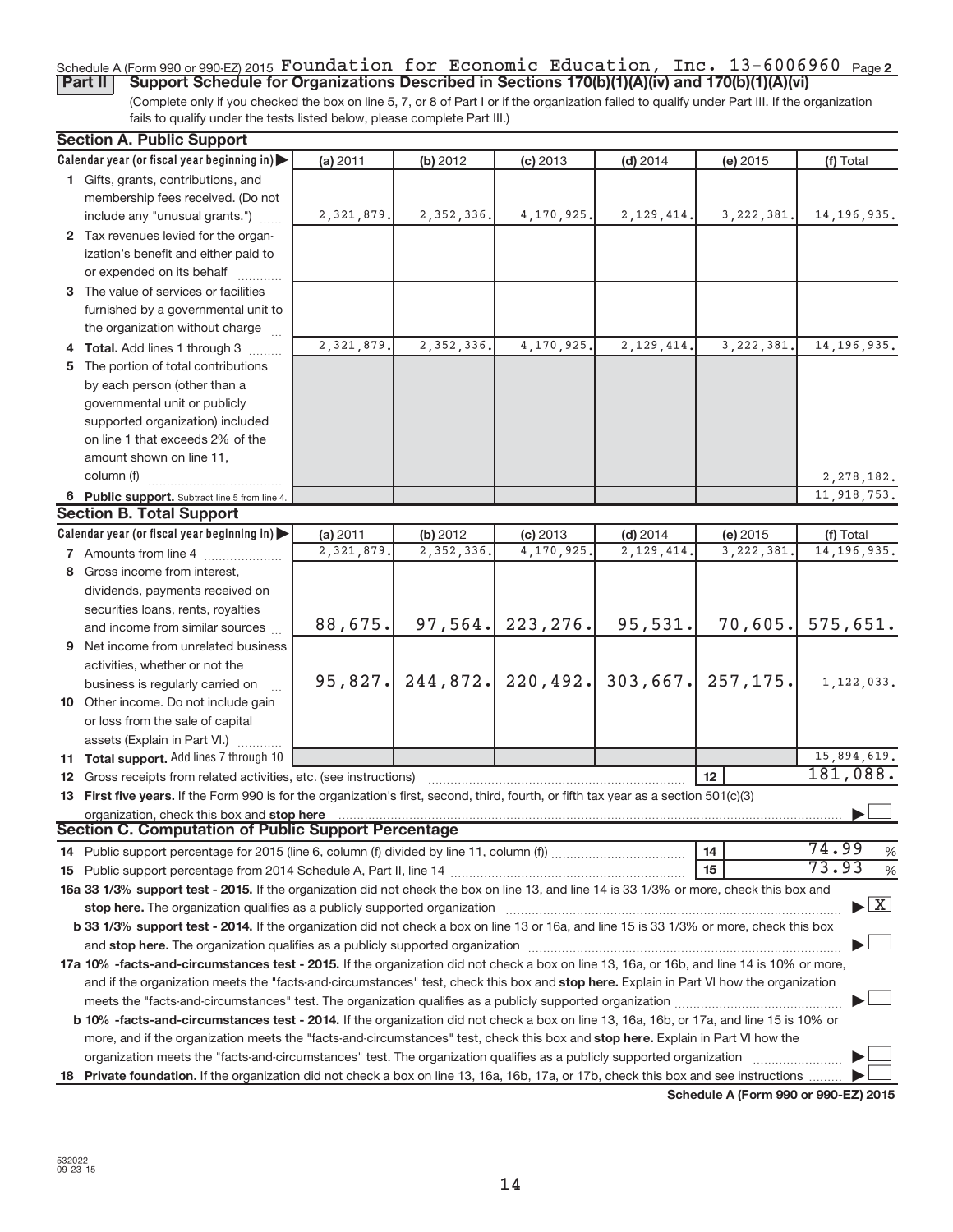Schedule A (Form 990 or 990-EZ) 2015 Foundation for Economic Education, Inc. 13-6006960 Page 2

**Part II Support Schedule for Organizations Described in Sections 170(b)(1)(A)(iv) and 170(b)(1)(A)(vi)**

(Complete only if you checked the box on line 5, 7, or 8 of Part I or if the organization failed to qualify under Part III. If the organization fails to qualify under the tests listed below, please complete Part III.)

**Section A. Public Support**

| Calendar year (or fiscal year beginning in) ▶ | (a) 2011 | (b) 2012 | (c) 2013 | (d) 2014 | (e) 2015 | (f) Total |
|---|---|---|---|---|---|---|
| 1 Gifts, grants, contributions, and membership fees received. (Do not include any "unusual grants.") | 2,321,879. | 2,352,336. | 4,170,925. | 2,129,414. | 3,222,381. | 14,196,935. |
| 2 Tax revenues levied for the organization's benefit and either paid to or expended on its behalf | | | | | | |
| 3 The value of services or facilities furnished by a governmental unit to the organization without charge | | | | | | |
| 4 **Total.** Add lines 1 through 3 | 2,321,879. | 2,352,336. | 4,170,925. | 2,129,414. | 3,222,381. | 14,196,935. |
| 5 The portion of total contributions by each person (other than a governmental unit or publicly supported organization) included on line 1 that exceeds 2% of the amount shown on line 11, column (f) | | | | | | 2,278,182. |
| 6 **Public support.** Subtract line 5 from line 4. | | | | | | 11,918,753. |

**Section B. Total Support**

| Calendar year (or fiscal year beginning in) ▶ | (a) 2011 | (b) 2012 | (c) 2013 | (d) 2014 | (e) 2015 | (f) Total |
|---|---|---|---|---|---|---|
| 7 Amounts from line 4 | 2,321,879. | 2,352,336. | 4,170,925. | 2,129,414. | 3,222,381. | 14,196,935. |
| 8 Gross income from interest, dividends, payments received on securities loans, rents, royalties and income from similar sources | 88,675. | 97,564. | 223,276. | 95,531. | 70,605. | 575,651. |
| 9 Net income from unrelated business activities, whether or not the business is regularly carried on | 95,827. | 244,872. | 220,492. | 303,667. | 257,175. | 1,122,033. |
| 10 Other income. Do not include gain or loss from the sale of capital assets (Explain in Part VI.) | | | | | | |
| 11 **Total support.** Add lines 7 through 10 | | | | | | 15,894,619. |

12 Gross receipts from related activities, etc. (see instructions) | 12 | 181,088.

13 **First five years.** If the Form 990 is for the organization's first, second, third, fourth, or fifth tax year as a section 501(c)(3) organization, check this box and **stop here** ▶ ☐

**Section C. Computation of Public Support Percentage**

14 Public support percentage for 2015 (line 6, column (f) divided by line 11, column (f)) | 14 | 74.99 %

15 Public support percentage from 2014 Schedule A, Part II, line 14 | 15 | 73.93 %

**16a 33 1/3% support test - 2015.** If the organization did not check the box on line 13, and line 14 is 33 1/3% or more, check this box and **stop here.** The organization qualifies as a publicly supported organization ▶ ☒

**b 33 1/3% support test - 2014.** If the organization did not check a box on line 13 or 16a, and line 15 is 33 1/3% or more, check this box and **stop here.** The organization qualifies as a publicly supported organization ▶ ☐

**17a 10% -facts-and-circumstances test - 2015.** If the organization did not check a box on line 13, 16a, or 16b, and line 14 is 10% or more, and if the organization meets the "facts-and-circumstances" test, check this box and **stop here.** Explain in Part VI how the organization meets the "facts-and-circumstances" test. The organization qualifies as a publicly supported organization ▶ ☐

**b 10% -facts-and-circumstances test - 2014.** If the organization did not check a box on line 13, 16a, 16b, or 17a, and line 15 is 10% or more, and if the organization meets the "facts-and-circumstances" test, check this box and **stop here.** Explain in Part VI how the organization meets the "facts-and-circumstances" test. The organization qualifies as a publicly supported organization ▶ ☐

**18 Private foundation.** If the organization did not check a box on line 13, 16a, 16b, 17a, or 17b, check this box and see instructions ▶ ☐

**Schedule A (Form 990 or 990-EZ) 2015**

532022 09-23-15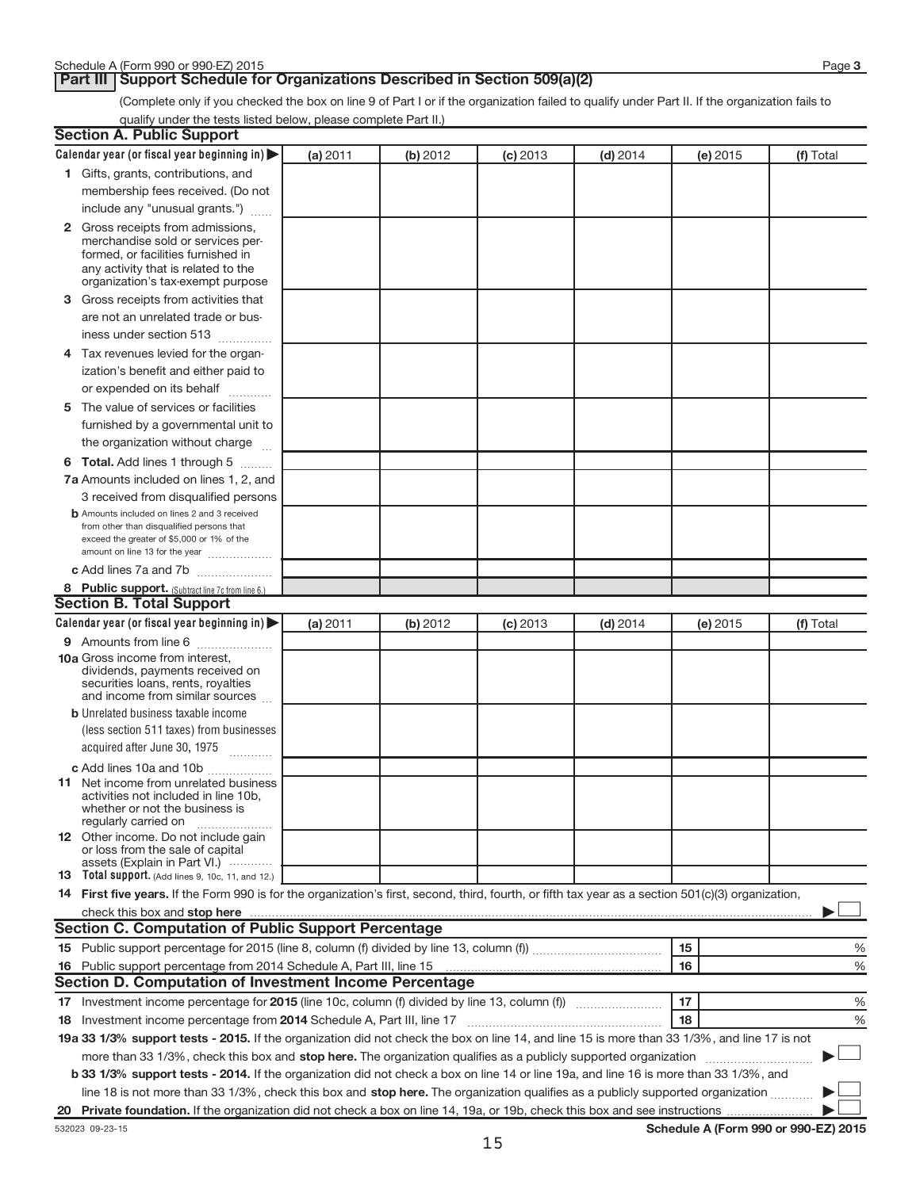## Part III Support Schedule for Organizations Described in Section 509(a)(2)

(Complete only if you checked the box on line 9 of Part I or if the organization failed to qualify under Part II. If the organization fails to qualify under the tests listed below, please complete Part II.)

### Section A. Public Support

| Calendar year (or fiscal year beginning in) ▶ | (a) 2011 | (b) 2012 | (c) 2013 | (d) 2014 | (e) 2015 | (f) Total |
|---|---|---|---|---|---|---|
| 1 Gifts, grants, contributions, and membership fees received. (Do not include any "unusual grants.") | | | | | | |
| 2 Gross receipts from admissions, merchandise sold or services performed, or facilities furnished in any activity that is related to the organization's tax-exempt purpose | | | | | | |
| 3 Gross receipts from activities that are not an unrelated trade or business under section 513 | | | | | | |
| 4 Tax revenues levied for the organization's benefit and either paid to or expended on its behalf | | | | | | |
| 5 The value of services or facilities furnished by a governmental unit to the organization without charge | | | | | | |
| 6 **Total.** Add lines 1 through 5 | | | | | | |
| 7a Amounts included on lines 1, 2, and 3 received from disqualified persons | | | | | | |
| b Amounts included on lines 2 and 3 received from other than disqualified persons that exceed the greater of $5,000 or 1% of the amount on line 13 for the year | | | | | | |
| c Add lines 7a and 7b | | | | | | |
| 8 **Public support.** (Subtract line 7c from line 6.) | | | | | | |

### Section B. Total Support

| Calendar year (or fiscal year beginning in) ▶ | (a) 2011 | (b) 2012 | (c) 2013 | (d) 2014 | (e) 2015 | (f) Total |
|---|---|---|---|---|---|---|
| 9 Amounts from line 6 | | | | | | |
| 10a Gross income from interest, dividends, payments received on securities loans, rents, royalties and income from similar sources | | | | | | |
| b Unrelated business taxable income (less section 511 taxes) from businesses acquired after June 30, 1975 | | | | | | |
| c Add lines 10a and 10b | | | | | | |
| 11 Net income from unrelated business activities not included in line 10b, whether or not the business is regularly carried on | | | | | | |
| 12 Other income. Do not include gain or loss from the sale of capital assets (Explain in Part VI.) | | | | | | |
| 13 **Total support.** (Add lines 9, 10c, 11, and 12.) | | | | | | |

**14 First five years.** If the Form 990 is for the organization's first, second, third, fourth, or fifth tax year as a section 501(c)(3) organization, check this box and **stop here** ▶ ☐

### Section C. Computation of Public Support Percentage

| | | | |
|---|---|---|---|
| 15 | Public support percentage for 2015 (line 8, column (f) divided by line 13, column (f)) | 15 | % |
| 16 | Public support percentage from 2014 Schedule A, Part III, line 15 | 16 | % |

### Section D. Computation of Investment Income Percentage

| | | | |
|---|---|---|---|
| 17 | Investment income percentage for **2015** (line 10c, column (f) divided by line 13, column (f)) | 17 | % |
| 18 | Investment income percentage from **2014** Schedule A, Part III, line 17 | 18 | % |

**19a 33 1/3% support tests - 2015.** If the organization did not check the box on line 14, and line 15 is more than 33 1/3%, and line 17 is not more than 33 1/3%, check this box and **stop here.** The organization qualifies as a publicly supported organization ▶ ☐

**b 33 1/3% support tests - 2014.** If the organization did not check a box on line 14 or line 19a, and line 16 is more than 33 1/3%, and line 18 is not more than 33 1/3%, check this box and **stop here.** The organization qualifies as a publicly supported organization ▶ ☐

**20 Private foundation.** If the organization did not check a box on line 14, 19a, or 19b, check this box and see instructions ▶ ☐

532023 09-23-15

**Schedule A (Form 990 or 990-EZ) 2015**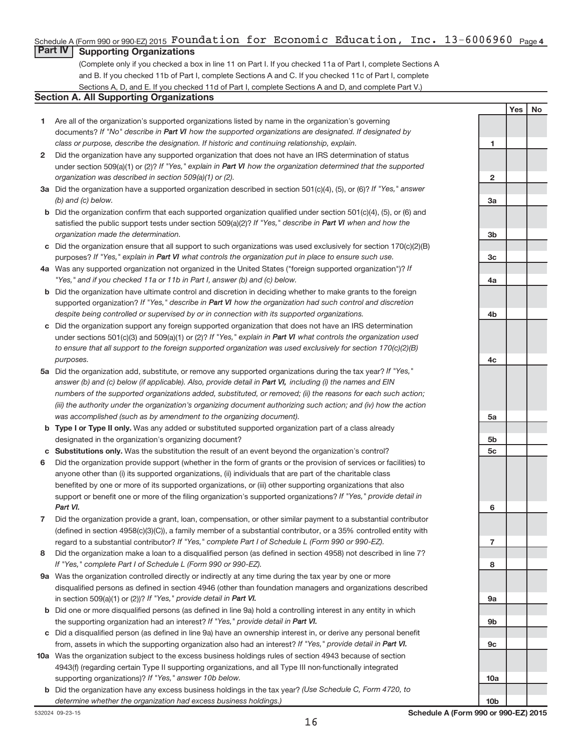Schedule A (Form 990 or 990-EZ) 2015 Foundation for Economic Education, Inc. 13-6006960 Page 4

## Part IV Supporting Organizations

(Complete only if you checked a box in line 11 on Part I. If you checked 11a of Part I, complete Sections A and B. If you checked 11b of Part I, complete Sections A and C. If you checked 11c of Part I, complete Sections A, D, and E. If you checked 11d of Part I, complete Sections A and D, and complete Part V.)

### Section A. All Supporting Organizations

| | | | Yes | No |
|---|---|---|---|---|
| **1** | Are all of the organization's supported organizations listed by name in the organization's governing documents? *If "No" describe in **Part VI** how the supported organizations are designated. If designated by class or purpose, describe the designation. If historic and continuing relationship, explain.* | 1 | | |
| **2** | Did the organization have any supported organization that does not have an IRS determination of status under section 509(a)(1) or (2)? *If "Yes," explain in **Part VI** how the organization determined that the supported organization was described in section 509(a)(1) or (2).* | 2 | | |
| **3a** | Did the organization have a supported organization described in section 501(c)(4), (5), or (6)? *If "Yes," answer (b) and (c) below.* | 3a | | |
| **b** | Did the organization confirm that each supported organization qualified under section 501(c)(4), (5), or (6) and satisfied the public support tests under section 509(a)(2)? *If "Yes," describe in **Part VI** when and how the organization made the determination.* | 3b | | |
| **c** | Did the organization ensure that all support to such organizations was used exclusively for section 170(c)(2)(B) purposes? *If "Yes," explain in **Part VI** what controls the organization put in place to ensure such use.* | 3c | | |
| **4a** | Was any supported organization not organized in the United States ("foreign supported organization")? *If "Yes," and if you checked 11a or 11b in Part I, answer (b) and (c) below.* | 4a | | |
| **b** | Did the organization have ultimate control and discretion in deciding whether to make grants to the foreign supported organization? *If "Yes," describe in **Part VI** how the organization had such control and discretion despite being controlled or supervised by or in connection with its supported organizations.* | 4b | | |
| **c** | Did the organization support any foreign supported organization that does not have an IRS determination under sections 501(c)(3) and 509(a)(1) or (2)? *If "Yes," explain in **Part VI** what controls the organization used to ensure that all support to the foreign supported organization was used exclusively for section 170(c)(2)(B) purposes.* | 4c | | |
| **5a** | Did the organization add, substitute, or remove any supported organizations during the tax year? *If "Yes," answer (b) and (c) below (if applicable). Also, provide detail in **Part VI,** including (i) the names and EIN numbers of the supported organizations added, substituted, or removed; (ii) the reasons for each such action; (iii) the authority under the organization's organizing document authorizing such action; and (iv) how the action was accomplished (such as by amendment to the organizing document).* | 5a | | |
| **b** | **Type I or Type II only.** Was any added or substituted supported organization part of a class already designated in the organization's organizing document? | 5b | | |
| **c** | **Substitutions only.** Was the substitution the result of an event beyond the organization's control? | 5c | | |
| **6** | Did the organization provide support (whether in the form of grants or the provision of services or facilities) to anyone other than (i) its supported organizations, (ii) individuals that are part of the charitable class benefited by one or more of its supported organizations, or (iii) other supporting organizations that also support or benefit one or more of the filing organization's supported organizations? *If "Yes," provide detail in **Part VI.*** | 6 | | |
| **7** | Did the organization provide a grant, loan, compensation, or other similar payment to a substantial contributor (defined in section 4958(c)(3)(C)), a family member of a substantial contributor, or a 35% controlled entity with regard to a substantial contributor? *If "Yes," complete Part I of Schedule L (Form 990 or 990-EZ).* | 7 | | |
| **8** | Did the organization make a loan to a disqualified person (as defined in section 4958) not described in line 7? *If "Yes," complete Part I of Schedule L (Form 990 or 990-EZ).* | 8 | | |
| **9a** | Was the organization controlled directly or indirectly at any time during the tax year by one or more disqualified persons as defined in section 4946 (other than foundation managers and organizations described in section 509(a)(1) or (2))? *If "Yes," provide detail in **Part VI.*** | 9a | | |
| **b** | Did one or more disqualified persons (as defined in line 9a) hold a controlling interest in any entity in which the supporting organization had an interest? *If "Yes," provide detail in **Part VI.*** | 9b | | |
| **c** | Did a disqualified person (as defined in line 9a) have an ownership interest in, or derive any personal benefit from, assets in which the supporting organization also had an interest? *If "Yes," provide detail in **Part VI.*** | 9c | | |
| **10a** | Was the organization subject to the excess business holdings rules of section 4943 because of section 4943(f) (regarding certain Type II supporting organizations, and all Type III non-functionally integrated supporting organizations)? *If "Yes," answer 10b below.* | 10a | | |
| **b** | Did the organization have any excess business holdings in the tax year? *(Use Schedule C, Form 4720, to determine whether the organization had excess business holdings.)* | 10b | | |

532024 09-23-15 **Schedule A (Form 990 or 990-EZ) 2015**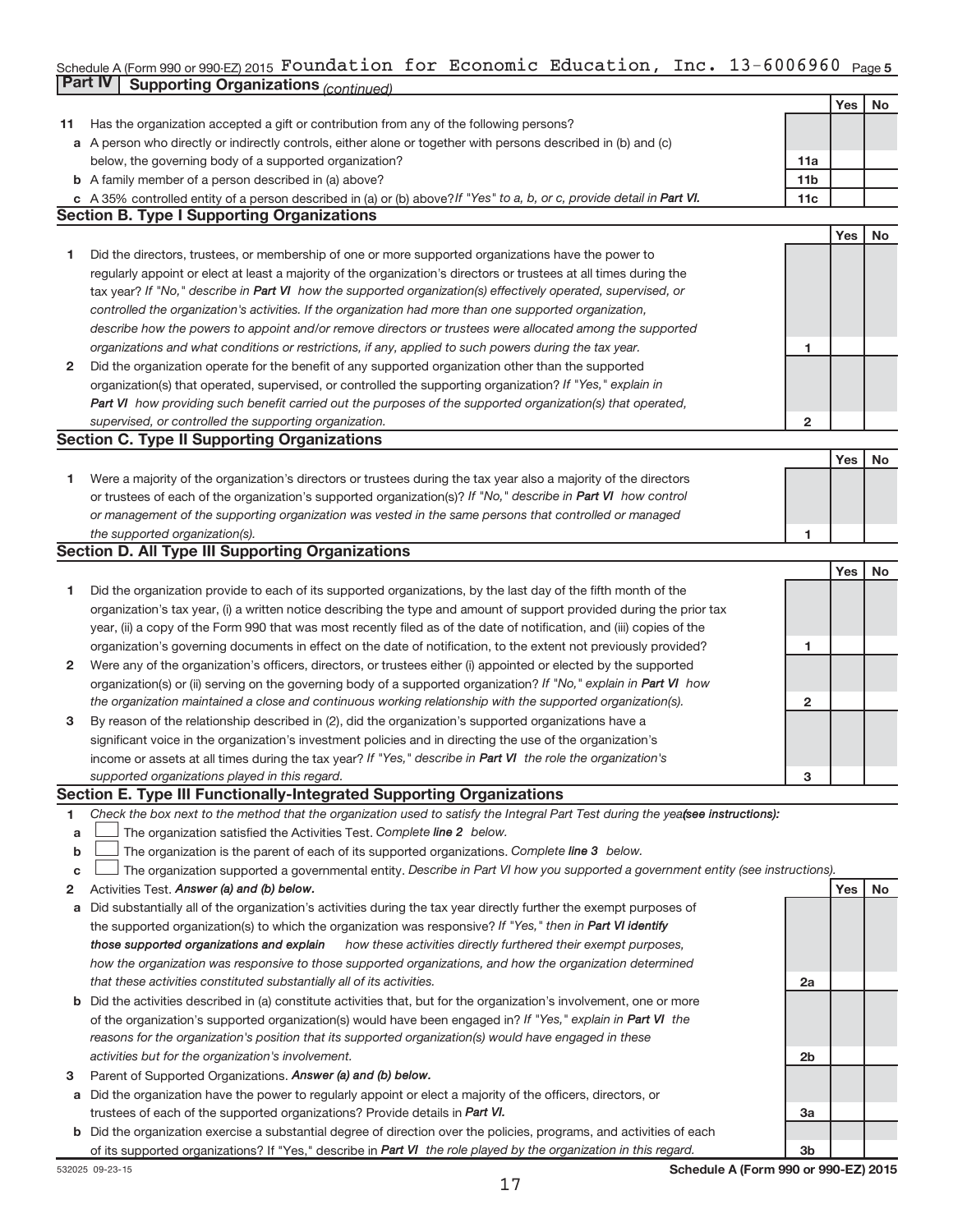Schedule A (Form 990 or 990-EZ) 2015 Foundation for Economic Education, Inc. 13-6006960 Page 5

**Part IV | Supporting Organizations** *(continued)*

| | | | Yes | No |
|---|---|---|---|---|
| **11** | Has the organization accepted a gift or contribution from any of the following persons? | | | |
| **a** | A person who directly or indirectly controls, either alone or together with persons described in (b) and (c) below, the governing body of a supported organization? | 11a | | |
| **b** | A family member of a person described in (a) above? | 11b | | |
| **c** | A 35% controlled entity of a person described in (a) or (b) above? *If "Yes" to a, b, or c, provide detail in* ***Part VI.*** | 11c | | |

### Section B. Type I Supporting Organizations

| | | | Yes | No |
|---|---|---|---|---|
| **1** | Did the directors, trustees, or membership of one or more supported organizations have the power to regularly appoint or elect at least a majority of the organization's directors or trustees at all times during the tax year? *If "No," describe in* ***Part VI*** *how the supported organization(s) effectively operated, supervised, or controlled the organization's activities. If the organization had more than one supported organization, describe how the powers to appoint and/or remove directors or trustees were allocated among the supported organizations and what conditions or restrictions, if any, applied to such powers during the tax year.* | 1 | | |
| **2** | Did the organization operate for the benefit of any supported organization other than the supported organization(s) that operated, supervised, or controlled the supporting organization? *If "Yes," explain in* ***Part VI*** *how providing such benefit carried out the purposes of the supported organization(s) that operated, supervised, or controlled the supporting organization.* | 2 | | |

### Section C. Type II Supporting Organizations

| | | | Yes | No |
|---|---|---|---|---|
| **1** | Were a majority of the organization's directors or trustees during the tax year also a majority of the directors or trustees of each of the organization's supported organization(s)? *If "No," describe in* ***Part VI*** *how control or management of the supporting organization was vested in the same persons that controlled or managed the supported organization(s).* | 1 | | |

### Section D. All Type III Supporting Organizations

| | | | Yes | No |
|---|---|---|---|---|
| **1** | Did the organization provide to each of its supported organizations, by the last day of the fifth month of the organization's tax year, (i) a written notice describing the type and amount of support provided during the prior tax year, (ii) a copy of the Form 990 that was most recently filed as of the date of notification, and (iii) copies of the organization's governing documents in effect on the date of notification, to the extent not previously provided? | 1 | | |
| **2** | Were any of the organization's officers, directors, or trustees either (i) appointed or elected by the supported organization(s) or (ii) serving on the governing body of a supported organization? *If "No," explain in* ***Part VI*** *how the organization maintained a close and continuous working relationship with the supported organization(s).* | 2 | | |
| **3** | By reason of the relationship described in (2), did the organization's supported organizations have a significant voice in the organization's investment policies and in directing the use of the organization's income or assets at all times during the tax year? *If "Yes," describe in* ***Part VI*** *the role the organization's supported organizations played in this regard.* | 3 | | |

### Section E. Type III Functionally-Integrated Supporting Organizations

**1** *Check the box next to the method that the organization used to satisfy the Integral Part Test during the year* ***(see instructions):***

- **a** ☐ The organization satisfied the Activities Test. *Complete* ***line 2*** *below.*
- **b** ☐ The organization is the parent of each of its supported organizations. *Complete* ***line 3*** *below.*
- **c** ☐ The organization supported a governmental entity. *Describe in Part VI how you supported a government entity (see instructions).*

| | | | Yes | No |
|---|---|---|---|---|
| **2** | Activities Test. ***Answer (a) and (b) below.*** | | | |
| **a** | Did substantially all of the organization's activities during the tax year directly further the exempt purposes of the supported organization(s) to which the organization was responsive? *If "Yes," then in* ***Part VI identify those supported organizations and explain*** *how these activities directly furthered their exempt purposes, how the organization was responsive to those supported organizations, and how the organization determined that these activities constituted substantially all of its activities.* | 2a | | |
| **b** | Did the activities described in (a) constitute activities that, but for the organization's involvement, one or more of the organization's supported organization(s) would have been engaged in? *If "Yes," explain in* ***Part VI*** *the reasons for the organization's position that its supported organization(s) would have engaged in these activities but for the organization's involvement.* | 2b | | |
| **3** | Parent of Supported Organizations. ***Answer (a) and (b) below.*** | | | |
| **a** | Did the organization have the power to regularly appoint or elect a majority of the officers, directors, or trustees of each of the supported organizations? Provide details in ***Part VI.*** | 3a | | |
| **b** | Did the organization exercise a substantial degree of direction over the policies, programs, and activities of each of its supported organizations? If "Yes," describe in ***Part VI*** *the role played by the organization in this regard.* | 3b | | |

532025 09-23-15 **Schedule A (Form 990 or 990-EZ) 2015**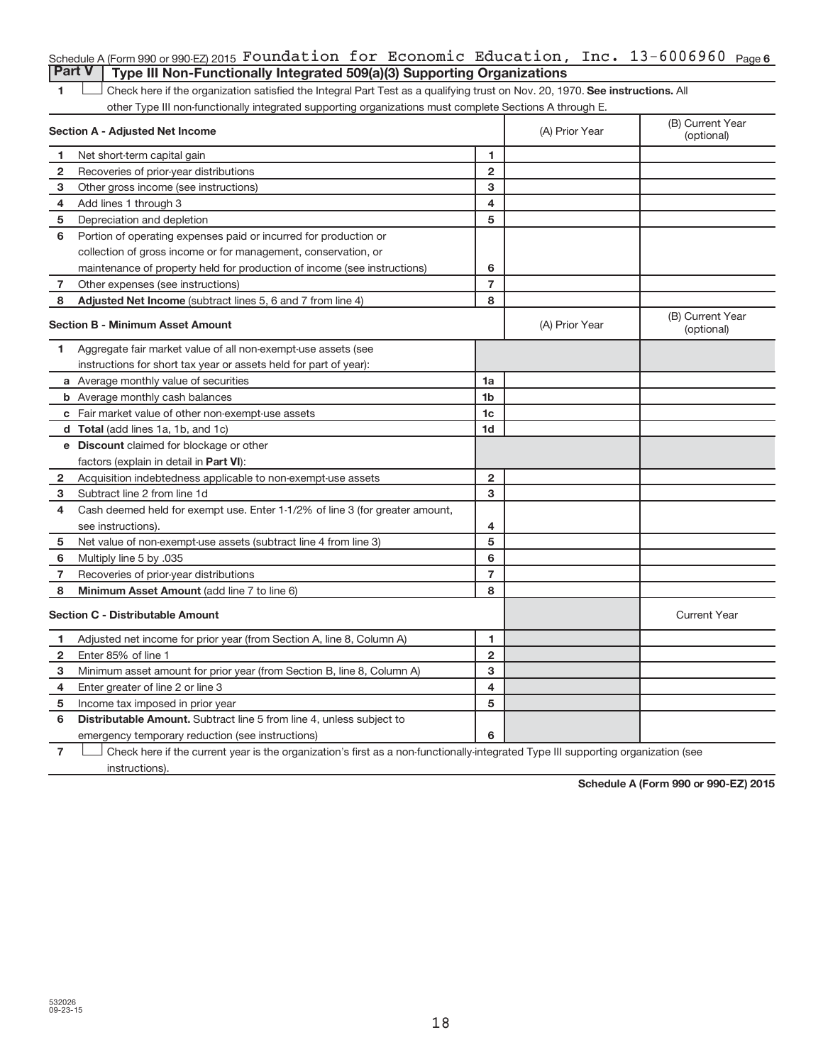Schedule A (Form 990 or 990-EZ) 2015 Foundation for Economic Education, Inc. 13-6006960 Page 6

## Part V | Type III Non-Functionally Integrated 509(a)(3) Supporting Organizations

1 ☐ Check here if the organization satisfied the Integral Part Test as a qualifying trust on Nov. 20, 1970. **See instructions.** All other Type III non-functionally integrated supporting organizations must complete Sections A through E.

| **Section A - Adjusted Net Income** | | (A) Prior Year | (B) Current Year (optional) |
|---|---|---|---|
| 1 Net short-term capital gain | 1 | | |
| 2 Recoveries of prior-year distributions | 2 | | |
| 3 Other gross income (see instructions) | 3 | | |
| 4 Add lines 1 through 3 | 4 | | |
| 5 Depreciation and depletion | 5 | | |
| 6 Portion of operating expenses paid or incurred for production or collection of gross income or for management, conservation, or maintenance of property held for production of income (see instructions) | 6 | | |
| 7 Other expenses (see instructions) | 7 | | |
| 8 **Adjusted Net Income** (subtract lines 5, 6 and 7 from line 4) | 8 | | |

| **Section B - Minimum Asset Amount** | | (A) Prior Year | (B) Current Year (optional) |
|---|---|---|---|
| 1 Aggregate fair market value of all non-exempt-use assets (see instructions for short tax year or assets held for part of year): | | | |
| a Average monthly value of securities | 1a | | |
| b Average monthly cash balances | 1b | | |
| c Fair market value of other non-exempt-use assets | 1c | | |
| d **Total** (add lines 1a, 1b, and 1c) | 1d | | |
| e **Discount** claimed for blockage or other factors (explain in detail in **Part VI**): | | | |
| 2 Acquisition indebtedness applicable to non-exempt-use assets | 2 | | |
| 3 Subtract line 2 from line 1d | 3 | | |
| 4 Cash deemed held for exempt use. Enter 1-1/2% of line 3 (for greater amount, see instructions). | 4 | | |
| 5 Net value of non-exempt-use assets (subtract line 4 from line 3) | 5 | | |
| 6 Multiply line 5 by .035 | 6 | | |
| 7 Recoveries of prior-year distributions | 7 | | |
| 8 **Minimum Asset Amount** (add line 7 to line 6) | 8 | | |

| **Section C - Distributable Amount** | | | Current Year |
|---|---|---|---|
| 1 Adjusted net income for prior year (from Section A, line 8, Column A) | 1 | | |
| 2 Enter 85% of line 1 | 2 | | |
| 3 Minimum asset amount for prior year (from Section B, line 8, Column A) | 3 | | |
| 4 Enter greater of line 2 or line 3 | 4 | | |
| 5 Income tax imposed in prior year | 5 | | |
| 6 **Distributable Amount.** Subtract line 5 from line 4, unless subject to emergency temporary reduction (see instructions) | 6 | | |

7 ☐ Check here if the current year is the organization's first as a non-functionally-integrated Type III supporting organization (see instructions).

**Schedule A (Form 990 or 990-EZ) 2015**

532026 09-23-15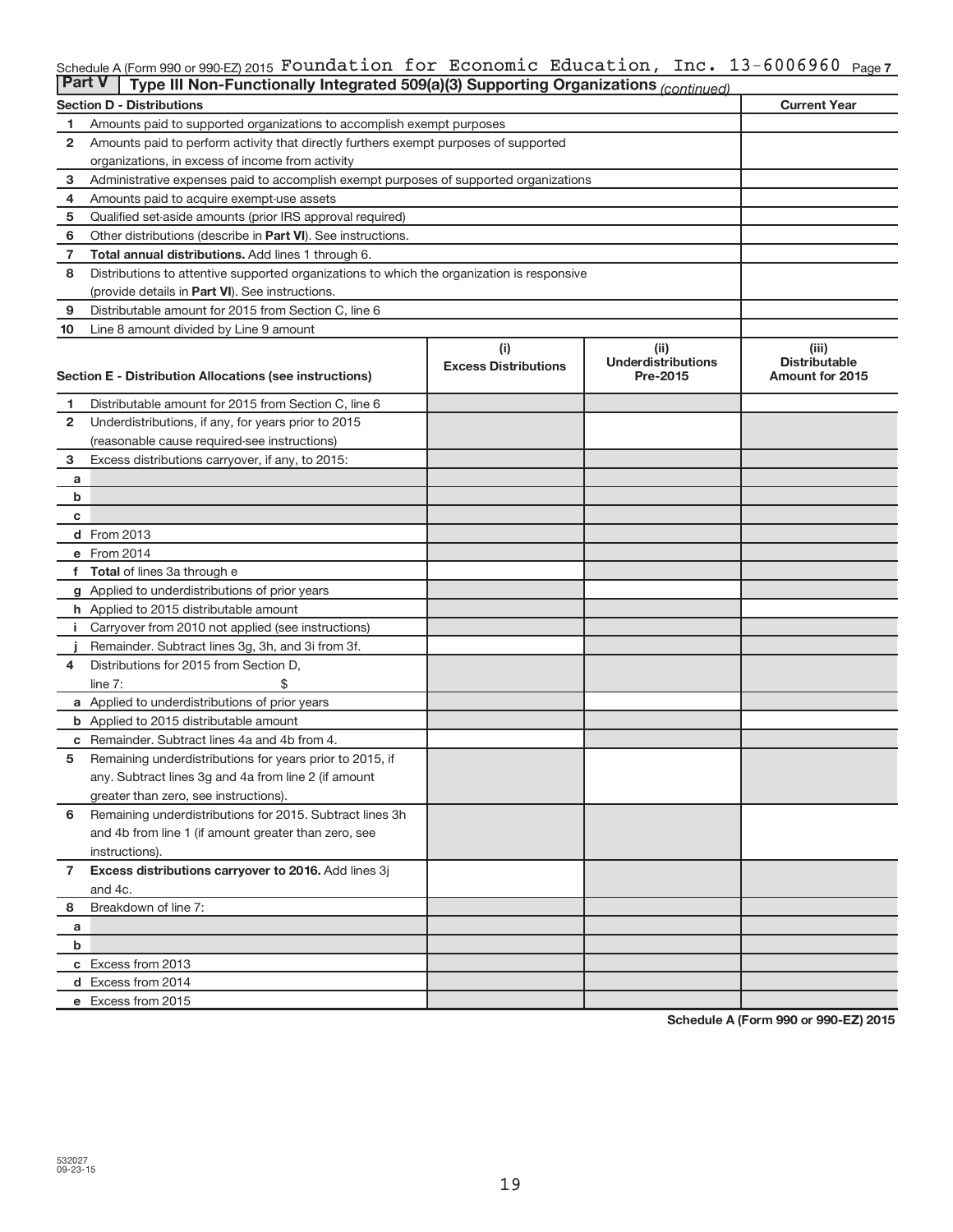Schedule A (Form 990 or 990-EZ) 2015 Foundation for Economic Education, Inc. 13-6006960 Page 7

**Part V | Type III Non-Functionally Integrated 509(a)(3) Supporting Organizations** *(continued)*

| | Section D - Distributions | Current Year |
|---|---|---|
| 1 | Amounts paid to supported organizations to accomplish exempt purposes | |
| 2 | Amounts paid to perform activity that directly furthers exempt purposes of supported organizations, in excess of income from activity | |
| 3 | Administrative expenses paid to accomplish exempt purposes of supported organizations | |
| 4 | Amounts paid to acquire exempt-use assets | |
| 5 | Qualified set-aside amounts (prior IRS approval required) | |
| 6 | Other distributions (describe in **Part VI**). See instructions. | |
| 7 | **Total annual distributions.** Add lines 1 through 6. | |
| 8 | Distributions to attentive supported organizations to which the organization is responsive (provide details in **Part VI**). See instructions. | |
| 9 | Distributable amount for 2015 from Section C, line 6 | |
| 10 | Line 8 amount divided by Line 9 amount | |

| | Section E - Distribution Allocations (see instructions) | (i) Excess Distributions | (ii) Underdistributions Pre-2015 | (iii) Distributable Amount for 2015 |
|---|---|---|---|---|
| 1 | Distributable amount for 2015 from Section C, line 6 | | | |
| 2 | Underdistributions, if any, for years prior to 2015 (reasonable cause required-see instructions) | | | |
| 3 | Excess distributions carryover, if any, to 2015: | | | |
| a | | | | |
| b | | | | |
| c | | | | |
| d | From 2013 | | | |
| e | From 2014 | | | |
| f | **Total** of lines 3a through e | | | |
| g | Applied to underdistributions of prior years | | | |
| h | Applied to 2015 distributable amount | | | |
| i | Carryover from 2010 not applied (see instructions) | | | |
| j | Remainder. Subtract lines 3g, 3h, and 3i from 3f. | | | |
| 4 | Distributions for 2015 from Section D, line 7: $ | | | |
| a | Applied to underdistributions of prior years | | | |
| b | Applied to 2015 distributable amount | | | |
| c | Remainder. Subtract lines 4a and 4b from 4. | | | |
| 5 | Remaining underdistributions for years prior to 2015, if any. Subtract lines 3g and 4a from line 2 (if amount greater than zero, see instructions). | | | |
| 6 | Remaining underdistributions for 2015. Subtract lines 3h and 4b from line 1 (if amount greater than zero, see instructions). | | | |
| 7 | **Excess distributions carryover to 2016.** Add lines 3j and 4c. | | | |
| 8 | Breakdown of line 7: | | | |
| a | | | | |
| b | | | | |
| c | Excess from 2013 | | | |
| d | Excess from 2014 | | | |
| e | Excess from 2015 | | | |

**Schedule A (Form 990 or 990-EZ) 2015**

532027 09-23-15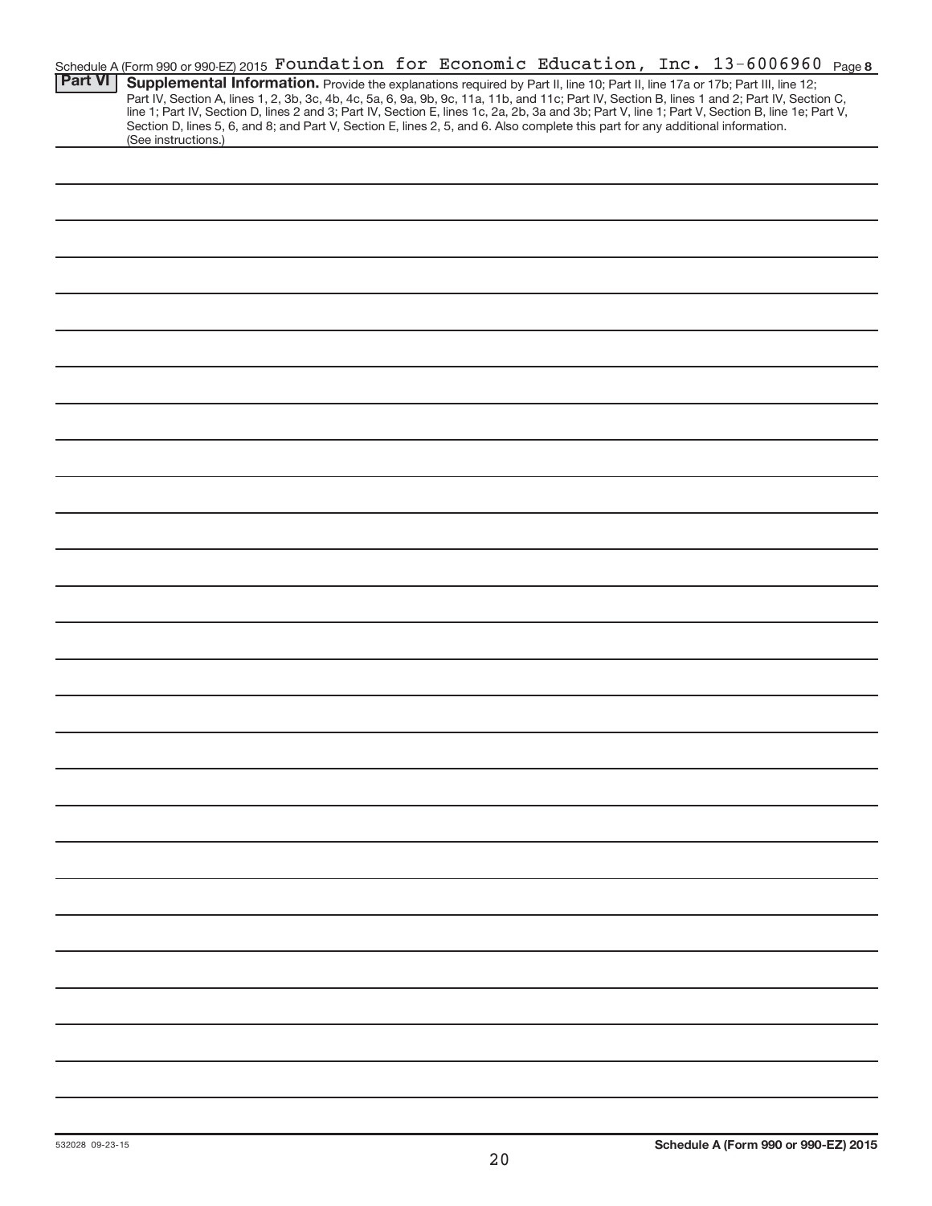Schedule A (Form 990 or 990-EZ) 2015 Foundation for Economic Education, Inc. 13-6006960 Page **8**

**Part VI** **Supplemental Information.** Provide the explanations required by Part II, line 10; Part II, line 17a or 17b; Part III, line 12; Part IV, Section A, lines 1, 2, 3b, 3c, 4b, 4c, 5a, 6, 9a, 9b, 9c, 11a, 11b, and 11c; Part IV, Section B, lines 1 and 2; Part IV, Section C, line 1; Part IV, Section D, lines 2 and 3; Part IV, Section E, lines 1c, 2a, 2b, 3a and 3b; Part V, line 1; Part V, Section B, line 1e; Part V, Section D, lines 5, 6, and 8; and Part V, Section E, lines 2, 5, and 6. Also complete this part for any additional information. (See instructions.)

532028 09-23-15 **Schedule A (Form 990 or 990-EZ) 2015**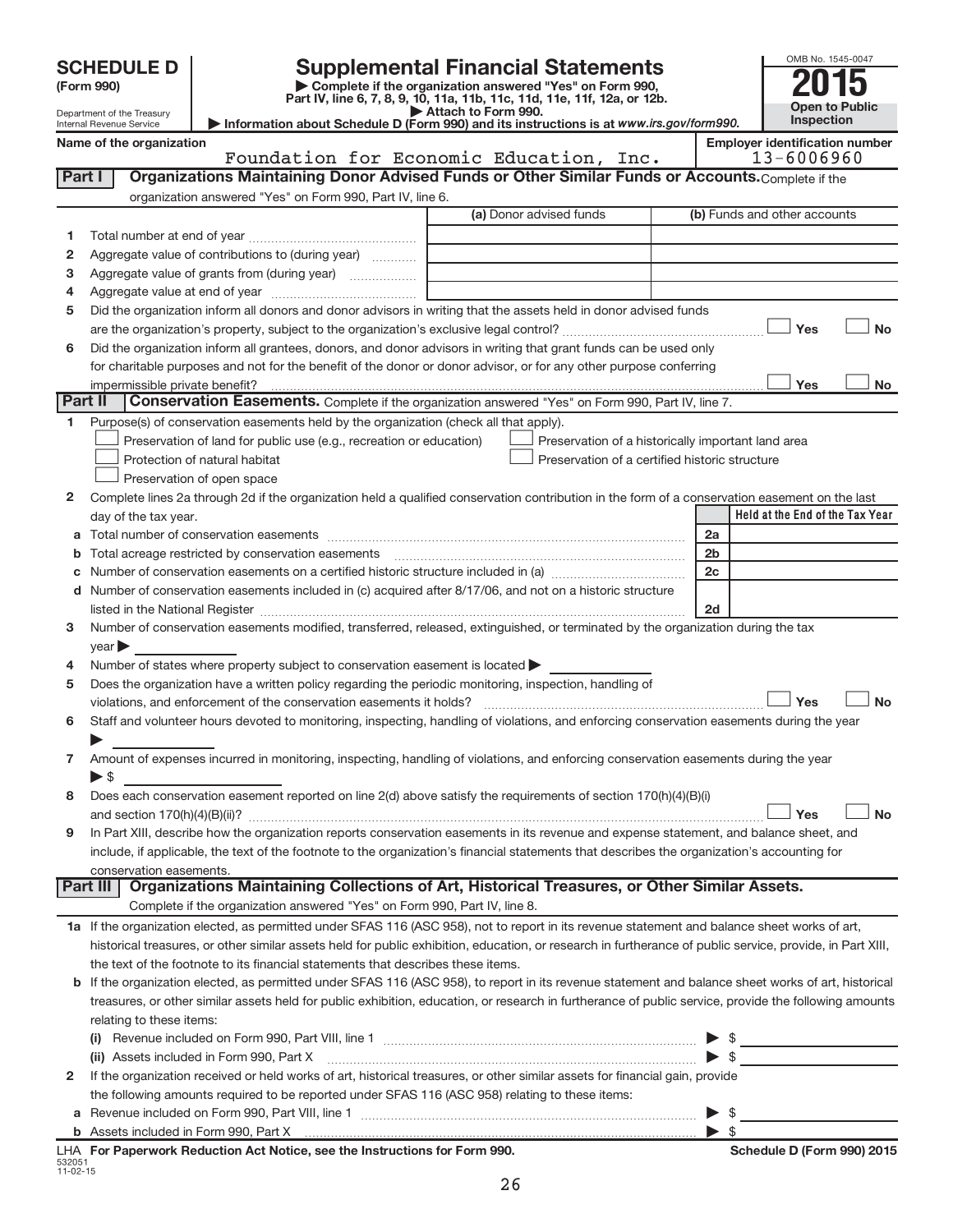# SCHEDULE D (Form 990)

Department of the Treasury
Internal Revenue Service

## Supplemental Financial Statements

▶ Complete if the organization answered "Yes" on Form 990, Part IV, line 6, 7, 8, 9, 10, 11a, 11b, 11c, 11d, 11e, 11f, 12a, or 12b.
▶ Attach to Form 990.
▶ Information about Schedule D (Form 990) and its instructions is at www.irs.gov/form990.

OMB No. 1545-0047
**2015**
**Open to Public Inspection**

**Name of the organization:** Foundation for Economic Education, Inc.
**Employer identification number:** 13-6006960

### Part I — Organizations Maintaining Donor Advised Funds or Other Similar Funds or Accounts.
Complete if the organization answered "Yes" on Form 990, Part IV, line 6.

| | | (a) Donor advised funds | (b) Funds and other accounts |
|---|---|---|---|
| 1 | Total number at end of year | | |
| 2 | Aggregate value of contributions to (during year) | | |
| 3 | Aggregate value of grants from (during year) | | |
| 4 | Aggregate value at end of year | | |

5 Did the organization inform all donors and donor advisors in writing that the assets held in donor advised funds are the organization's property, subject to the organization's exclusive legal control? ☐ Yes ☐ No

6 Did the organization inform all grantees, donors, and donor advisors in writing that grant funds can be used only for charitable purposes and not for the benefit of the donor or donor advisor, or for any other purpose conferring impermissible private benefit? ☐ Yes ☐ No

### Part II — Conservation Easements.
Complete if the organization answered "Yes" on Form 990, Part IV, line 7.

1 Purpose(s) of conservation easements held by the organization (check all that apply).

- ☐ Preservation of land for public use (e.g., recreation or education)
- ☐ Preservation of a historically important land area
- ☐ Protection of natural habitat
- ☐ Preservation of a certified historic structure
- ☐ Preservation of open space

2 Complete lines 2a through 2d if the organization held a qualified conservation contribution in the form of a conservation easement on the last day of the tax year.

| | | | Held at the End of the Tax Year |
|---|---|---|---|
| a | Total number of conservation easements | 2a | |
| b | Total acreage restricted by conservation easements | 2b | |
| c | Number of conservation easements on a certified historic structure included in (a) | 2c | |
| d | Number of conservation easements included in (c) acquired after 8/17/06, and not on a historic structure listed in the National Register | 2d | |

3 Number of conservation easements modified, transferred, released, extinguished, or terminated by the organization during the tax year ▶

4 Number of states where property subject to conservation easement is located ▶

5 Does the organization have a written policy regarding the periodic monitoring, inspection, handling of violations, and enforcement of the conservation easements it holds? ☐ Yes ☐ No

6 Staff and volunteer hours devoted to monitoring, inspecting, handling of violations, and enforcing conservation easements during the year ▶

7 Amount of expenses incurred in monitoring, inspecting, handling of violations, and enforcing conservation easements during the year ▶ $

8 Does each conservation easement reported on line 2(d) above satisfy the requirements of section 170(h)(4)(B)(i) and section 170(h)(4)(B)(ii)? ☐ Yes ☐ No

9 In Part XIII, describe how the organization reports conservation easements in its revenue and expense statement, and balance sheet, and include, if applicable, the text of the footnote to the organization's financial statements that describes the organization's accounting for conservation easements.

### Part III — Organizations Maintaining Collections of Art, Historical Treasures, or Other Similar Assets.
Complete if the organization answered "Yes" on Form 990, Part IV, line 8.

1a If the organization elected, as permitted under SFAS 116 (ASC 958), not to report in its revenue statement and balance sheet works of art, historical treasures, or other similar assets held for public exhibition, education, or research in furtherance of public service, provide, in Part XIII, the text of the footnote to its financial statements that describes these items.

b If the organization elected, as permitted under SFAS 116 (ASC 958), to report in its revenue statement and balance sheet works of art, historical treasures, or other similar assets held for public exhibition, education, or research in furtherance of public service, provide the following amounts relating to these items:

(i) Revenue included on Form 990, Part VIII, line 1 ▶ $

(ii) Assets included in Form 990, Part X ▶ $

2 If the organization received or held works of art, historical treasures, or other similar assets for financial gain, provide the following amounts required to be reported under SFAS 116 (ASC 958) relating to these items:

a Revenue included on Form 990, Part VIII, line 1 ▶ $

b Assets included in Form 990, Part X ▶ $

LHA For Paperwork Reduction Act Notice, see the Instructions for Form 990.
532051 11-02-15
Schedule D (Form 990) 2015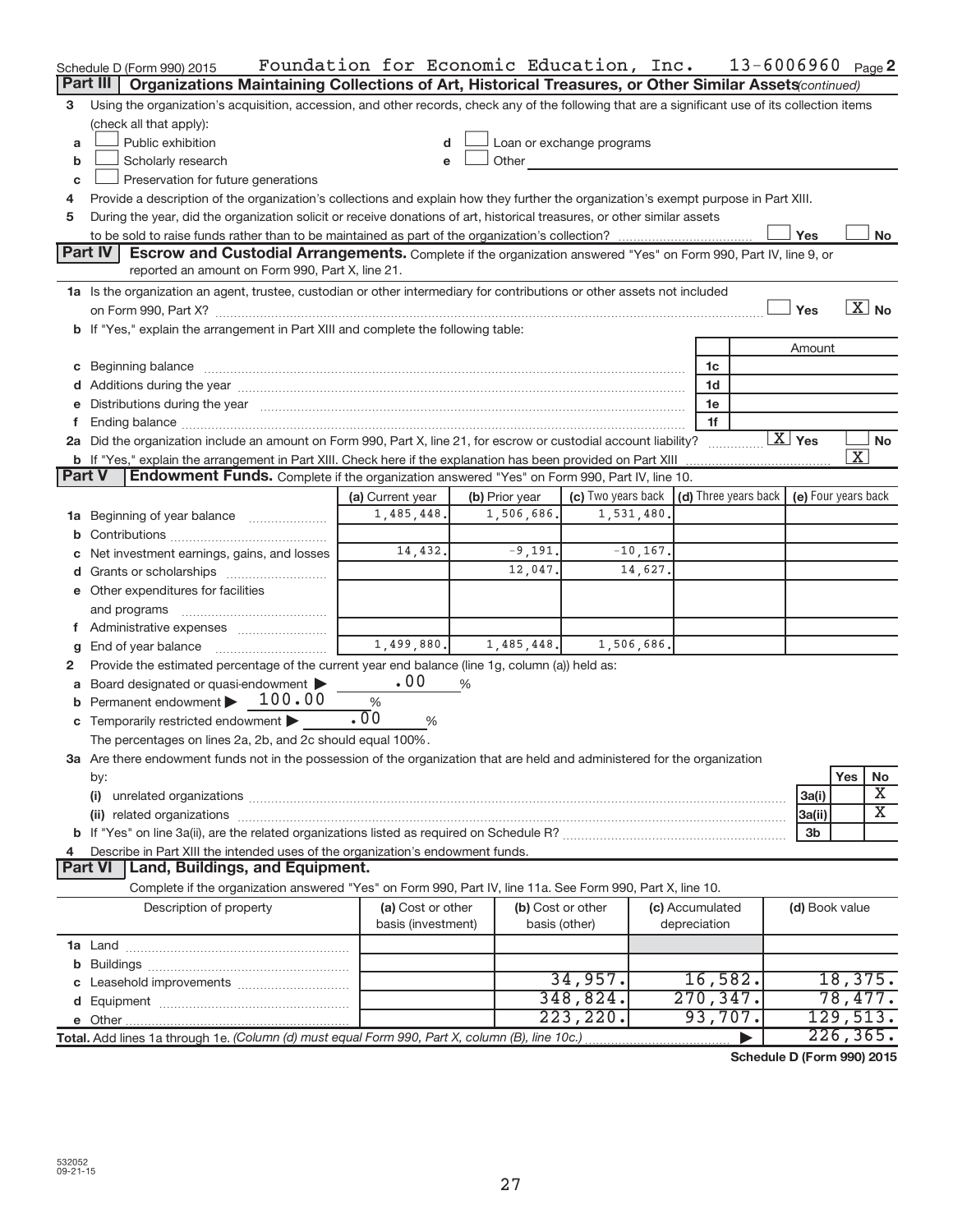Schedule D (Form 990) 2015 Foundation for Economic Education, Inc. 13-6006960 Page 2

**Part III | Organizations Maintaining Collections of Art, Historical Treasures, or Other Similar Assets** *(continued)*

3 Using the organization's acquisition, accession, and other records, check any of the following that are a significant use of its collection items (check all that apply):

- a ☐ Public exhibition
- b ☐ Scholarly research
- c ☐ Preservation for future generations
- d ☐ Loan or exchange programs
- e ☐ Other

4 Provide a description of the organization's collections and explain how they further the organization's exempt purpose in Part XIII.

5 During the year, did the organization solicit or receive donations of art, historical treasures, or other similar assets to be sold to raise funds rather than to be maintained as part of the organization's collection? ☐ Yes ☐ No

**Part IV | Escrow and Custodial Arrangements.** Complete if the organization answered "Yes" on Form 990, Part IV, line 9, or reported an amount on Form 990, Part X, line 21.

1a Is the organization an agent, trustee, custodian or other intermediary for contributions or other assets not included on Form 990, Part X? ☐ Yes ☒ No

b If "Yes," explain the arrangement in Part XIII and complete the following table:

| | | Amount |
|---|---|---|
| c Beginning balance | 1c | |
| d Additions during the year | 1d | |
| e Distributions during the year | 1e | |
| f Ending balance | 1f | |

2a Did the organization include an amount on Form 990, Part X, line 21, for escrow or custodial account liability? ☒ Yes ☐ No

b If "Yes," explain the arrangement in Part XIII. Check here if the explanation has been provided on Part XIII ☒

**Part V | Endowment Funds.** Complete if the organization answered "Yes" on Form 990, Part IV, line 10.

| | (a) Current year | (b) Prior year | (c) Two years back | (d) Three years back | (e) Four years back |
|---|---|---|---|---|---|
| 1a Beginning of year balance | 1,485,448. | 1,506,686. | 1,531,480. | | |
| b Contributions | | | | | |
| c Net investment earnings, gains, and losses | 14,432. | -9,191. | -10,167. | | |
| d Grants or scholarships | | 12,047. | 14,627. | | |
| e Other expenditures for facilities and programs | | | | | |
| f Administrative expenses | | | | | |
| g End of year balance | 1,499,880. | 1,485,448. | 1,506,686. | | |

2 Provide the estimated percentage of the current year end balance (line 1g, column (a)) held as:

- a Board designated or quasi-endowment ▶ .00 %
- b Permanent endowment ▶ 100.00 %
- c Temporarily restricted endowment ▶ .00 %

The percentages on lines 2a, 2b, and 2c should equal 100%.

3a Are there endowment funds not in the possession of the organization that are held and administered for the organization by:

| | | Yes | No |
|---|---|---|---|
| (i) unrelated organizations | 3a(i) | | X |
| (ii) related organizations | 3a(ii) | | X |
| b If "Yes" on line 3a(ii), are the related organizations listed as required on Schedule R? | 3b | | |

4 Describe in Part XIII the intended uses of the organization's endowment funds.

**Part VI | Land, Buildings, and Equipment.**

Complete if the organization answered "Yes" on Form 990, Part IV, line 11a. See Form 990, Part X, line 10.

| Description of property | (a) Cost or other basis (investment) | (b) Cost or other basis (other) | (c) Accumulated depreciation | (d) Book value |
|---|---|---|---|---|
| 1a Land | | | | |
| b Buildings | | | | |
| c Leasehold improvements | | 34,957. | 16,582. | 18,375. |
| d Equipment | | 348,824. | 270,347. | 78,477. |
| e Other | | 223,220. | 93,707. | 129,513. |
| **Total.** Add lines 1a through 1e. *(Column (d) must equal Form 990, Part X, column (B), line 10c.)* | | | ▶ | 226,365. |

**Schedule D (Form 990) 2015**

532052
09-21-15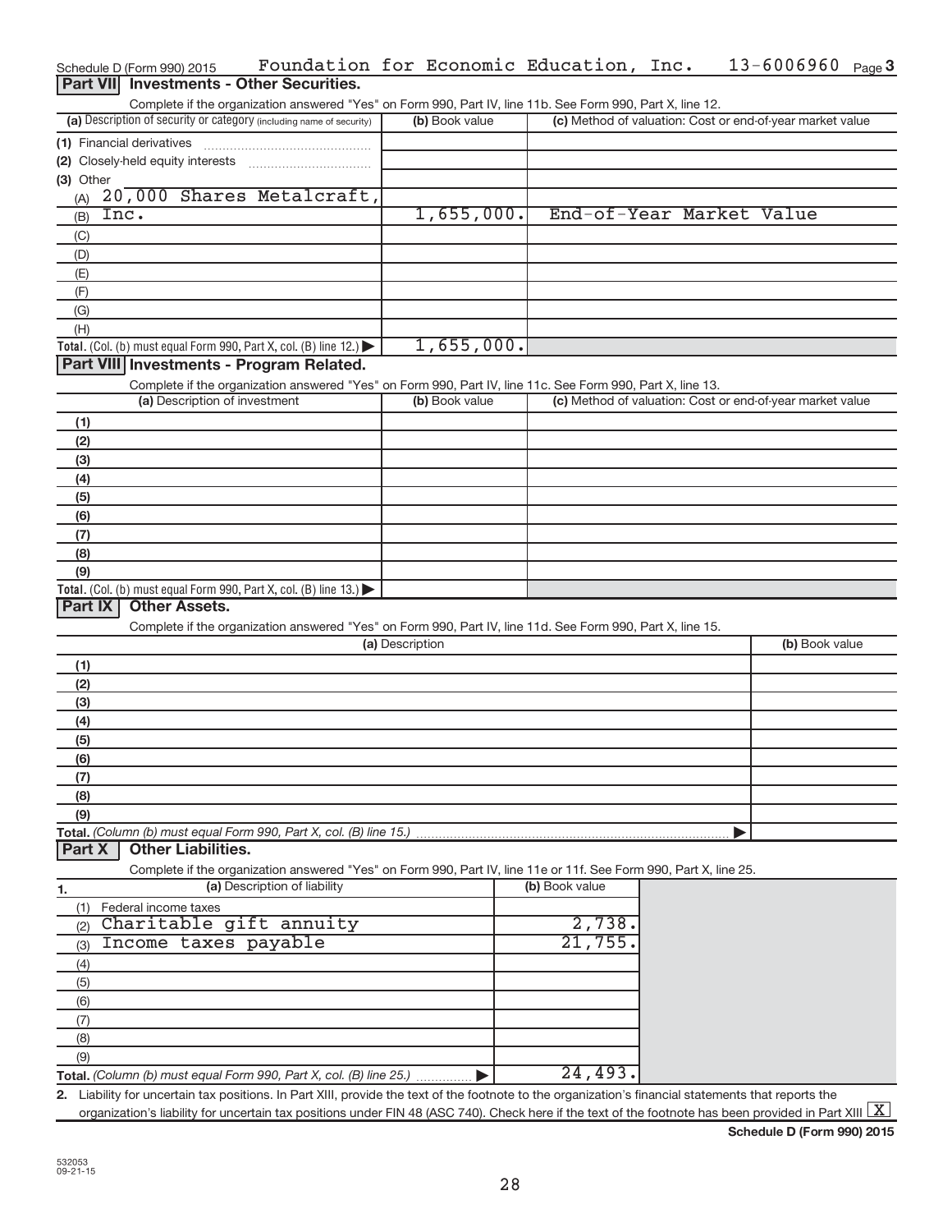Schedule D (Form 990) 2015 Foundation for Economic Education, Inc. 13-6006960 Page 3

## Part VII Investments - Other Securities.

Complete if the organization answered "Yes" on Form 990, Part IV, line 11b. See Form 990, Part X, line 12.

| (a) Description of security or category (including name of security) | (b) Book value | (c) Method of valuation: Cost or end-of-year market value |
|---|---|---|
| (1) Financial derivatives | | |
| (2) Closely-held equity interests | | |
| (3) Other | | |
| (A) 20,000 Shares Metalcraft, | | |
| (B) Inc. | 1,655,000. | End-of-Year Market Value |
| (C) | | |
| (D) | | |
| (E) | | |
| (F) | | |
| (G) | | |
| (H) | | |
| **Total.** (Col. (b) must equal Form 990, Part X, col. (B) line 12.) ▶ | 1,655,000. | |

## Part VIII Investments - Program Related.

Complete if the organization answered "Yes" on Form 990, Part IV, line 11c. See Form 990, Part X, line 13.

| (a) Description of investment | (b) Book value | (c) Method of valuation: Cost or end-of-year market value |
|---|---|---|
| (1) | | |
| (2) | | |
| (3) | | |
| (4) | | |
| (5) | | |
| (6) | | |
| (7) | | |
| (8) | | |
| (9) | | |
| **Total.** (Col. (b) must equal Form 990, Part X, col. (B) line 13.) ▶ | | |

## Part IX Other Assets.

Complete if the organization answered "Yes" on Form 990, Part IV, line 11d. See Form 990, Part X, line 15.

| (a) Description | (b) Book value |
|---|---|
| (1) | |
| (2) | |
| (3) | |
| (4) | |
| (5) | |
| (6) | |
| (7) | |
| (8) | |
| (9) | |
| **Total.** *(Column (b) must equal Form 990, Part X, col. (B) line 15.)* ▶ | |

## Part X Other Liabilities.

Complete if the organization answered "Yes" on Form 990, Part IV, line 11e or 11f. See Form 990, Part X, line 25.

| 1. (a) Description of liability | (b) Book value |
|---|---|
| (1) Federal income taxes | |
| (2) Charitable gift annuity | 2,738. |
| (3) Income taxes payable | 21,755. |
| (4) | |
| (5) | |
| (6) | |
| (7) | |
| (8) | |
| (9) | |
| **Total.** *(Column (b) must equal Form 990, Part X, col. (B) line 25.)* ▶ | 24,493. |

2. Liability for uncertain tax positions. In Part XIII, provide the text of the footnote to the organization's financial statements that reports the organization's liability for uncertain tax positions under FIN 48 (ASC 740). Check here if the text of the footnote has been provided in Part XIII [X]

**Schedule D (Form 990) 2015**

532053 09-21-15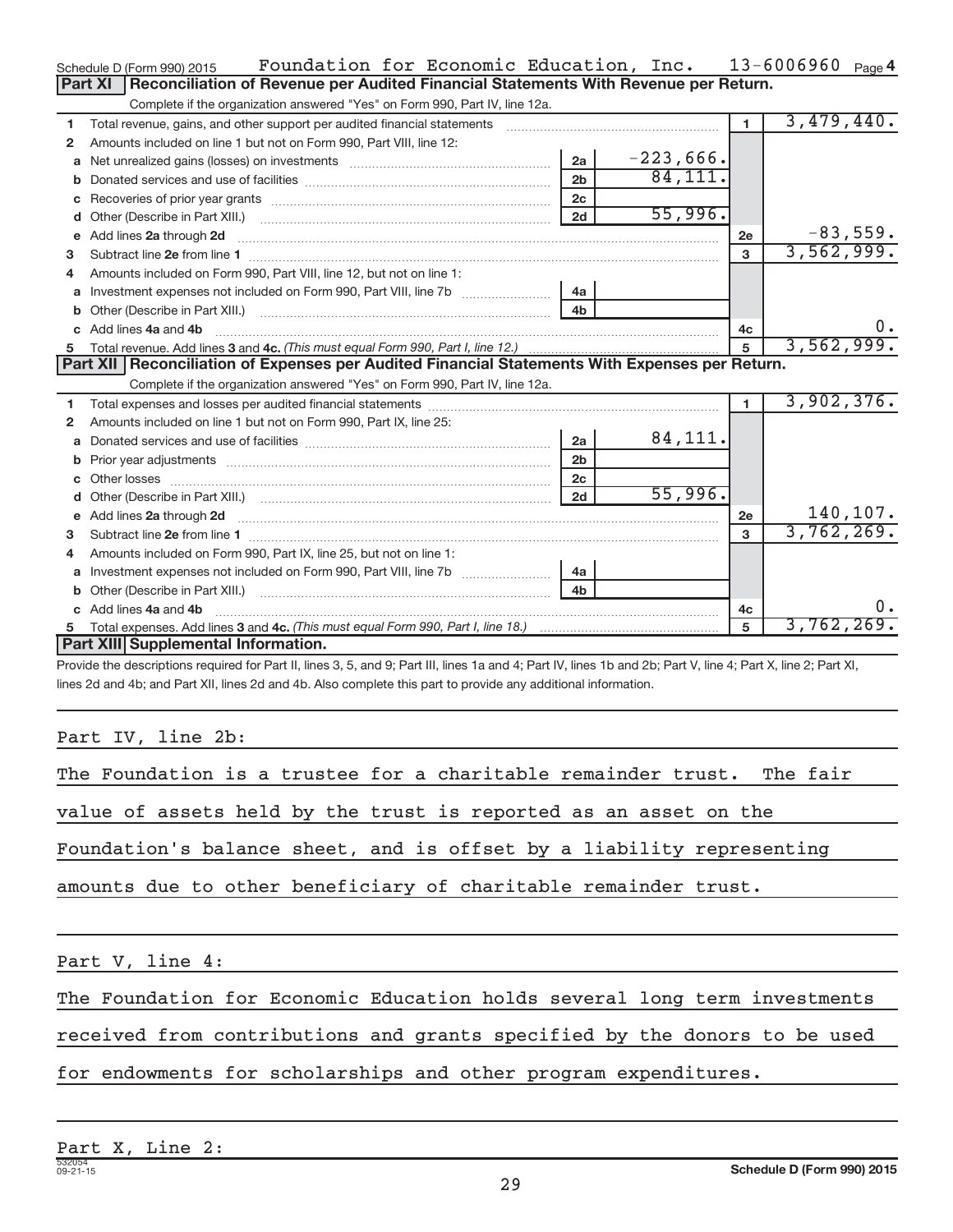Schedule D (Form 990) 2015 Foundation for Economic Education, Inc. 13-6006960 Page 4

## Part XI Reconciliation of Revenue per Audited Financial Statements With Revenue per Return.

Complete if the organization answered "Yes" on Form 990, Part IV, line 12a.

| | | | | | |
|---|---|---|---|---|---|
| 1 | Total revenue, gains, and other support per audited financial statements | | | 1 | 3,479,440. |
| 2 | Amounts included on line 1 but not on Form 990, Part VIII, line 12: | | | | |
| a | Net unrealized gains (losses) on investments | 2a | -223,666. | | |
| b | Donated services and use of facilities | 2b | 84,111. | | |
| c | Recoveries of prior year grants | 2c | | | |
| d | Other (Describe in Part XIII.) | 2d | 55,996. | | |
| e | Add lines 2a through 2d | | | 2e | -83,559. |
| 3 | Subtract line 2e from line 1 | | | 3 | 3,562,999. |
| 4 | Amounts included on Form 990, Part VIII, line 12, but not on line 1: | | | | |
| a | Investment expenses not included on Form 990, Part VIII, line 7b | 4a | | | |
| b | Other (Describe in Part XIII.) | 4b | | | |
| c | Add lines 4a and 4b | | | 4c | 0. |
| 5 | Total revenue. Add lines 3 and 4c. *(This must equal Form 990, Part I, line 12.)* | | | 5 | 3,562,999. |

## Part XII Reconciliation of Expenses per Audited Financial Statements With Expenses per Return.

Complete if the organization answered "Yes" on Form 990, Part IV, line 12a.

| | | | | | |
|---|---|---|---|---|---|
| 1 | Total expenses and losses per audited financial statements | | | 1 | 3,902,376. |
| 2 | Amounts included on line 1 but not on Form 990, Part IX, line 25: | | | | |
| a | Donated services and use of facilities | 2a | 84,111. | | |
| b | Prior year adjustments | 2b | | | |
| c | Other losses | 2c | | | |
| d | Other (Describe in Part XIII.) | 2d | 55,996. | | |
| e | Add lines 2a through 2d | | | 2e | 140,107. |
| 3 | Subtract line 2e from line 1 | | | 3 | 3,762,269. |
| 4 | Amounts included on Form 990, Part IX, line 25, but not on line 1: | | | | |
| a | Investment expenses not included on Form 990, Part VIII, line 7b | 4a | | | |
| b | Other (Describe in Part XIII.) | 4b | | | |
| c | Add lines 4a and 4b | | | 4c | 0. |
| 5 | Total expenses. Add lines 3 and 4c. *(This must equal Form 990, Part I, line 18.)* | | | 5 | 3,762,269. |

## Part XIII Supplemental Information.

Provide the descriptions required for Part II, lines 3, 5, and 9; Part III, lines 1a and 4; Part IV, lines 1b and 2b; Part V, line 4; Part X, line 2; Part XI, lines 2d and 4b; and Part XII, lines 2d and 4b. Also complete this part to provide any additional information.

Part IV, line 2b:

The Foundation is a trustee for a charitable remainder trust. The fair value of assets held by the trust is reported as an asset on the Foundation's balance sheet, and is offset by a liability representing amounts due to other beneficiary of charitable remainder trust.

Part V, line 4:

The Foundation for Economic Education holds several long term investments received from contributions and grants specified by the donors to be used for endowments for scholarships and other program expenditures.

Part X, Line 2:

532054 09-21-15 Schedule D (Form 990) 2015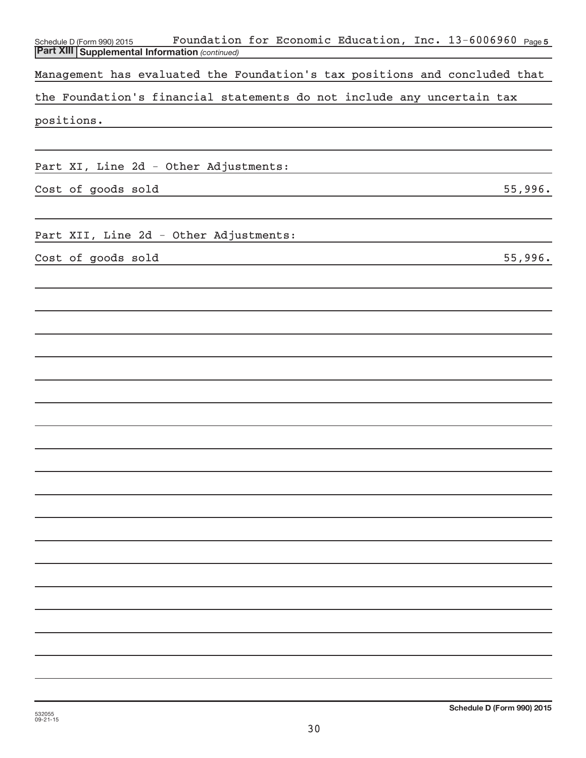Schedule D (Form 990) 2015 Foundation for Economic Education, Inc. 13-6006960 Page 5

**Part XIII Supplemental Information** *(continued)*

Management has evaluated the Foundation's tax positions and concluded that the Foundation's financial statements do not include any uncertain tax positions.

Part XI, Line 2d - Other Adjustments:

| | |
|---|---|
| Cost of goods sold | 55,996. |

Part XII, Line 2d - Other Adjustments:

| | |
|---|---|
| Cost of goods sold | 55,996. |

532055 09-21-15

**Schedule D (Form 990) 2015**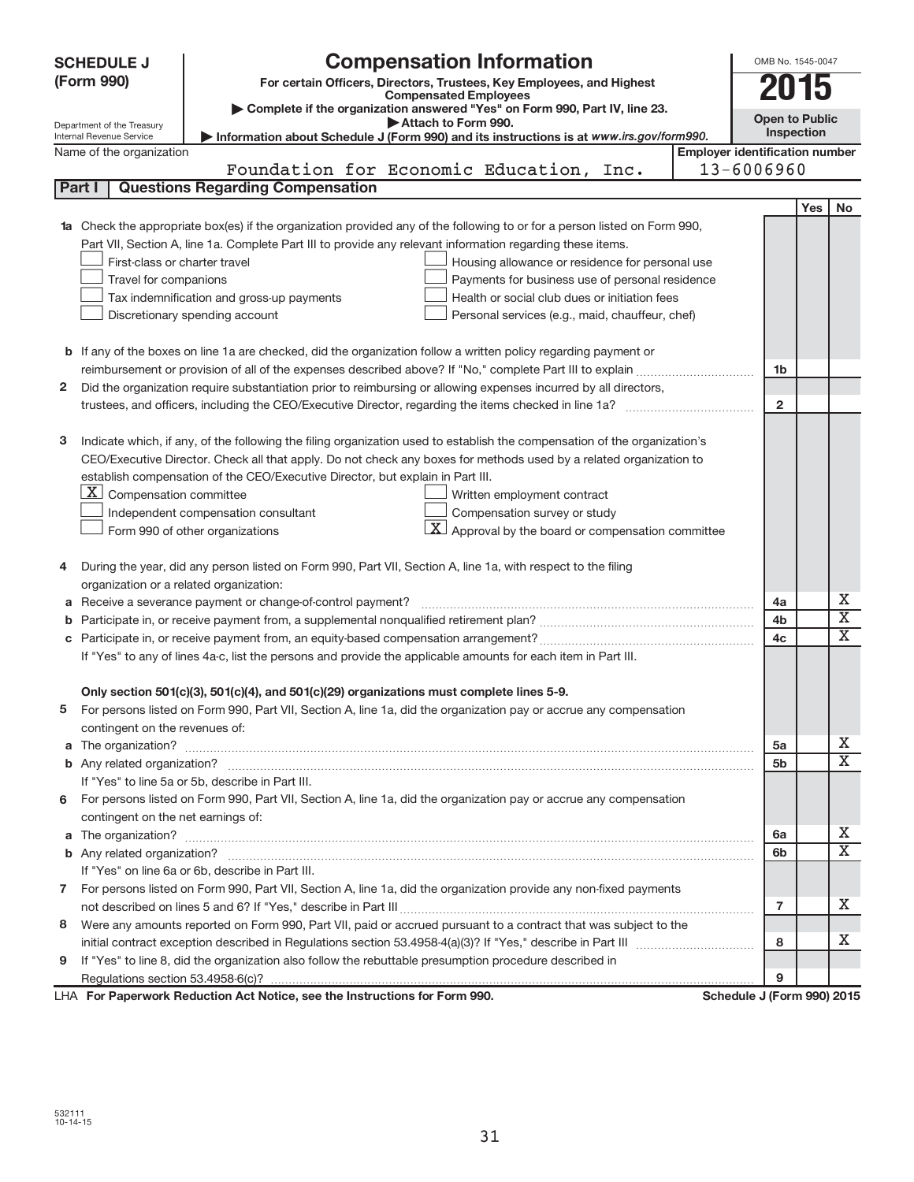**SCHEDULE J (Form 990)**

# Compensation Information

**For certain Officers, Directors, Trustees, Key Employees, and Highest Compensated Employees**

▶ Complete if the organization answered "Yes" on Form 990, Part IV, line 23.

▶ Attach to Form 990.

▶ Information about Schedule J (Form 990) and its instructions is at *www.irs.gov/form990.*

Department of the Treasury
Internal Revenue Service

OMB No. 1545-0047

**2015**

**Open to Public Inspection**

Name of the organization: Foundation for Economic Education, Inc.

**Employer identification number:** 13-6006960

## Part I Questions Regarding Compensation

| | | | Yes | No |
|---|---|---|---|---|
| **1a** | Check the appropriate box(es) if the organization provided any of the following to or for a person listed on Form 990, Part VII, Section A, line 1a. Complete Part III to provide any relevant information regarding these items.<br>☐ First-class or charter travel ☐ Housing allowance or residence for personal use<br>☐ Travel for companions ☐ Payments for business use of personal residence<br>☐ Tax indemnification and gross-up payments ☐ Health or social club dues or initiation fees<br>☐ Discretionary spending account ☐ Personal services (e.g., maid, chauffeur, chef) | | | |
| **b** | If any of the boxes on line 1a are checked, did the organization follow a written policy regarding payment or reimbursement or provision of all of the expenses described above? If "No," complete Part III to explain | 1b | | |
| **2** | Did the organization require substantiation prior to reimbursing or allowing expenses incurred by all directors, trustees, and officers, including the CEO/Executive Director, regarding the items checked in line 1a? | 2 | | |
| **3** | Indicate which, if any, of the following the filing organization used to establish the compensation of the organization's CEO/Executive Director. Check all that apply. Do not check any boxes for methods used by a related organization to establish compensation of the CEO/Executive Director, but explain in Part III.<br>☒ Compensation committee ☐ Written employment contract<br>☐ Independent compensation consultant ☐ Compensation survey or study<br>☐ Form 990 of other organizations ☒ Approval by the board or compensation committee | | | |
| **4** | During the year, did any person listed on Form 990, Part VII, Section A, line 1a, with respect to the filing organization or a related organization: | | | |
| **a** | Receive a severance payment or change-of-control payment? | 4a | | X |
| **b** | Participate in, or receive payment from, a supplemental nonqualified retirement plan? | 4b | | X |
| **c** | Participate in, or receive payment from, an equity-based compensation arrangement? | 4c | | X |
| | If "Yes" to any of lines 4a-c, list the persons and provide the applicable amounts for each item in Part III. | | | |
| | **Only section 501(c)(3), 501(c)(4), and 501(c)(29) organizations must complete lines 5-9.** | | | |
| **5** | For persons listed on Form 990, Part VII, Section A, line 1a, did the organization pay or accrue any compensation contingent on the revenues of: | | | |
| **a** | The organization? | 5a | | X |
| **b** | Any related organization? | 5b | | X |
| | If "Yes" to line 5a or 5b, describe in Part III. | | | |
| **6** | For persons listed on Form 990, Part VII, Section A, line 1a, did the organization pay or accrue any compensation contingent on the net earnings of: | | | |
| **a** | The organization? | 6a | | X |
| **b** | Any related organization? | 6b | | X |
| | If "Yes" on line 6a or 6b, describe in Part III. | | | |
| **7** | For persons listed on Form 990, Part VII, Section A, line 1a, did the organization provide any non-fixed payments not described on lines 5 and 6? If "Yes," describe in Part III | 7 | | X |
| **8** | Were any amounts reported on Form 990, Part VII, paid or accrued pursuant to a contract that was subject to the initial contract exception described in Regulations section 53.4958-4(a)(3)? If "Yes," describe in Part III | 8 | | X |
| **9** | If "Yes" to line 8, did the organization also follow the rebuttable presumption procedure described in Regulations section 53.4958-6(c)? | 9 | | |

LHA **For Paperwork Reduction Act Notice, see the Instructions for Form 990.** **Schedule J (Form 990) 2015**

532111
10-14-15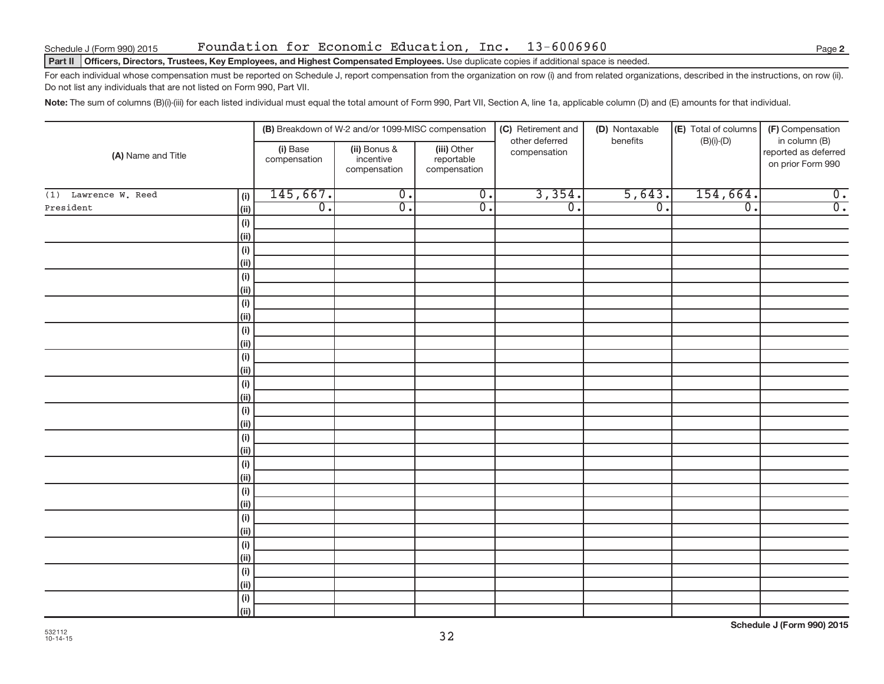Schedule J (Form 990) 2015 Foundation for Economic Education, Inc. 13-6006960

**Part II | Officers, Directors, Trustees, Key Employees, and Highest Compensated Employees.** Use duplicate copies if additional space is needed.

For each individual whose compensation must be reported on Schedule J, report compensation from the organization on row (i) and from related organizations, described in the instructions, on row (ii). Do not list any individuals that are not listed on Form 990, Part VII.

**Note:** The sum of columns (B)(i)-(iii) for each listed individual must equal the total amount of Form 990, Part VII, Section A, line 1a, applicable column (D) and (E) amounts for that individual.

| (A) Name and Title | | (B) Breakdown of W-2 and/or 1099-MISC compensation | | | (C) Retirement and other deferred compensation | (D) Nontaxable benefits | (E) Total of columns (B)(i)-(D) | (F) Compensation in column (B) reported as deferred on prior Form 990 |
|---|---|---|---|---|---|---|---|---|
| | | (i) Base compensation | (ii) Bonus & incentive compensation | (iii) Other reportable compensation | | | | |
| (1) Lawrence W. Reed | (i) | 145,667. | 0. | 0. | 3,354. | 5,643. | 154,664. | 0. |
| President | (ii) | 0. | 0. | 0. | 0. | 0. | 0. | 0. |
| | (i) | | | | | | | |
| | (ii) | | | | | | | |
| | (i) | | | | | | | |
| | (ii) | | | | | | | |
| | (i) | | | | | | | |
| | (ii) | | | | | | | |
| | (i) | | | | | | | |
| | (ii) | | | | | | | |
| | (i) | | | | | | | |
| | (ii) | | | | | | | |
| | (i) | | | | | | | |
| | (ii) | | | | | | | |
| | (i) | | | | | | | |
| | (ii) | | | | | | | |
| | (i) | | | | | | | |
| | (ii) | | | | | | | |
| | (i) | | | | | | | |
| | (ii) | | | | | | | |
| | (i) | | | | | | | |
| | (ii) | | | | | | | |
| | (i) | | | | | | | |
| | (ii) | | | | | | | |
| | (i) | | | | | | | |
| | (ii) | | | | | | | |
| | (i) | | | | | | | |
| | (ii) | | | | | | | |
| | (i) | | | | | | | |
| | (ii) | | | | | | | |
| | (i) | | | | | | | |
| | (ii) | | | | | | | |

532112 10-14-15

**Schedule J (Form 990) 2015**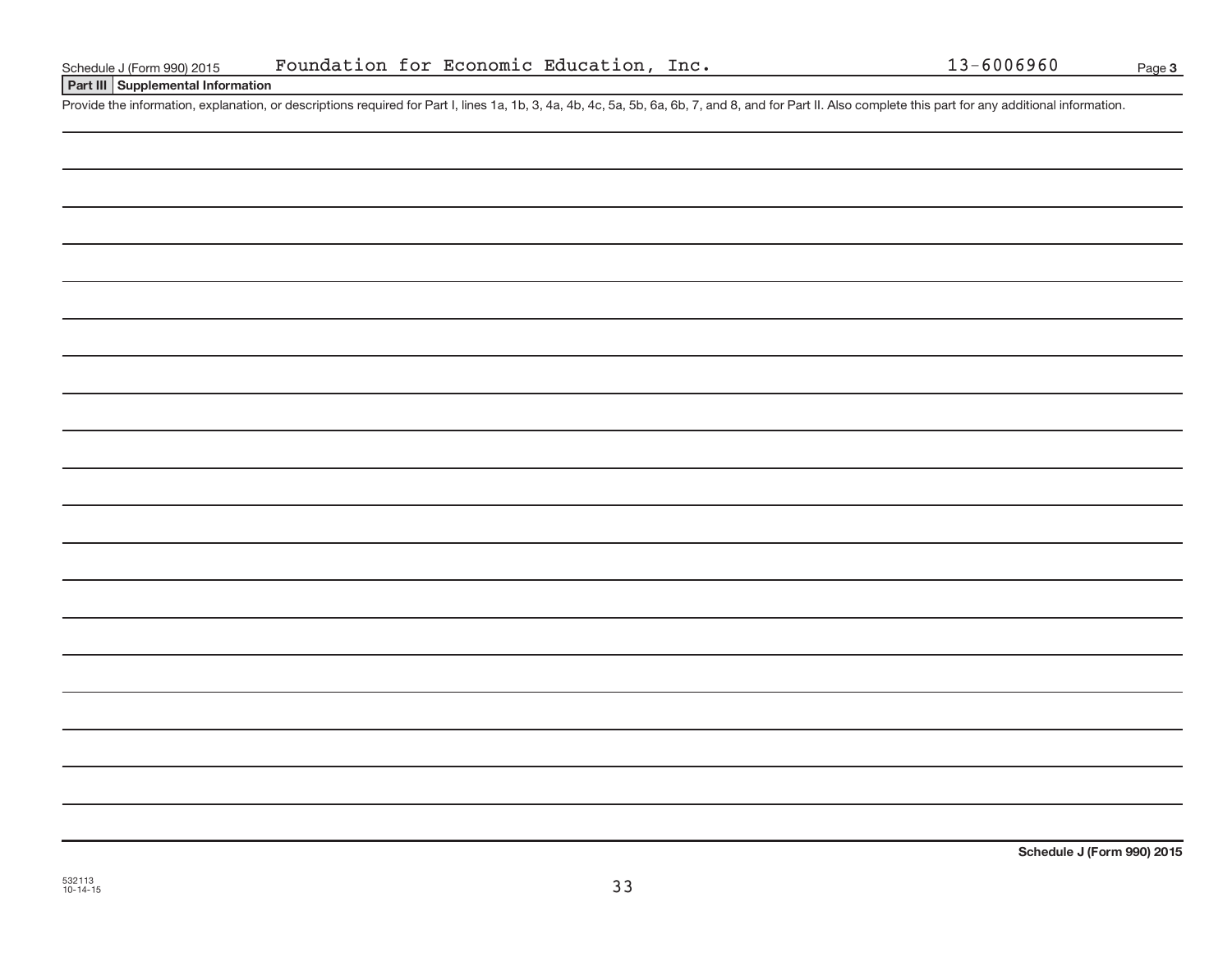Schedule J (Form 990) 2015 Foundation for Economic Education, Inc. 13-6006960

## Part III Supplemental Information

Provide the information, explanation, or descriptions required for Part I, lines 1a, 1b, 3, 4a, 4b, 4c, 5a, 5b, 6a, 6b, 7, and 8, and for Part II. Also complete this part for any additional information.

532113
10-14-15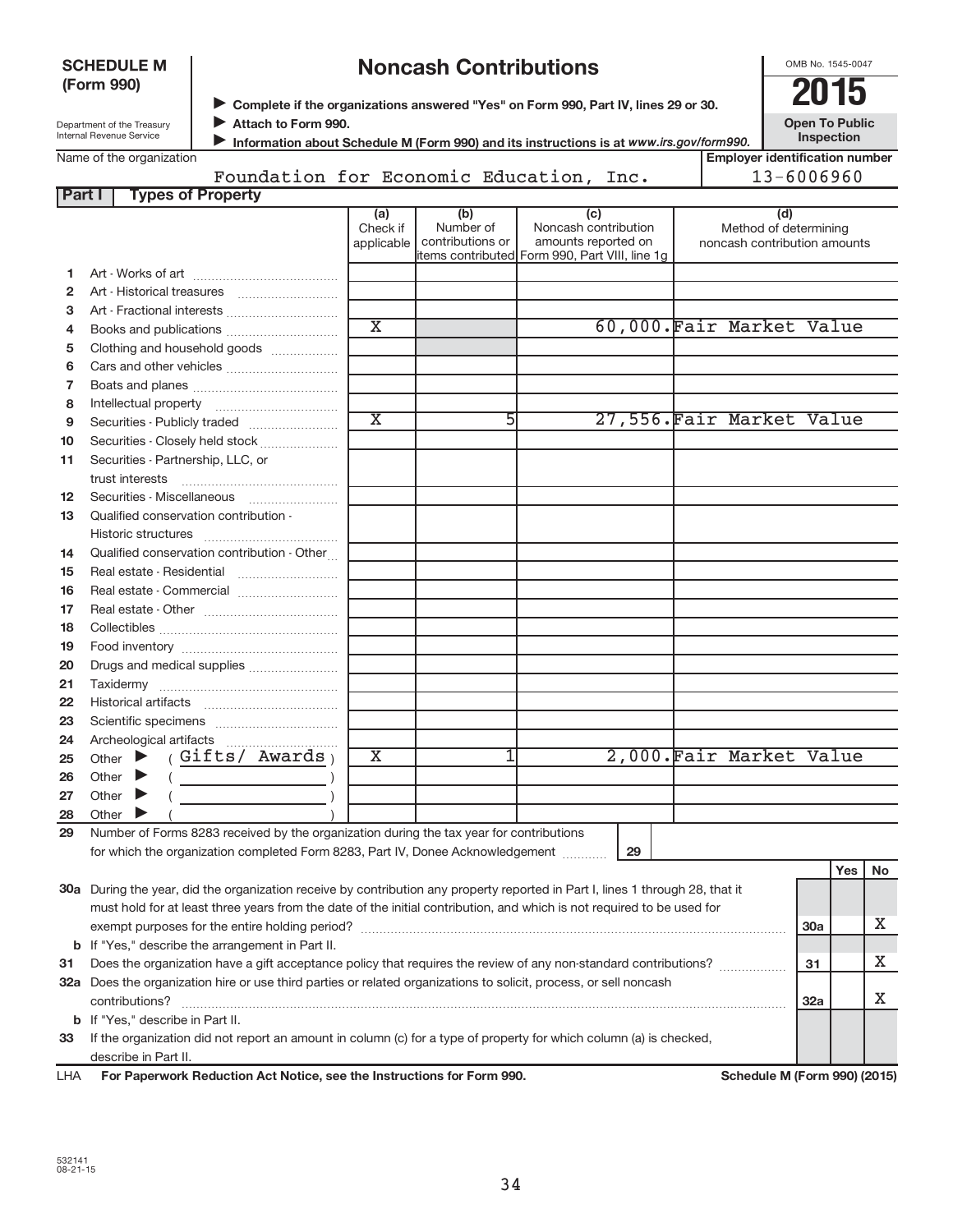**SCHEDULE M (Form 990)**

Department of the Treasury
Internal Revenue Service

# Noncash Contributions

▶ Complete if the organizations answered "Yes" on Form 990, Part IV, lines 29 or 30.
▶ Attach to Form 990.
▶ Information about Schedule M (Form 990) and its instructions is at *www.irs.gov/form990.*

OMB No. 1545-0047

**2015**

**Open To Public Inspection**

Name of the organization: Foundation for Economic Education, Inc.

Employer identification number: 13-6006960

**Part I Types of Property**

| | | (a) Check if applicable | (b) Number of contributions or items contributed | (c) Noncash contribution amounts reported on Form 990, Part VIII, line 1g | (d) Method of determining noncash contribution amounts |
|---|---|---|---|---|---|
| 1 | Art - Works of art | | | | |
| 2 | Art - Historical treasures | | | | |
| 3 | Art - Fractional interests | | | | |
| 4 | Books and publications | X | | 60,000. | Fair Market Value |
| 5 | Clothing and household goods | | | | |
| 6 | Cars and other vehicles | | | | |
| 7 | Boats and planes | | | | |
| 8 | Intellectual property | | | | |
| 9 | Securities - Publicly traded | X | 5 | 27,556. | Fair Market Value |
| 10 | Securities - Closely held stock | | | | |
| 11 | Securities - Partnership, LLC, or trust interests | | | | |
| 12 | Securities - Miscellaneous | | | | |
| 13 | Qualified conservation contribution - Historic structures | | | | |
| 14 | Qualified conservation contribution - Other | | | | |
| 15 | Real estate - Residential | | | | |
| 16 | Real estate - Commercial | | | | |
| 17 | Real estate - Other | | | | |
| 18 | Collectibles | | | | |
| 19 | Food inventory | | | | |
| 20 | Drugs and medical supplies | | | | |
| 21 | Taxidermy | | | | |
| 22 | Historical artifacts | | | | |
| 23 | Scientific specimens | | | | |
| 24 | Archeological artifacts | | | | |
| 25 | Other ▶ ( Gifts/ Awards ) | X | 1 | 2,000. | Fair Market Value |
| 26 | Other ▶ ( ) | | | | |
| 27 | Other ▶ ( ) | | | | |
| 28 | Other ▶ ( ) | | | | |

29 Number of Forms 8283 received by the organization during the tax year for contributions for which the organization completed Form 8283, Part IV, Donee Acknowledgement ..... **29**

| | | | Yes | No |
|---|---|---|---|---|
| 30a | During the year, did the organization receive by contribution any property reported in Part I, lines 1 through 28, that it must hold for at least three years from the date of the initial contribution, and which is not required to be used for exempt purposes for the entire holding period? | 30a | | X |
| b | If "Yes," describe the arrangement in Part II. | | | |
| 31 | Does the organization have a gift acceptance policy that requires the review of any non-standard contributions? | 31 | | X |
| 32a | Does the organization hire or use third parties or related organizations to solicit, process, or sell noncash contributions? | 32a | | X |
| b | If "Yes," describe in Part II. | | | |
| 33 | If the organization did not report an amount in column (c) for a type of property for which column (a) is checked, describe in Part II. | | | |

LHA For Paperwork Reduction Act Notice, see the Instructions for Form 990. Schedule M (Form 990) (2015)

532141
08-21-15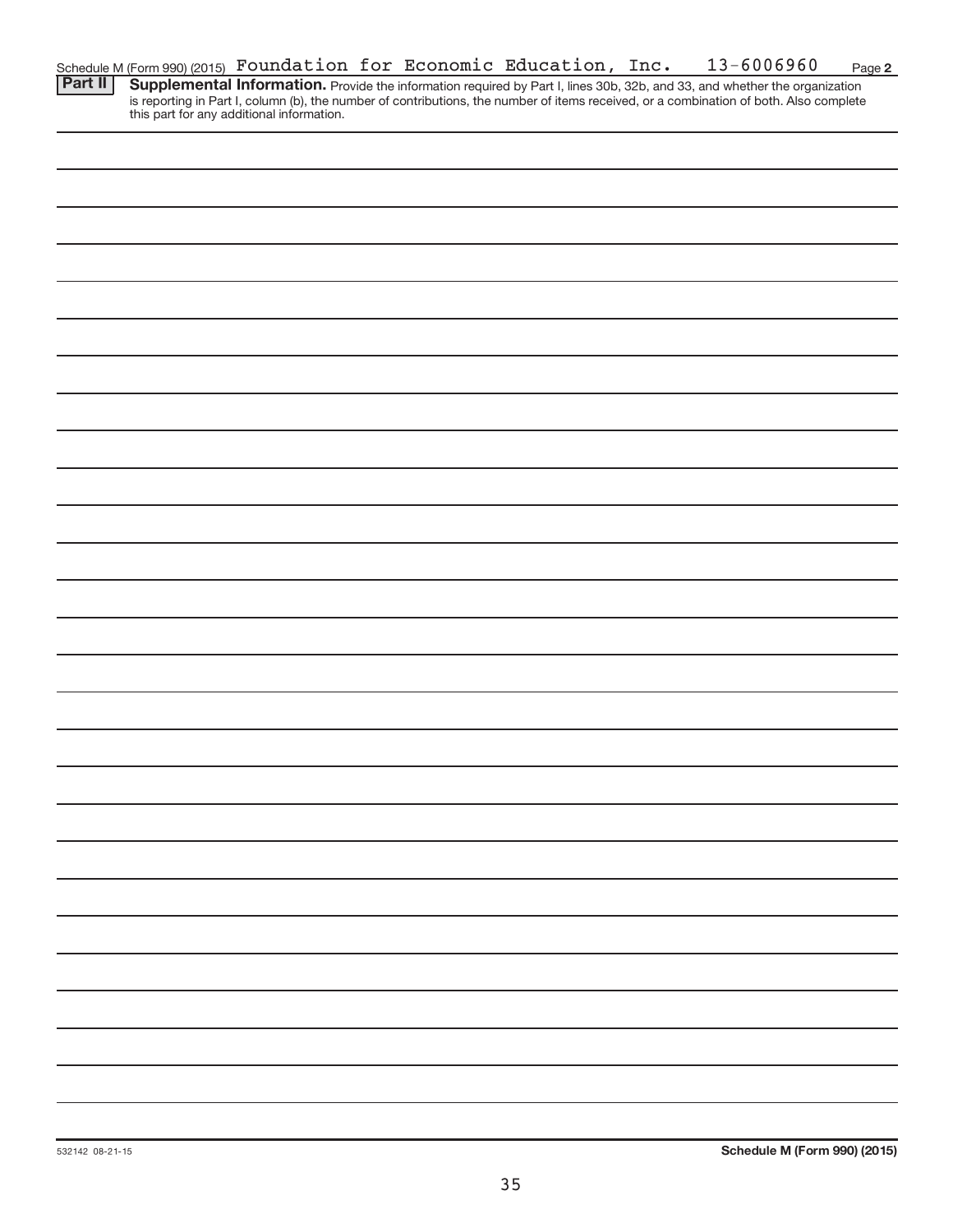Schedule M (Form 990) (2015) Foundation for Economic Education, Inc. 13-6006960 Page **2**

**Part II** **Supplemental Information.** Provide the information required by Part I, lines 30b, 32b, and 33, and whether the organization is reporting in Part I, column (b), the number of contributions, the number of items received, or a combination of both. Also complete this part for any additional information.

532142 08-21-15 **Schedule M (Form 990) (2015)**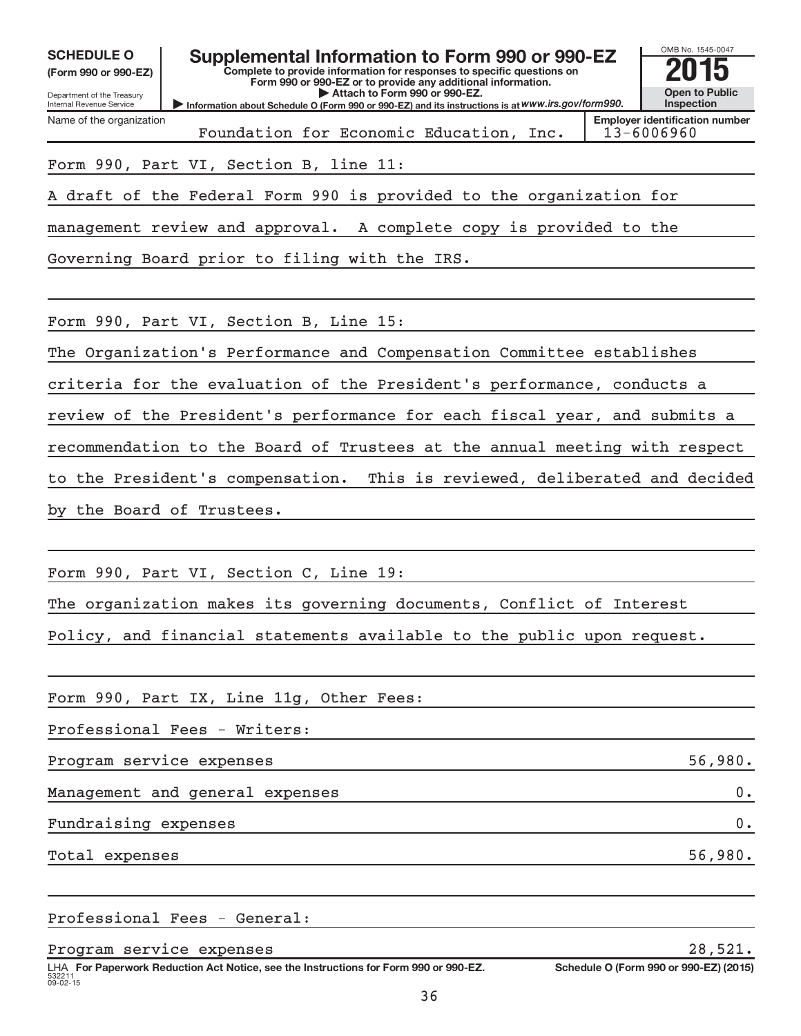**SCHEDULE O**
**(Form 990 or 990-EZ)**

Department of the Treasury
Internal Revenue Service

# Supplemental Information to Form 990 or 990-EZ

**Complete to provide information for responses to specific questions on Form 990 or 990-EZ or to provide any additional information.**
**▶ Attach to Form 990 or 990-EZ.**
**▶ Information about Schedule O (Form 990 or 990-EZ) and its instructions is at** *www.irs.gov/form990.*

OMB No. 1545-0047
**2015**
**Open to Public Inspection**

Name of the organization: Foundation for Economic Education, Inc.
**Employer identification number**: 13-6006960

Form 990, Part VI, Section B, line 11:

A draft of the Federal Form 990 is provided to the organization for management review and approval. A complete copy is provided to the Governing Board prior to filing with the IRS.

Form 990, Part VI, Section B, Line 15:

The Organization's Performance and Compensation Committee establishes criteria for the evaluation of the President's performance, conducts a review of the President's performance for each fiscal year, and submits a recommendation to the Board of Trustees at the annual meeting with respect to the President's compensation. This is reviewed, deliberated and decided by the Board of Trustees.

Form 990, Part VI, Section C, Line 19:

The organization makes its governing documents, Conflict of Interest Policy, and financial statements available to the public upon request.

Form 990, Part IX, Line 11g, Other Fees:

Professional Fees - Writers:

| | |
|---|---|
| Program service expenses | 56,980. |
| Management and general expenses | 0. |
| Fundraising expenses | 0. |
| Total expenses | 56,980. |

Professional Fees - General:

| | |
|---|---|
| Program service expenses | 28,521. |

LHA **For Paperwork Reduction Act Notice, see the Instructions for Form 990 or 990-EZ.**
532211
09-02-15

**Schedule O (Form 990 or 990-EZ) (2015)**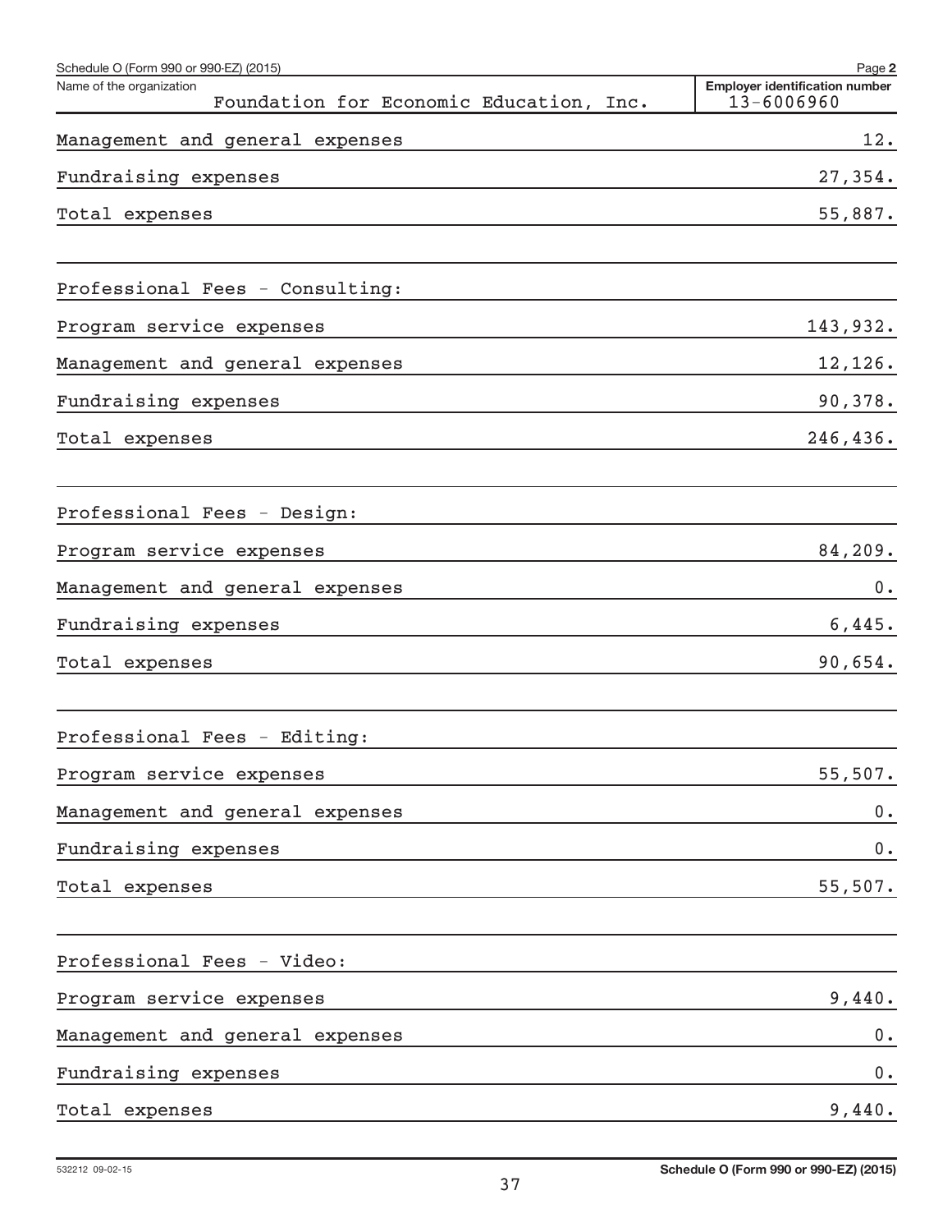Schedule O (Form 990 or 990-EZ) (2015)

| Name of the organization | Employer identification number |
|---|---|
| Foundation for Economic Education, Inc. | 13-6006960 |

| | |
|---|---|
| Management and general expenses | 12. |
| Fundraising expenses | 27,354. |
| Total expenses | 55,887. |

Professional Fees - Consulting:

| | |
|---|---|
| Program service expenses | 143,932. |
| Management and general expenses | 12,126. |
| Fundraising expenses | 90,378. |
| Total expenses | 246,436. |

Professional Fees - Design:

| | |
|---|---|
| Program service expenses | 84,209. |
| Management and general expenses | 0. |
| Fundraising expenses | 6,445. |
| Total expenses | 90,654. |

Professional Fees - Editing:

| | |
|---|---|
| Program service expenses | 55,507. |
| Management and general expenses | 0. |
| Fundraising expenses | 0. |
| Total expenses | 55,507. |

Professional Fees - Video:

| | |
|---|---|
| Program service expenses | 9,440. |
| Management and general expenses | 0. |
| Fundraising expenses | 0. |
| Total expenses | 9,440. |

532212 09-02-15

Schedule O (Form 990 or 990-EZ) (2015)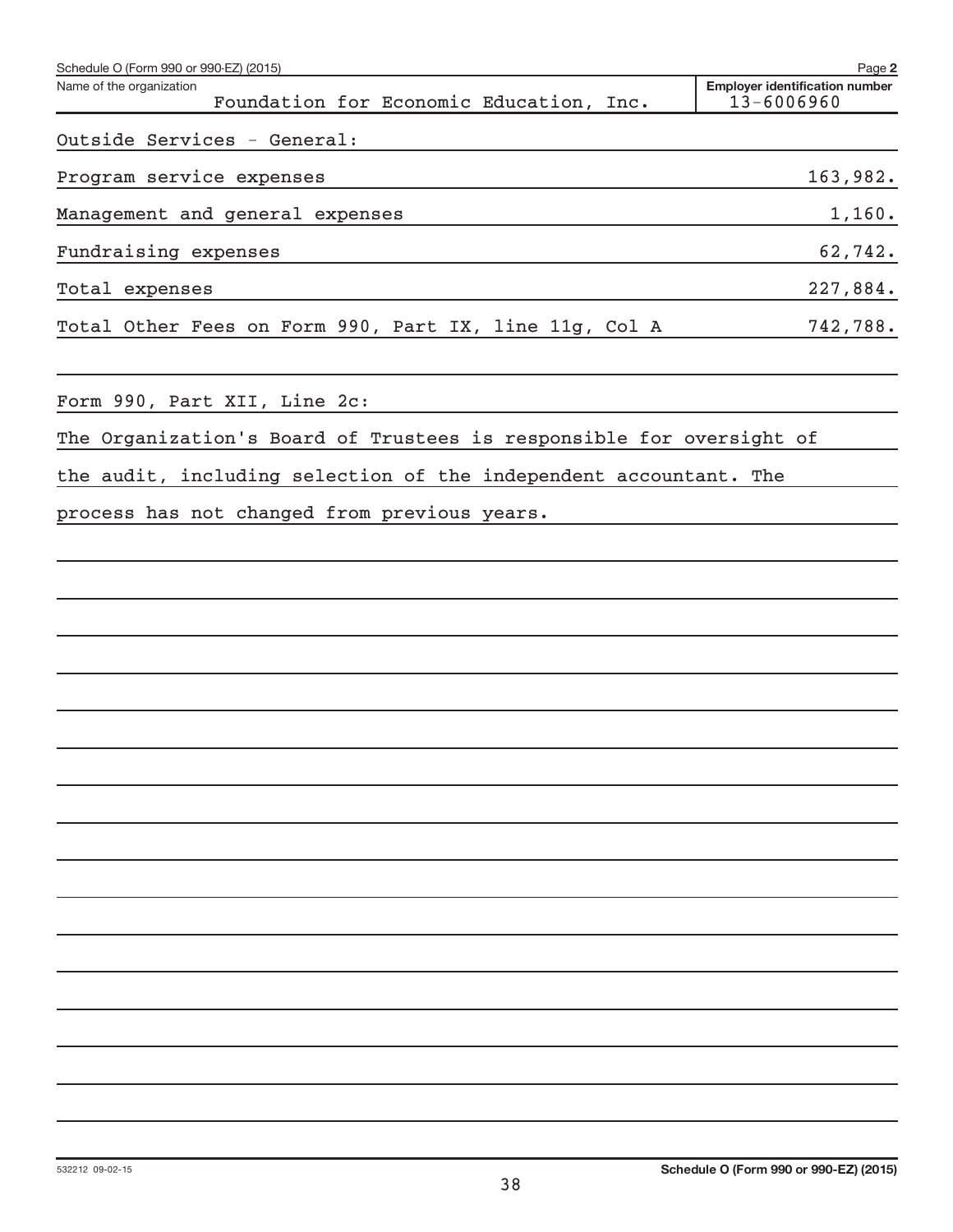Schedule O (Form 990 or 990-EZ) (2015) Page 2

Name of the organization: Foundation for Economic Education, Inc.

Employer identification number: 13-6006960

Outside Services - General:

| | |
|---|---|
| Program service expenses | 163,982. |
| Management and general expenses | 1,160. |
| Fundraising expenses | 62,742. |
| Total expenses | 227,884. |
| Total Other Fees on Form 990, Part IX, line 11g, Col A | 742,788. |

Form 990, Part XII, Line 2c:

The Organization's Board of Trustees is responsible for oversight of the audit, including selection of the independent accountant. The process has not changed from previous years.

532212 09-02-15

Schedule O (Form 990 or 990-EZ) (2015)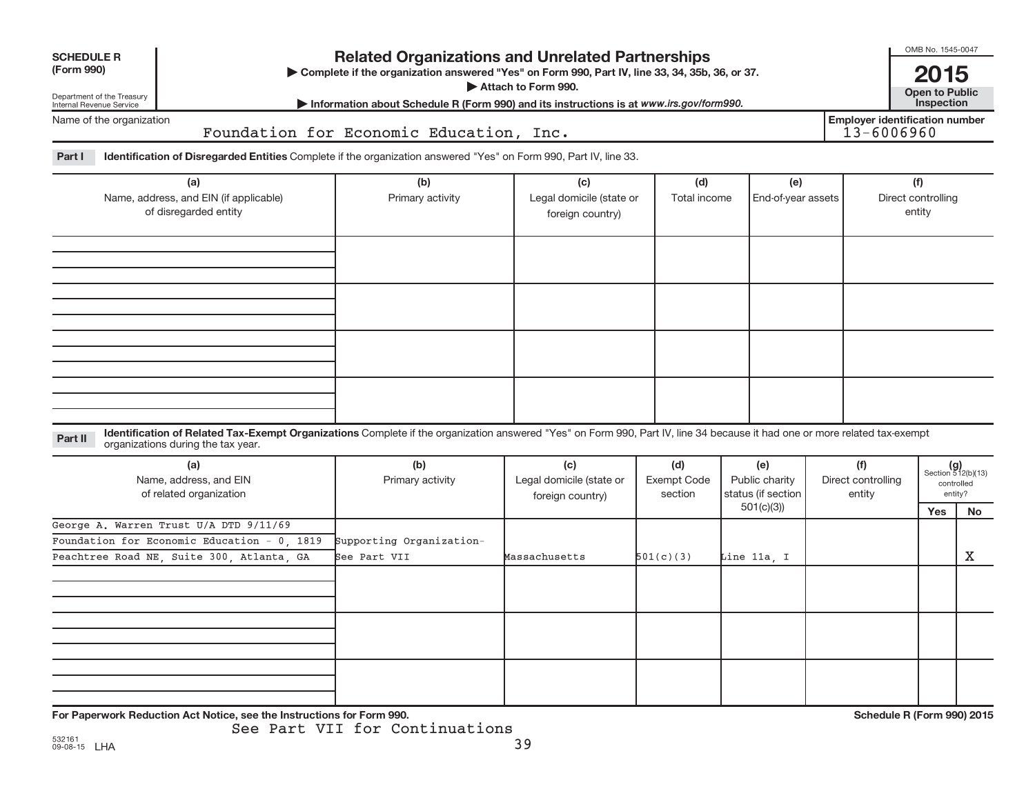**SCHEDULE R (Form 990)**

Department of the Treasury
Internal Revenue Service

# Related Organizations and Unrelated Partnerships

▶ Complete if the organization answered "Yes" on Form 990, Part IV, line 33, 34, 35b, 36, or 37.
▶ Attach to Form 990.
▶ Information about Schedule R (Form 990) and its instructions is at *www.irs.gov/form990.*

OMB No. 1545-0047

**2015**

**Open to Public Inspection**

Name of the organization: Foundation for Economic Education, Inc.

**Employer identification number:** 13-6006960

**Part I** **Identification of Disregarded Entities** Complete if the organization answered "Yes" on Form 990, Part IV, line 33.

| (a) Name, address, and EIN (if applicable) of disregarded entity | (b) Primary activity | (c) Legal domicile (state or foreign country) | (d) Total income | (e) End-of-year assets | (f) Direct controlling entity |
|---|---|---|---|---|---|
| | | | | | |
| | | | | | |
| | | | | | |
| | | | | | |

**Part II** **Identification of Related Tax-Exempt Organizations** Complete if the organization answered "Yes" on Form 990, Part IV, line 34 because it had one or more related tax-exempt organizations during the tax year.

| (a) Name, address, and EIN of related organization | (b) Primary activity | (c) Legal domicile (state or foreign country) | (d) Exempt Code section | (e) Public charity status (if section 501(c)(3)) | (f) Direct controlling entity | (g) Section 512(b)(13) controlled entity? Yes | No |
|---|---|---|---|---|---|---|---|
| George A. Warren Trust U/A DTD 9/11/69 Foundation for Economic Education - 0, 1819 Peachtree Road NE, Suite 300, Atlanta, GA | Supporting Organization- See Part VII | Massachusetts | 501(c)(3) | Line 11a, I | | | X |
| | | | | | | | |
| | | | | | | | |
| | | | | | | | |

**For Paperwork Reduction Act Notice, see the Instructions for Form 990.**

**Schedule R (Form 990) 2015**

See Part VII for Continuations

532161 09-08-15 LHA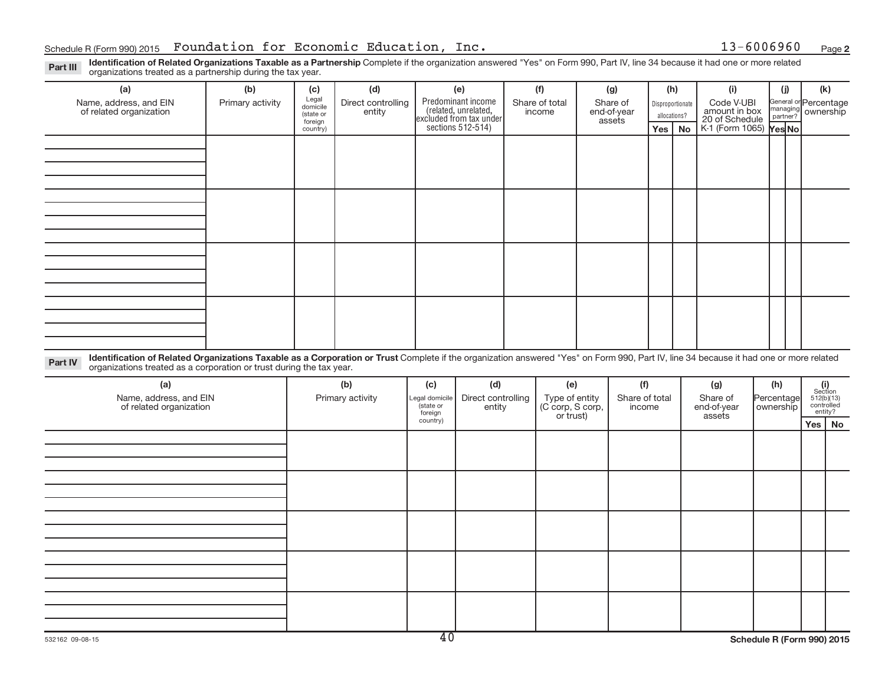Schedule R (Form 990) 2015 Foundation for Economic Education, Inc. 13-6006960 Page **2**

**Part III** **Identification of Related Organizations Taxable as a Partnership** Complete if the organization answered "Yes" on Form 990, Part IV, line 34 because it had one or more related organizations treated as a partnership during the tax year.

| (a) Name, address, and EIN of related organization | (b) Primary activity | (c) Legal domicile (state or foreign country) | (d) Direct controlling entity | (e) Predominant income (related, unrelated, excluded from tax under sections 512-514) | (f) Share of total income | (g) Share of end-of-year assets | (h) Disproportionate allocations? | | (i) Code V-UBI amount in box 20 of Schedule K-1 (Form 1065) | (j) General or managing partner? | | (k) Percentage ownership |
|---|---|---|---|---|---|---|---|---|---|---|---|---|
| | | | | | | | Yes | No | | Yes | No | |
| | | | | | | | | | | | | |
| | | | | | | | | | | | | |
| | | | | | | | | | | | | |
| | | | | | | | | | | | | |

**Part IV** **Identification of Related Organizations Taxable as a Corporation or Trust** Complete if the organization answered "Yes" on Form 990, Part IV, line 34 because it had one or more related organizations treated as a corporation or trust during the tax year.

| (a) Name, address, and EIN of related organization | (b) Primary activity | (c) Legal domicile (state or foreign country) | (d) Direct controlling entity | (e) Type of entity (C corp, S corp, or trust) | (f) Share of total income | (g) Share of end-of-year assets | (h) Percentage ownership | (i) Section 512(b)(13) controlled entity? | |
|---|---|---|---|---|---|---|---|---|---|
| | | | | | | | | Yes | No |
| | | | | | | | | | |
| | | | | | | | | | |
| | | | | | | | | | |
| | | | | | | | | | |
| | | | | | | | | | |

532162 09-08-15 Schedule R (Form 990) 2015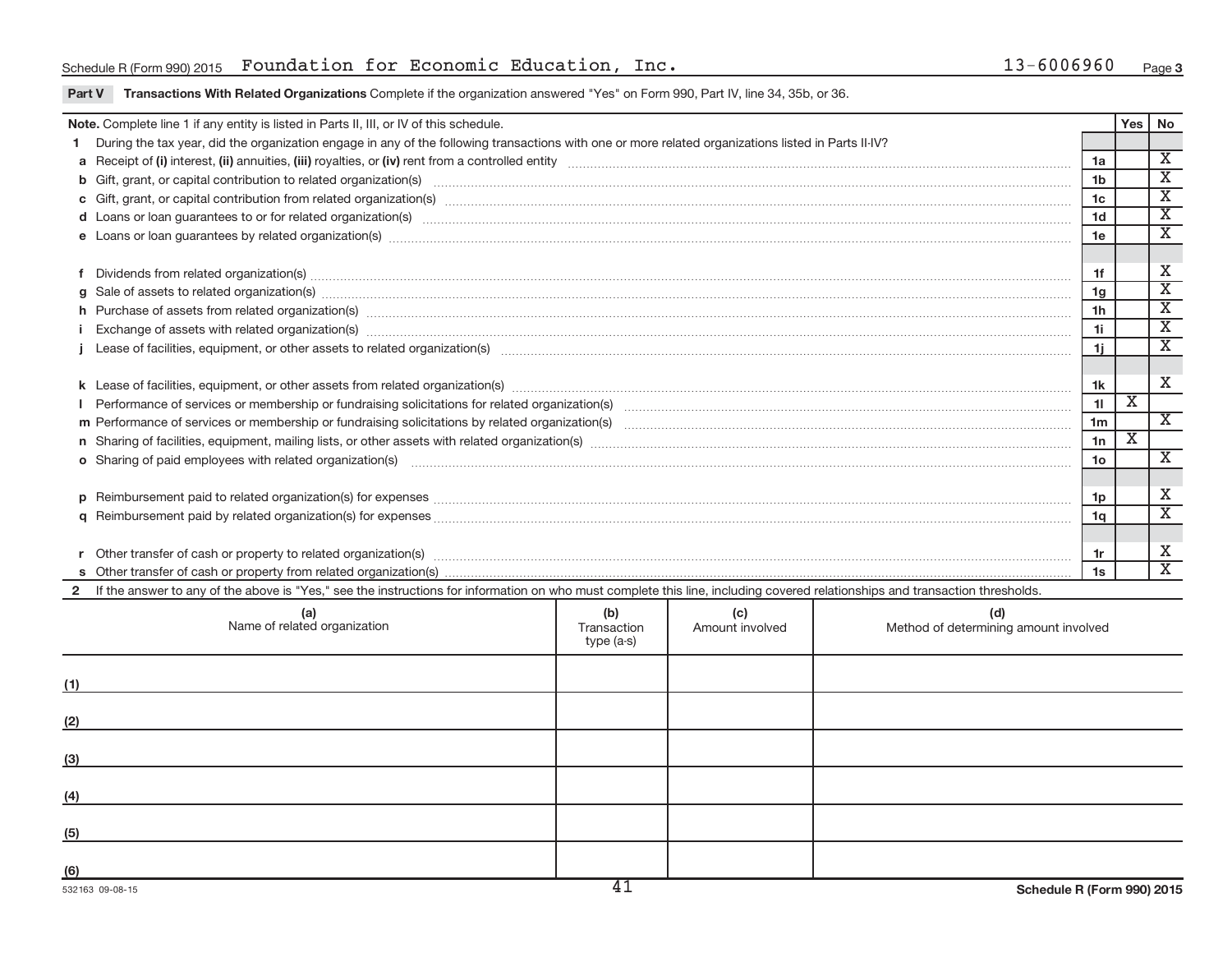Schedule R (Form 990) 2015 Foundation for Economic Education, Inc. 13-6006960 Page 3

**Part V Transactions With Related Organizations** Complete if the organization answered "Yes" on Form 990, Part IV, line 34, 35b, or 36.

| Note. Complete line 1 if any entity is listed in Parts II, III, or IV of this schedule. | | Yes | No |
|---|---|---|---|
| **1** During the tax year, did the organization engage in any of the following transactions with one or more related organizations listed in Parts II-IV? | | | |
| **a** Receipt of **(i)** interest, **(ii)** annuities, **(iii)** royalties, or **(iv)** rent from a controlled entity | 1a | | X |
| **b** Gift, grant, or capital contribution to related organization(s) | 1b | | X |
| **c** Gift, grant, or capital contribution from related organization(s) | 1c | | X |
| **d** Loans or loan guarantees to or for related organization(s) | 1d | | X |
| **e** Loans or loan guarantees by related organization(s) | 1e | | X |
| **f** Dividends from related organization(s) | 1f | | X |
| **g** Sale of assets to related organization(s) | 1g | | X |
| **h** Purchase of assets from related organization(s) | 1h | | X |
| **i** Exchange of assets with related organization(s) | 1i | | X |
| **j** Lease of facilities, equipment, or other assets to related organization(s) | 1j | | X |
| **k** Lease of facilities, equipment, or other assets from related organization(s) | 1k | | X |
| **l** Performance of services or membership or fundraising solicitations for related organization(s) | 1l | X | |
| **m** Performance of services or membership or fundraising solicitations by related organization(s) | 1m | | X |
| **n** Sharing of facilities, equipment, mailing lists, or other assets with related organization(s) | 1n | X | |
| **o** Sharing of paid employees with related organization(s) | 1o | | X |
| **p** Reimbursement paid to related organization(s) for expenses | 1p | | X |
| **q** Reimbursement paid by related organization(s) for expenses | 1q | | X |
| **r** Other transfer of cash or property to related organization(s) | 1r | | X |
| **s** Other transfer of cash or property from related organization(s) | 1s | | X |

**2** If the answer to any of the above is "Yes," see the instructions for information on who must complete this line, including covered relationships and transaction thresholds.

| | (a) Name of related organization | (b) Transaction type (a-s) | (c) Amount involved | (d) Method of determining amount involved |
|---|---|---|---|---|
| (1) | | | | |
| (2) | | | | |
| (3) | | | | |
| (4) | | | | |
| (5) | | | | |
| (6) | | | | |

532163 09-08-15 Schedule R (Form 990) 2015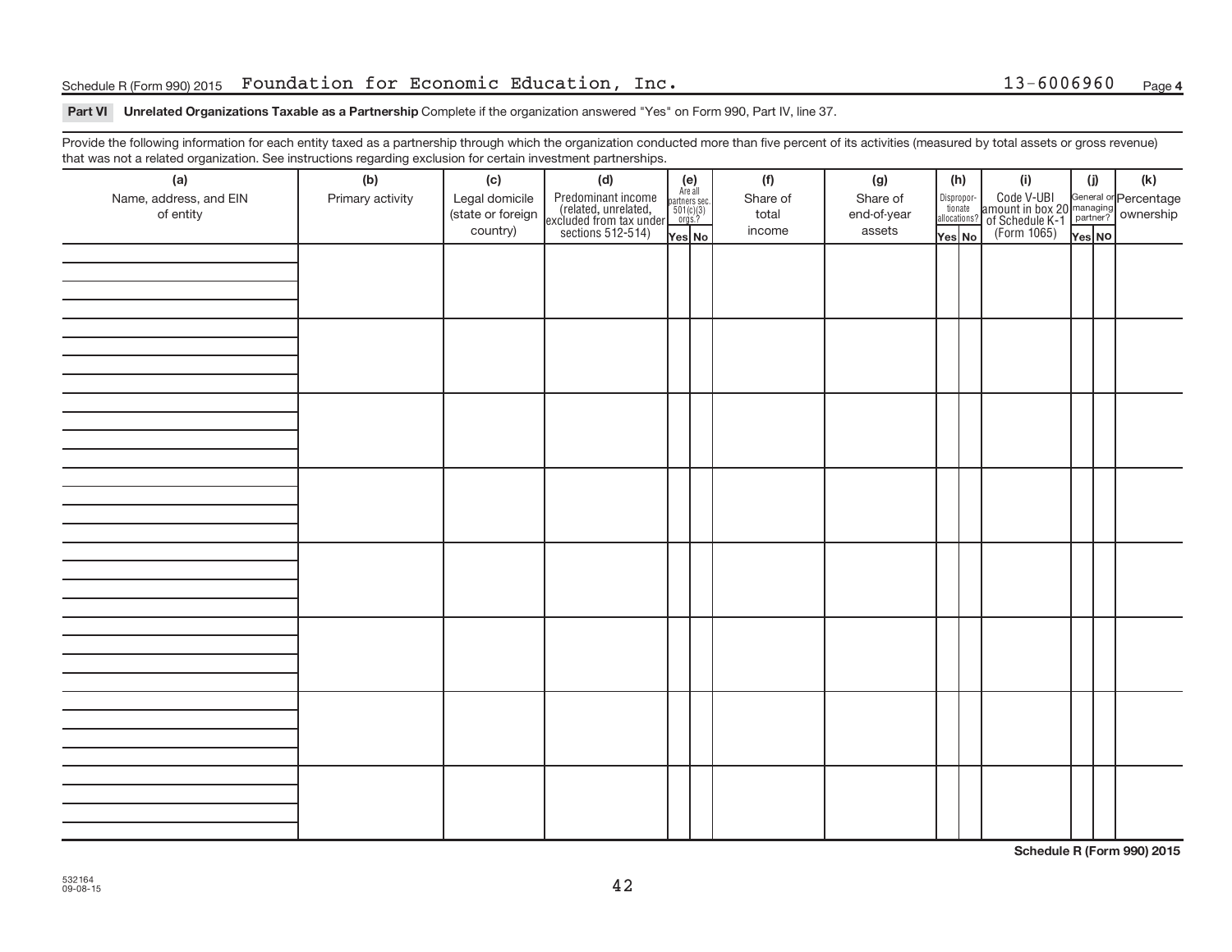Schedule R (Form 990) 2015 Foundation for Economic Education, Inc. 13-6006960

**Part VI Unrelated Organizations Taxable as a Partnership** Complete if the organization answered "Yes" on Form 990, Part IV, line 37.

Provide the following information for each entity taxed as a partnership through which the organization conducted more than five percent of its activities (measured by total assets or gross revenue) that was not a related organization. See instructions regarding exclusion for certain investment partnerships.

| (a) Name, address, and EIN of entity | (b) Primary activity | (c) Legal domicile (state or foreign country) | (d) Predominant income (related, unrelated, excluded from tax under sections 512-514) | (e) Are all partners sec. 501(c)(3) orgs.? | | (f) Share of total income | (g) Share of end-of-year assets | (h) Disproportionate allocations? | | (i) Code V-UBI amount in box 20 of Schedule K-1 (Form 1065) | (j) General or managing partner? | | (k) Percentage ownership |
|---|---|---|---|---|---|---|---|---|---|---|---|---|---|
| | | | | Yes | No | | | Yes | No | | Yes | No | |
| | | | | | | | | | | | | | |
| | | | | | | | | | | | | | |
| | | | | | | | | | | | | | |
| | | | | | | | | | | | | | |
| | | | | | | | | | | | | | |
| | | | | | | | | | | | | | |
| | | | | | | | | | | | | | |
| | | | | | | | | | | | | | |

**Schedule R (Form 990) 2015**

532164
09-08-15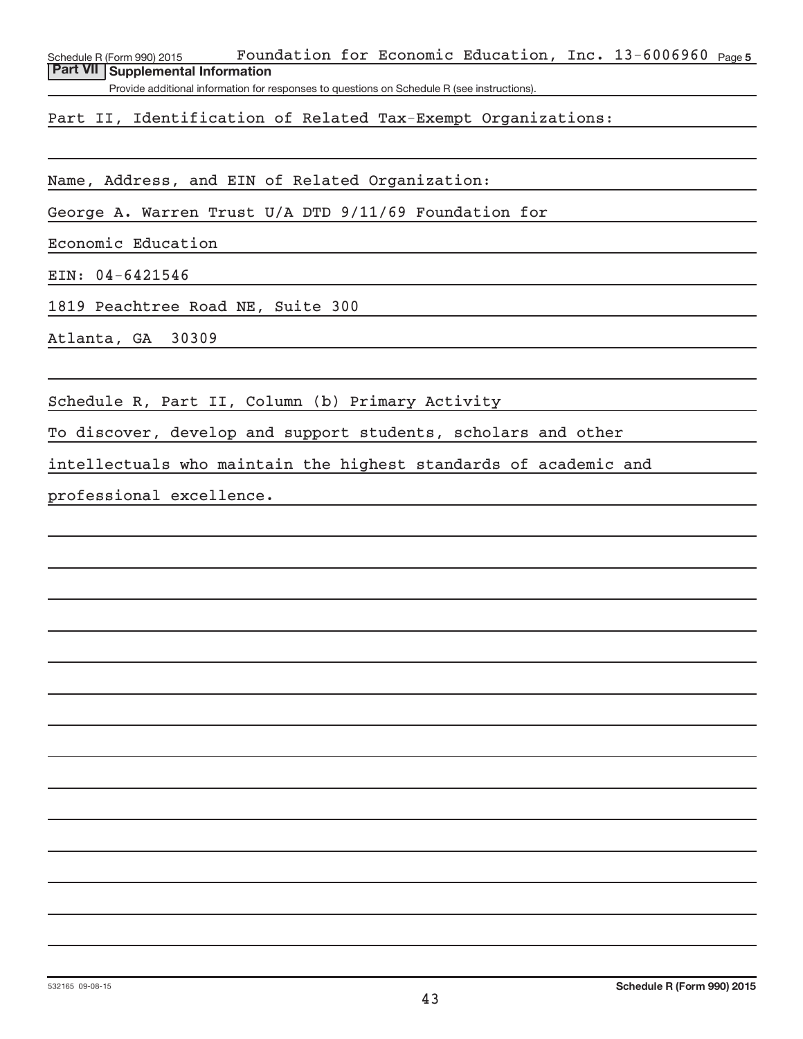Schedule R (Form 990) 2015 Foundation for Economic Education, Inc. 13-6006960 Page 5

**Part VII Supplemental Information**

Provide additional information for responses to questions on Schedule R (see instructions).

Part II, Identification of Related Tax-Exempt Organizations:

Name, Address, and EIN of Related Organization:

George A. Warren Trust U/A DTD 9/11/69 Foundation for Economic Education

EIN: 04-6421546

1819 Peachtree Road NE, Suite 300

Atlanta, GA 30309

Schedule R, Part II, Column (b) Primary Activity

To discover, develop and support students, scholars and other intellectuals who maintain the highest standards of academic and professional excellence.

532165 09-08-15

Schedule R (Form 990) 2015